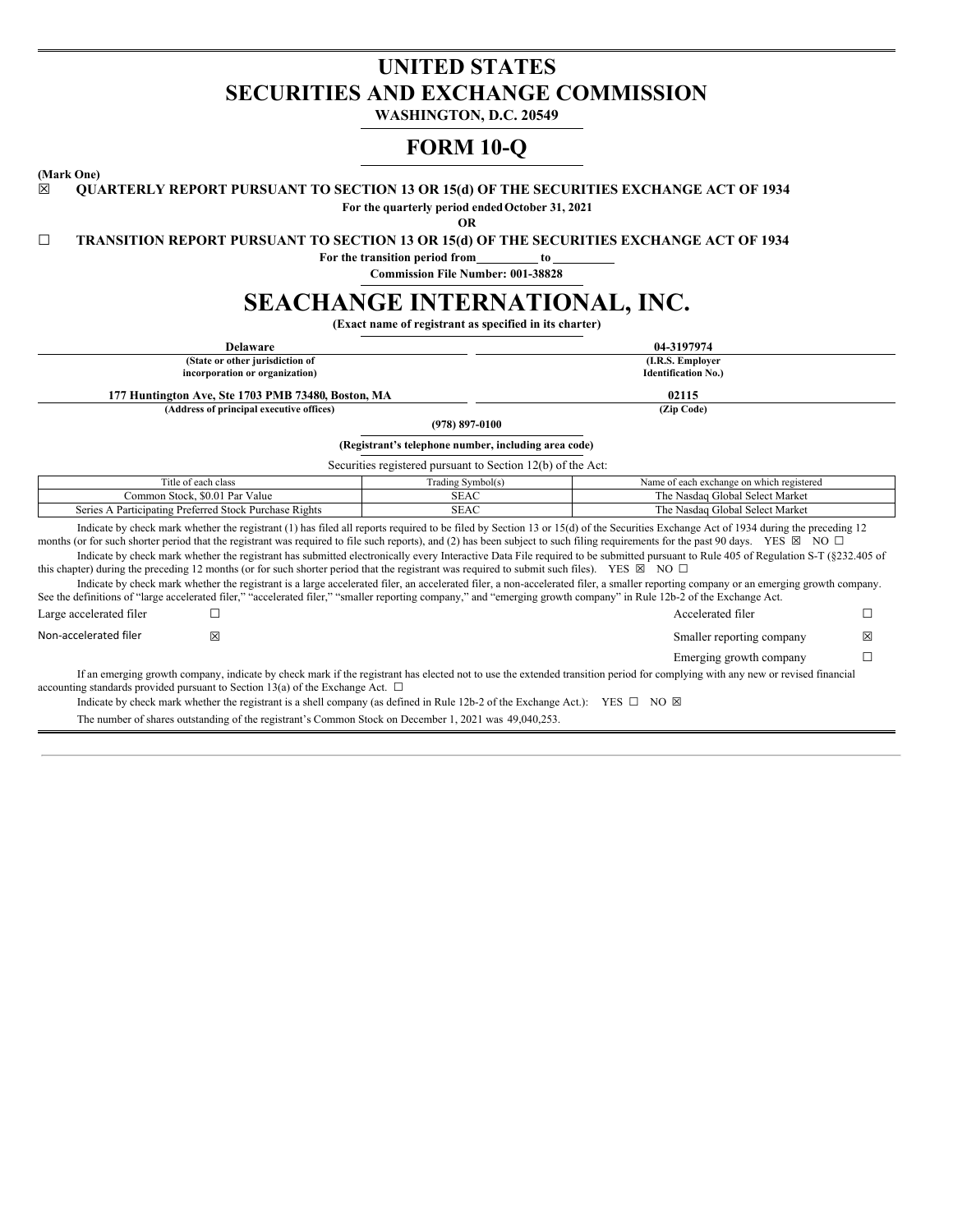# UNITED STATES
# SECURITIES AND EXCHANGE COMMISSION

**WASHINGTON, D.C. 20549**

# FORM 10-Q

**(Mark One)**

☒ **QUARTERLY REPORT PURSUANT TO SECTION 13 OR 15(d) OF THE SECURITIES EXCHANGE ACT OF 1934**

**For the quarterly period ended October 31, 2021**

**OR**

☐ **TRANSITION REPORT PURSUANT TO SECTION 13 OR 15(d) OF THE SECURITIES EXCHANGE ACT OF 1934**

**For the transition period from\_\_\_\_\_\_\_\_\_\_ to \_\_\_\_\_\_\_\_\_\_**

**Commission File Number: 001-38828**

# SEACHANGE INTERNATIONAL, INC.

**(Exact name of registrant as specified in its charter)**

| Delaware | 04-3197974 |
|---|---|
| **(State or other jurisdiction of incorporation or organization)** | **(I.R.S. Employer Identification No.)** |
| **177 Huntington Ave, Ste 1703 PMB 73480, Boston, MA** | **02115** |
| **(Address of principal executive offices)** | **(Zip Code)** |

**(978) 897-0100**

**(Registrant's telephone number, including area code)**

Securities registered pursuant to Section 12(b) of the Act:

| Title of each class | Trading Symbol(s) | Name of each exchange on which registered |
|---|---|---|
| Common Stock, $0.01 Par Value | SEAC | The Nasdaq Global Select Market |
| Series A Participating Preferred Stock Purchase Rights | SEAC | The Nasdaq Global Select Market |

Indicate by check mark whether the registrant (1) has filed all reports required to be filed by Section 13 or 15(d) of the Securities Exchange Act of 1934 during the preceding 12 months (or for such shorter period that the registrant was required to file such reports), and (2) has been subject to such filing requirements for the past 90 days. YES ☒ NO ☐

Indicate by check mark whether the registrant has submitted electronically every Interactive Data File required to be submitted pursuant to Rule 405 of Regulation S-T (§232.405 of this chapter) during the preceding 12 months (or for such shorter period that the registrant was required to submit such files). YES ☒ NO ☐

Indicate by check mark whether the registrant is a large accelerated filer, an accelerated filer, a non-accelerated filer, a smaller reporting company or an emerging growth company. See the definitions of "large accelerated filer," "accelerated filer," "smaller reporting company," and "emerging growth company" in Rule 12b-2 of the Exchange Act.

| | | | |
|---|---|---|---|
| Large accelerated filer | ☐ | Accelerated filer | ☐ |
| Non-accelerated filer | ☒ | Smaller reporting company | ☒ |
| | | Emerging growth company | ☐ |

If an emerging growth company, indicate by check mark if the registrant has elected not to use the extended transition period for complying with any new or revised financial accounting standards provided pursuant to Section 13(a) of the Exchange Act. ☐

Indicate by check mark whether the registrant is a shell company (as defined in Rule 12b-2 of the Exchange Act.): YES ☐ NO ☒

The number of shares outstanding of the registrant's Common Stock on December 1, 2021 was 49,040,253.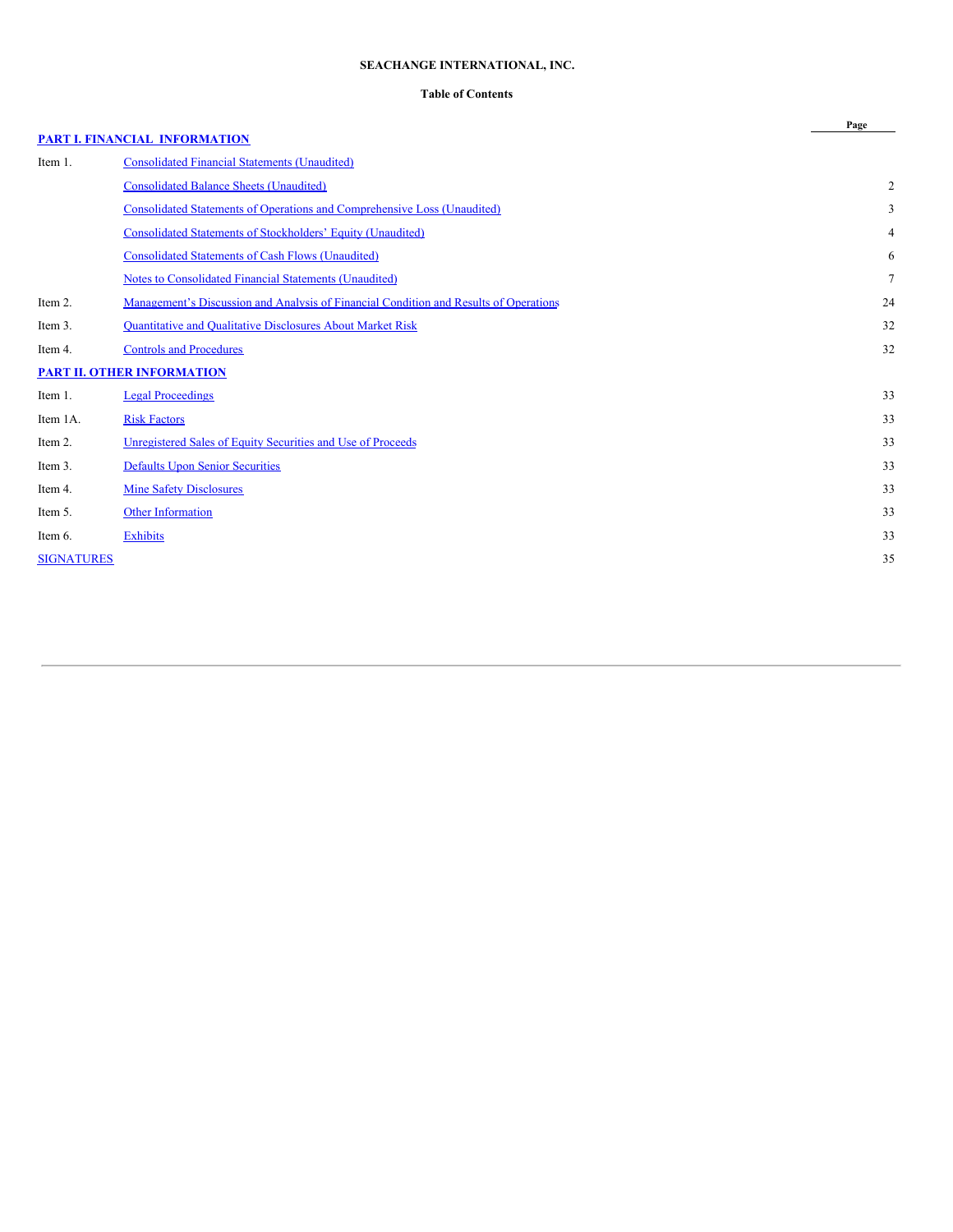**SEACHANGE INTERNATIONAL, INC.**

**Table of Contents**

| | | Page |
|---|---|---|
| **PART I. FINANCIAL INFORMATION** | | |
| Item 1. | Consolidated Financial Statements (Unaudited) | |
| | Consolidated Balance Sheets (Unaudited) | 2 |
| | Consolidated Statements of Operations and Comprehensive Loss (Unaudited) | 3 |
| | Consolidated Statements of Stockholders' Equity (Unaudited) | 4 |
| | Consolidated Statements of Cash Flows (Unaudited) | 6 |
| | Notes to Consolidated Financial Statements (Unaudited) | 7 |
| Item 2. | Management's Discussion and Analysis of Financial Condition and Results of Operations | 24 |
| Item 3. | Quantitative and Qualitative Disclosures About Market Risk | 32 |
| Item 4. | Controls and Procedures | 32 |
| **PART II. OTHER INFORMATION** | | |
| Item 1. | Legal Proceedings | 33 |
| Item 1A. | Risk Factors | 33 |
| Item 2. | Unregistered Sales of Equity Securities and Use of Proceeds | 33 |
| Item 3. | Defaults Upon Senior Securities | 33 |
| Item 4. | Mine Safety Disclosures | 33 |
| Item 5. | Other Information | 33 |
| Item 6. | Exhibits | 33 |
| SIGNATURES | | 35 |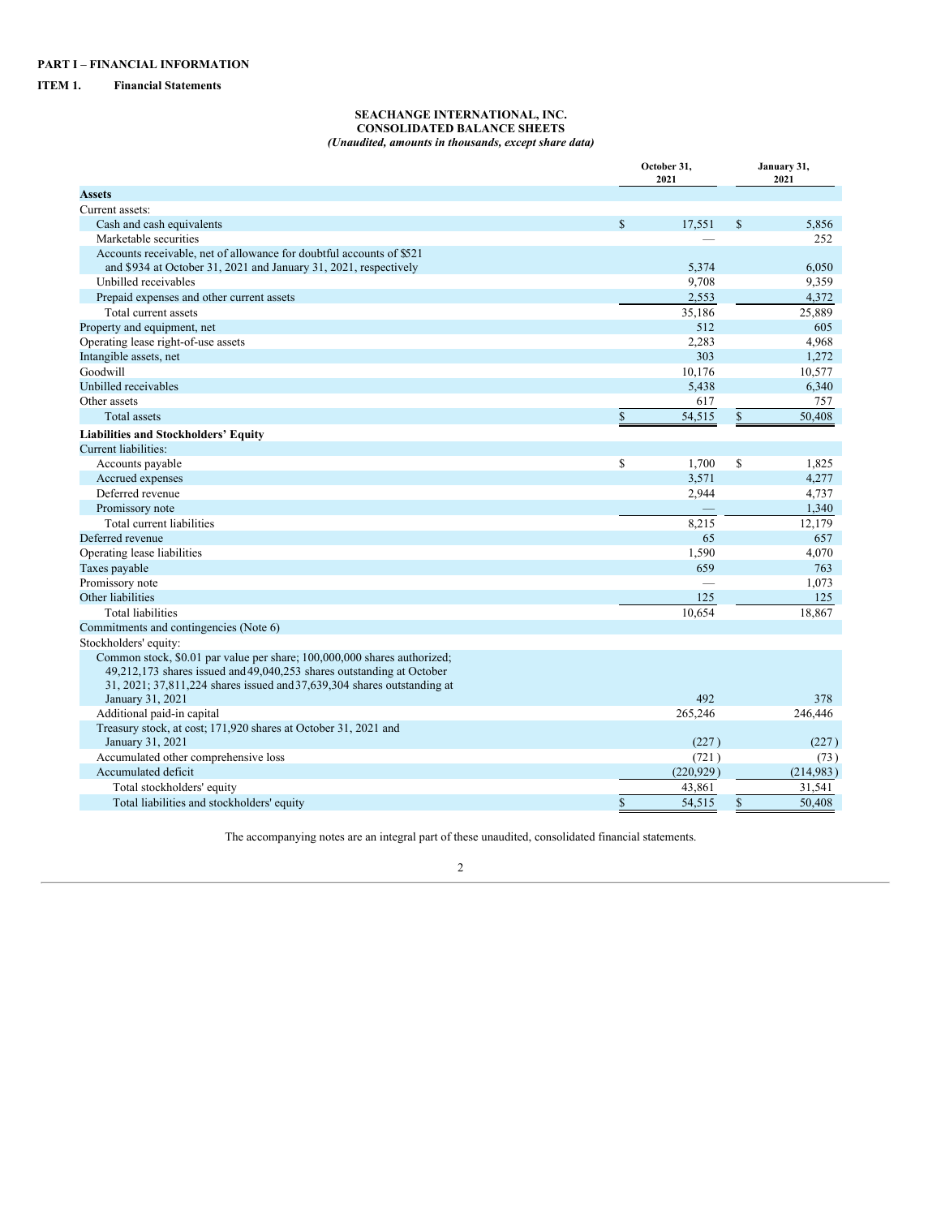**PART I – FINANCIAL INFORMATION**

**ITEM 1. Financial Statements**

**SEACHANGE INTERNATIONAL, INC.**
**CONSOLIDATED BALANCE SHEETS**
*(Unaudited, amounts in thousands, except share data)*

| | October 31, 2021 | January 31, 2021 |
|---|---|---|
| **Assets** | | |
| Current assets: | | |
| Cash and cash equivalents | $ 17,551 | $ 5,856 |
| Marketable securities | — | 252 |
| Accounts receivable, net of allowance for doubtful accounts of $521 and $934 at October 31, 2021 and January 31, 2021, respectively | 5,374 | 6,050 |
| Unbilled receivables | 9,708 | 9,359 |
| Prepaid expenses and other current assets | 2,553 | 4,372 |
| Total current assets | 35,186 | 25,889 |
| Property and equipment, net | 512 | 605 |
| Operating lease right-of-use assets | 2,283 | 4,968 |
| Intangible assets, net | 303 | 1,272 |
| Goodwill | 10,176 | 10,577 |
| Unbilled receivables | 5,438 | 6,340 |
| Other assets | 617 | 757 |
| Total assets | $ 54,515 | $ 50,408 |
| **Liabilities and Stockholders' Equity** | | |
| Current liabilities: | | |
| Accounts payable | $ 1,700 | $ 1,825 |
| Accrued expenses | 3,571 | 4,277 |
| Deferred revenue | 2,944 | 4,737 |
| Promissory note | — | 1,340 |
| Total current liabilities | 8,215 | 12,179 |
| Deferred revenue | 65 | 657 |
| Operating lease liabilities | 1,590 | 4,070 |
| Taxes payable | 659 | 763 |
| Promissory note | — | 1,073 |
| Other liabilities | 125 | 125 |
| Total liabilities | 10,654 | 18,867 |
| Commitments and contingencies (Note 6) | | |
| Stockholders' equity: | | |
| Common stock, $0.01 par value per share; 100,000,000 shares authorized; 49,212,173 shares issued and 49,040,253 shares outstanding at October 31, 2021; 37,811,224 shares issued and 37,639,304 shares outstanding at January 31, 2021 | 492 | 378 |
| Additional paid-in capital | 265,246 | 246,446 |
| Treasury stock, at cost; 171,920 shares at October 31, 2021 and January 31, 2021 | (227) | (227) |
| Accumulated other comprehensive loss | (721) | (73) |
| Accumulated deficit | (220,929) | (214,983) |
| Total stockholders' equity | 43,861 | 31,541 |
| Total liabilities and stockholders' equity | $ 54,515 | $ 50,408 |

The accompanying notes are an integral part of these unaudited, consolidated financial statements.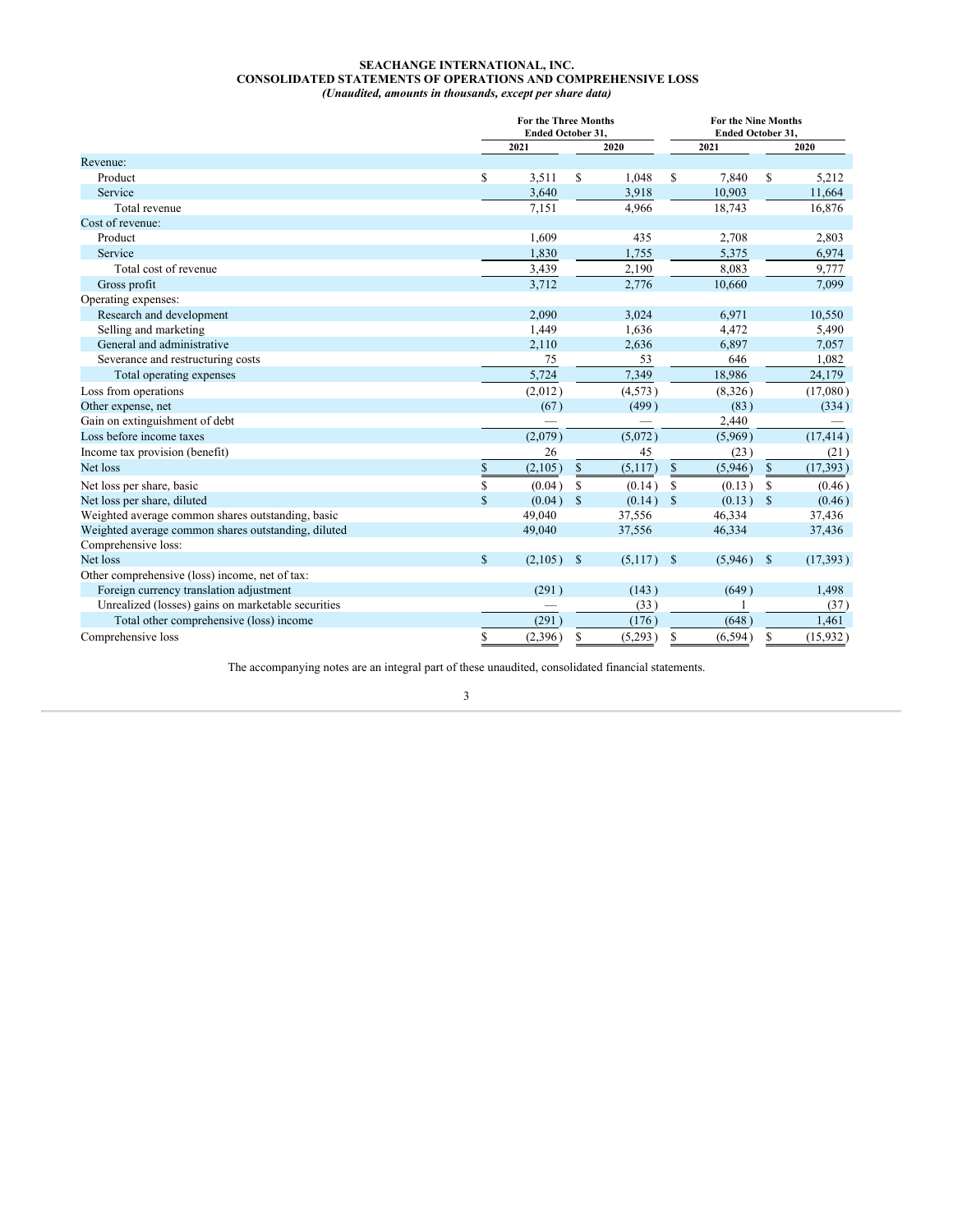**SEACHANGE INTERNATIONAL, INC.**
**CONSOLIDATED STATEMENTS OF OPERATIONS AND COMPREHENSIVE LOSS**
***(Unaudited, amounts in thousands, except per share data)***

| | For the Three Months Ended October 31, | | For the Nine Months Ended October 31, | |
|---|---|---|---|---|
| | 2021 | 2020 | 2021 | 2020 |
| Revenue: | | | | |
| Product | $ 3,511 | $ 1,048 | $ 7,840 | $ 5,212 |
| Service | 3,640 | 3,918 | 10,903 | 11,664 |
| Total revenue | 7,151 | 4,966 | 18,743 | 16,876 |
| Cost of revenue: | | | | |
| Product | 1,609 | 435 | 2,708 | 2,803 |
| Service | 1,830 | 1,755 | 5,375 | 6,974 |
| Total cost of revenue | 3,439 | 2,190 | 8,083 | 9,777 |
| Gross profit | 3,712 | 2,776 | 10,660 | 7,099 |
| Operating expenses: | | | | |
| Research and development | 2,090 | 3,024 | 6,971 | 10,550 |
| Selling and marketing | 1,449 | 1,636 | 4,472 | 5,490 |
| General and administrative | 2,110 | 2,636 | 6,897 | 7,057 |
| Severance and restructuring costs | 75 | 53 | 646 | 1,082 |
| Total operating expenses | 5,724 | 7,349 | 18,986 | 24,179 |
| Loss from operations | (2,012) | (4,573) | (8,326) | (17,080) |
| Other expense, net | (67) | (499) | (83) | (334) |
| Gain on extinguishment of debt | — | — | 2,440 | — |
| Loss before income taxes | (2,079) | (5,072) | (5,969) | (17,414) |
| Income tax provision (benefit) | 26 | 45 | (23) | (21) |
| Net loss | $ (2,105) | $ (5,117) | $ (5,946) | $ (17,393) |
| Net loss per share, basic | $ (0.04) | $ (0.14) | $ (0.13) | $ (0.46) |
| Net loss per share, diluted | $ (0.04) | $ (0.14) | $ (0.13) | $ (0.46) |
| Weighted average common shares outstanding, basic | 49,040 | 37,556 | 46,334 | 37,436 |
| Weighted average common shares outstanding, diluted | 49,040 | 37,556 | 46,334 | 37,436 |
| Comprehensive loss: | | | | |
| Net loss | $ (2,105) | $ (5,117) | $ (5,946) | $ (17,393) |
| Other comprehensive (loss) income, net of tax: | | | | |
| Foreign currency translation adjustment | (291) | (143) | (649) | 1,498 |
| Unrealized (losses) gains on marketable securities | — | (33) | 1 | (37) |
| Total other comprehensive (loss) income | (291) | (176) | (648) | 1,461 |
| Comprehensive loss | $ (2,396) | $ (5,293) | $ (6,594) | $ (15,932) |

The accompanying notes are an integral part of these unaudited, consolidated financial statements.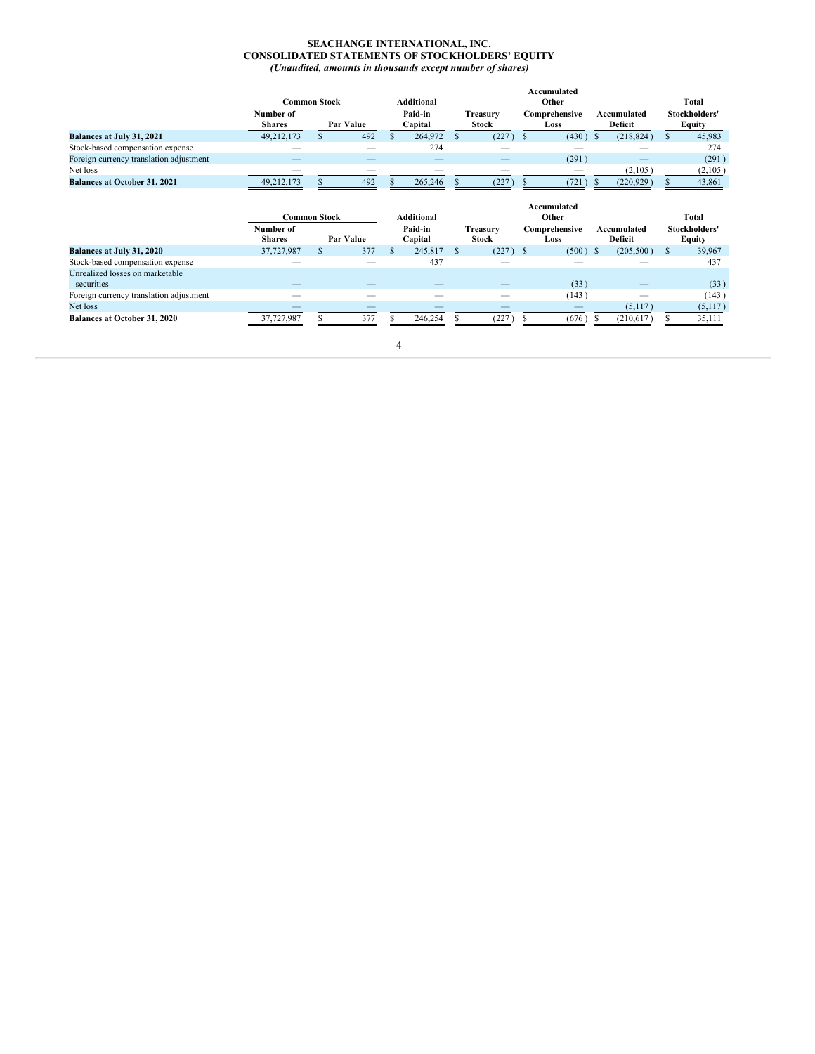**SEACHANGE INTERNATIONAL, INC.**
**CONSOLIDATED STATEMENTS OF STOCKHOLDERS' EQUITY**
***(Unaudited, amounts in thousands except number of shares)***

| | Common Stock | | Additional | | Accumulated Other | | Total |
|---|---|---|---|---|---|---|---|
| | Number of Shares | Par Value | Paid-in Capital | Treasury Stock | Comprehensive Loss | Accumulated Deficit | Stockholders' Equity |
| **Balances at July 31, 2021** | 49,212,173 | $ 492 | $ 264,972 | $ (227) | $ (430) | $ (218,824) | $ 45,983 |
| Stock-based compensation expense | — | — | 274 | — | — | — | 274 |
| Foreign currency translation adjustment | — | — | — | — | (291) | — | (291) |
| Net loss | — | — | — | — | — | (2,105) | (2,105) |
| **Balances at October 31, 2021** | 49,212,173 | $ 492 | $ 265,246 | $ (227) | $ (721) | $ (220,929) | $ 43,861 |

| | Common Stock | | Additional | | Accumulated Other | | Total |
|---|---|---|---|---|---|---|---|
| | Number of Shares | Par Value | Paid-in Capital | Treasury Stock | Comprehensive Loss | Accumulated Deficit | Stockholders' Equity |
| **Balances at July 31, 2020** | 37,727,987 | $ 377 | $ 245,817 | $ (227) | $ (500) | $ (205,500) | $ 39,967 |
| Stock-based compensation expense | — | — | 437 | — | — | — | 437 |
| Unrealized losses on marketable securities | — | — | — | — | (33) | — | (33) |
| Foreign currency translation adjustment | — | — | — | — | (143) | — | (143) |
| Net loss | — | — | — | — | — | (5,117) | (5,117) |
| **Balances at October 31, 2020** | 37,727,987 | $ 377 | $ 246,254 | $ (227) | $ (676) | $ (210,617) | $ 35,111 |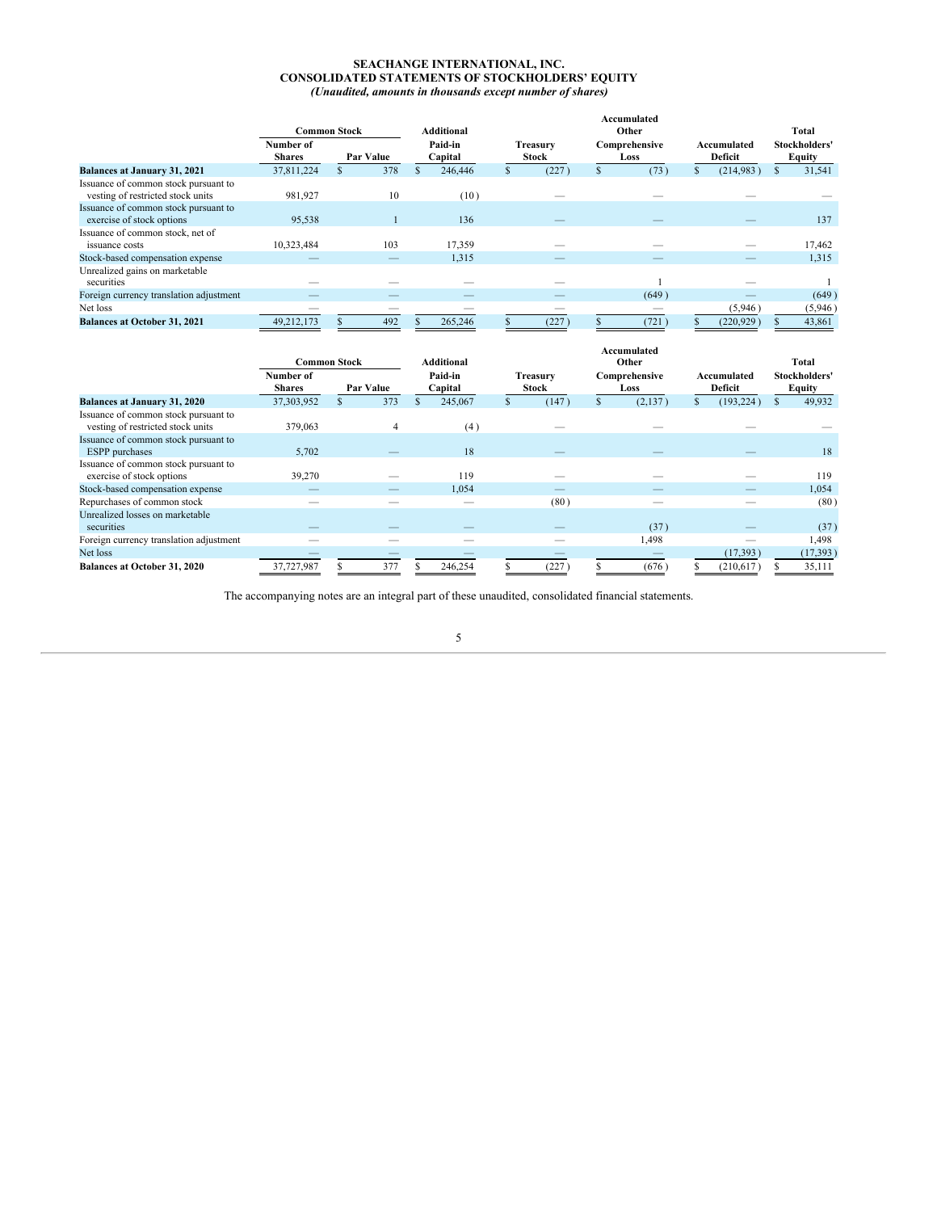**SEACHANGE INTERNATIONAL, INC.**
**CONSOLIDATED STATEMENTS OF STOCKHOLDERS' EQUITY**
***(Unaudited, amounts in thousands except number of shares)***

| | Common Stock | | Additional | | Accumulated Other | | Total |
|---|---|---|---|---|---|---|---|
| | Number of Shares | Par Value | Paid-in Capital | Treasury Stock | Comprehensive Loss | Accumulated Deficit | Stockholders' Equity |
| **Balances at January 31, 2021** | 37,811,224 | $ 378 | $ 246,446 | $ (227) | $ (73) | $ (214,983) | $ 31,541 |
| Issuance of common stock pursuant to vesting of restricted stock units | 981,927 | 10 | (10) | — | — | — | — |
| Issuance of common stock pursuant to exercise of stock options | 95,538 | 1 | 136 | — | — | — | 137 |
| Issuance of common stock, net of issuance costs | 10,323,484 | 103 | 17,359 | — | — | — | 17,462 |
| Stock-based compensation expense | — | — | 1,315 | — | — | — | 1,315 |
| Unrealized gains on marketable securities | — | — | — | — | 1 | — | 1 |
| Foreign currency translation adjustment | — | — | — | — | (649) | — | (649) |
| Net loss | — | — | — | — | — | (5,946) | (5,946) |
| **Balances at October 31, 2021** | 49,212,173 | $ 492 | $ 265,246 | $ (227) | $ (721) | $ (220,929) | $ 43,861 |

| | Common Stock | | Additional | | Accumulated Other | | Total |
|---|---|---|---|---|---|---|---|
| | Number of Shares | Par Value | Paid-in Capital | Treasury Stock | Comprehensive Loss | Accumulated Deficit | Stockholders' Equity |
| **Balances at January 31, 2020** | 37,303,952 | $ 373 | $ 245,067 | $ (147) | $ (2,137) | $ (193,224) | $ 49,932 |
| Issuance of common stock pursuant to vesting of restricted stock units | 379,063 | 4 | (4) | — | — | — | — |
| Issuance of common stock pursuant to ESPP purchases | 5,702 | — | 18 | — | — | — | 18 |
| Issuance of common stock pursuant to exercise of stock options | 39,270 | — | 119 | — | — | — | 119 |
| Stock-based compensation expense | — | — | 1,054 | — | — | — | 1,054 |
| Repurchases of common stock | — | — | — | (80) | — | — | (80) |
| Unrealized losses on marketable securities | — | — | — | — | (37) | — | (37) |
| Foreign currency translation adjustment | — | — | — | — | 1,498 | — | 1,498 |
| Net loss | — | — | — | — | — | (17,393) | (17,393) |
| **Balances at October 31, 2020** | 37,727,987 | $ 377 | $ 246,254 | $ (227) | $ (676) | $ (210,617) | $ 35,111 |

The accompanying notes are an integral part of these unaudited, consolidated financial statements.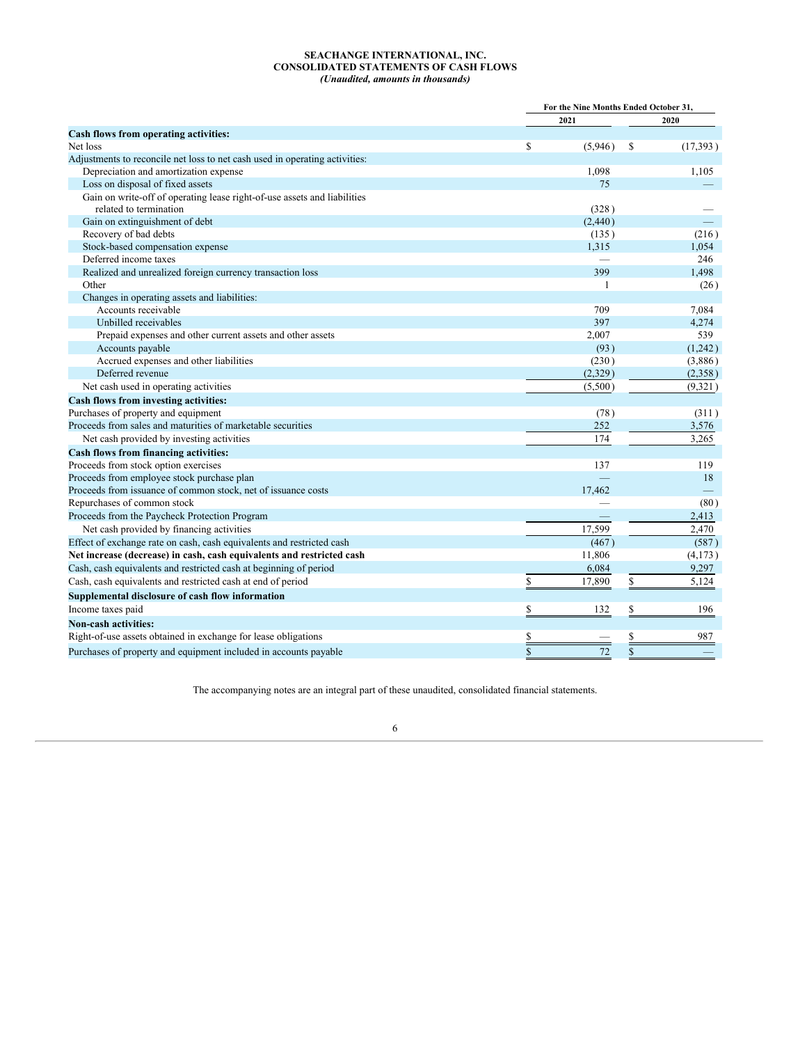**SEACHANGE INTERNATIONAL, INC.**
**CONSOLIDATED STATEMENTS OF CASH FLOWS**
***(Unaudited, amounts in thousands)***

| | For the Nine Months Ended October 31, | |
|---|---|---|
| | 2021 | 2020 |
| **Cash flows from operating activities:** | | |
| Net loss | $ (5,946) | $ (17,393) |
| Adjustments to reconcile net loss to net cash used in operating activities: | | |
| Depreciation and amortization expense | 1,098 | 1,105 |
| Loss on disposal of fixed assets | 75 | — |
| Gain on write-off of operating lease right-of-use assets and liabilities related to termination | (328) | — |
| Gain on extinguishment of debt | (2,440) | — |
| Recovery of bad debts | (135) | (216) |
| Stock-based compensation expense | 1,315 | 1,054 |
| Deferred income taxes | — | 246 |
| Realized and unrealized foreign currency transaction loss | 399 | 1,498 |
| Other | 1 | (26) |
| Changes in operating assets and liabilities: | | |
| Accounts receivable | 709 | 7,084 |
| Unbilled receivables | 397 | 4,274 |
| Prepaid expenses and other current assets and other assets | 2,007 | 539 |
| Accounts payable | (93) | (1,242) |
| Accrued expenses and other liabilities | (230) | (3,886) |
| Deferred revenue | (2,329) | (2,358) |
| Net cash used in operating activities | (5,500) | (9,321) |
| **Cash flows from investing activities:** | | |
| Purchases of property and equipment | (78) | (311) |
| Proceeds from sales and maturities of marketable securities | 252 | 3,576 |
| Net cash provided by investing activities | 174 | 3,265 |
| **Cash flows from financing activities:** | | |
| Proceeds from stock option exercises | 137 | 119 |
| Proceeds from employee stock purchase plan | — | 18 |
| Proceeds from issuance of common stock, net of issuance costs | 17,462 | — |
| Repurchases of common stock | — | (80) |
| Proceeds from the Paycheck Protection Program | — | 2,413 |
| Net cash provided by financing activities | 17,599 | 2,470 |
| Effect of exchange rate on cash, cash equivalents and restricted cash | (467) | (587) |
| **Net increase (decrease) in cash, cash equivalents and restricted cash** | 11,806 | (4,173) |
| Cash, cash equivalents and restricted cash at beginning of period | 6,084 | 9,297 |
| Cash, cash equivalents and restricted cash at end of period | $ 17,890 | $ 5,124 |
| **Supplemental disclosure of cash flow information** | | |
| Income taxes paid | $ 132 | $ 196 |
| **Non-cash activities:** | | |
| Right-of-use assets obtained in exchange for lease obligations | $ — | $ 987 |
| Purchases of property and equipment included in accounts payable | $ 72 | $ — |

The accompanying notes are an integral part of these unaudited, consolidated financial statements.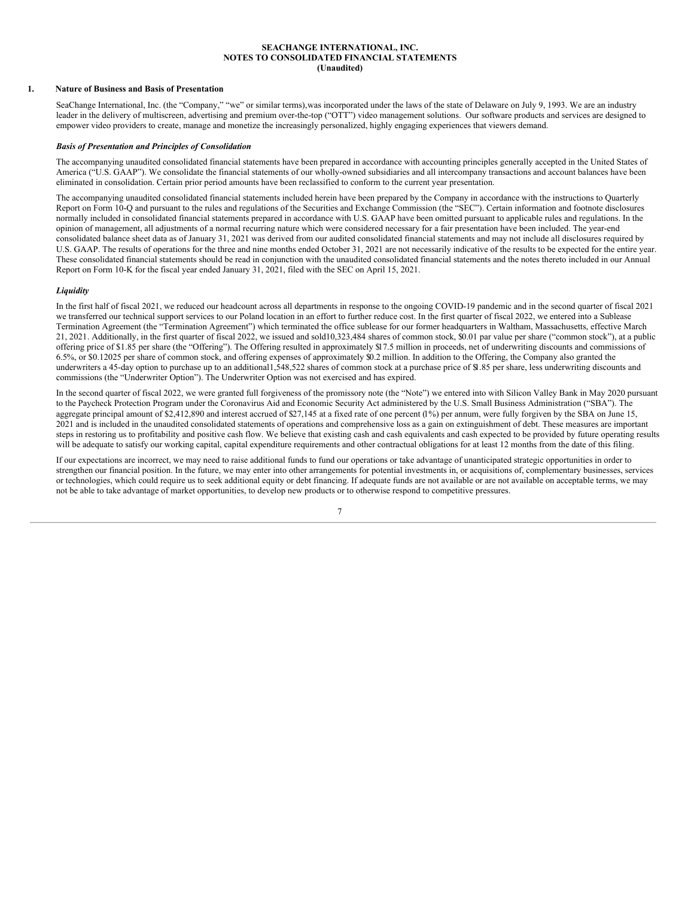**SEACHANGE INTERNATIONAL, INC.**
**NOTES TO CONSOLIDATED FINANCIAL STATEMENTS**
**(Unaudited)**

## 1. Nature of Business and Basis of Presentation

SeaChange International, Inc. (the "Company," "we" or similar terms),was incorporated under the laws of the state of Delaware on July 9, 1993. We are an industry leader in the delivery of multiscreen, advertising and premium over-the-top ("OTT") video management solutions. Our software products and services are designed to empower video providers to create, manage and monetize the increasingly personalized, highly engaging experiences that viewers demand.

### *Basis of Presentation and Principles of Consolidation*

The accompanying unaudited consolidated financial statements have been prepared in accordance with accounting principles generally accepted in the United States of America ("U.S. GAAP"). We consolidate the financial statements of our wholly-owned subsidiaries and all intercompany transactions and account balances have been eliminated in consolidation. Certain prior period amounts have been reclassified to conform to the current year presentation.

The accompanying unaudited consolidated financial statements included herein have been prepared by the Company in accordance with the instructions to Quarterly Report on Form 10-Q and pursuant to the rules and regulations of the Securities and Exchange Commission (the "SEC"). Certain information and footnote disclosures normally included in consolidated financial statements prepared in accordance with U.S. GAAP have been omitted pursuant to applicable rules and regulations. In the opinion of management, all adjustments of a normal recurring nature which were considered necessary for a fair presentation have been included. The year-end consolidated balance sheet data as of January 31, 2021 was derived from our audited consolidated financial statements and may not include all disclosures required by U.S. GAAP. The results of operations for the three and nine months ended October 31, 2021 are not necessarily indicative of the results to be expected for the entire year. These consolidated financial statements should be read in conjunction with the unaudited consolidated financial statements and the notes thereto included in our Annual Report on Form 10-K for the fiscal year ended January 31, 2021, filed with the SEC on April 15, 2021.

### *Liquidity*

In the first half of fiscal 2021, we reduced our headcount across all departments in response to the ongoing COVID-19 pandemic and in the second quarter of fiscal 2021 we transferred our technical support services to our Poland location in an effort to further reduce cost. In the first quarter of fiscal 2022, we entered into a Sublease Termination Agreement (the "Termination Agreement") which terminated the office sublease for our former headquarters in Waltham, Massachusetts, effective March 21, 2021. Additionally, in the first quarter of fiscal 2022, we issued and sold10,323,484 shares of common stock, $0.01 par value per share ("common stock"), at a public offering price of $1.85 per share (the "Offering"). The Offering resulted in approximately $17.5 million in proceeds, net of underwriting discounts and commissions of 6.5%, or $0.12025 per share of common stock, and offering expenses of approximately $0.2 million. In addition to the Offering, the Company also granted the underwriters a 45-day option to purchase up to an additional1,548,522 shares of common stock at a purchase price of $1.85 per share, less underwriting discounts and commissions (the "Underwriter Option"). The Underwriter Option was not exercised and has expired.

In the second quarter of fiscal 2022, we were granted full forgiveness of the promissory note (the "Note") we entered into with Silicon Valley Bank in May 2020 pursuant to the Paycheck Protection Program under the Coronavirus Aid and Economic Security Act administered by the U.S. Small Business Administration ("SBA"). The aggregate principal amount of $2,412,890 and interest accrued of $27,145 at a fixed rate of one percent (1%) per annum, were fully forgiven by the SBA on June 15, 2021 and is included in the unaudited consolidated statements of operations and comprehensive loss as a gain on extinguishment of debt. These measures are important steps in restoring us to profitability and positive cash flow. We believe that existing cash and cash equivalents and cash expected to be provided by future operating results will be adequate to satisfy our working capital, capital expenditure requirements and other contractual obligations for at least 12 months from the date of this filing.

If our expectations are incorrect, we may need to raise additional funds to fund our operations or take advantage of unanticipated strategic opportunities in order to strengthen our financial position. In the future, we may enter into other arrangements for potential investments in, or acquisitions of, complementary businesses, services or technologies, which could require us to seek additional equity or debt financing. If adequate funds are not available or are not available on acceptable terms, we may not be able to take advantage of market opportunities, to develop new products or to otherwise respond to competitive pressures.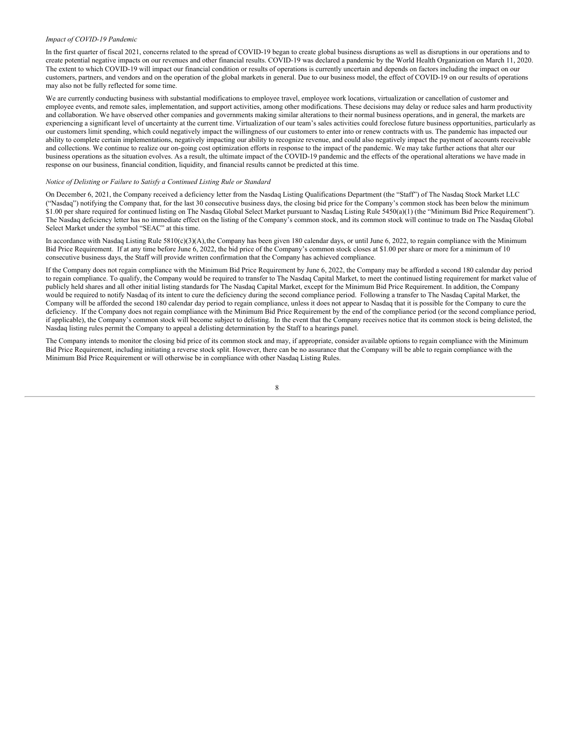*Impact of COVID-19 Pandemic*

In the first quarter of fiscal 2021, concerns related to the spread of COVID-19 began to create global business disruptions as well as disruptions in our operations and to create potential negative impacts on our revenues and other financial results. COVID-19 was declared a pandemic by the World Health Organization on March 11, 2020. The extent to which COVID-19 will impact our financial condition or results of operations is currently uncertain and depends on factors including the impact on our customers, partners, and vendors and on the operation of the global markets in general. Due to our business model, the effect of COVID-19 on our results of operations may also not be fully reflected for some time.

We are currently conducting business with substantial modifications to employee travel, employee work locations, virtualization or cancellation of customer and employee events, and remote sales, implementation, and support activities, among other modifications. These decisions may delay or reduce sales and harm productivity and collaboration. We have observed other companies and governments making similar alterations to their normal business operations, and in general, the markets are experiencing a significant level of uncertainty at the current time. Virtualization of our team's sales activities could foreclose future business opportunities, particularly as our customers limit spending, which could negatively impact the willingness of our customers to enter into or renew contracts with us. The pandemic has impacted our ability to complete certain implementations, negatively impacting our ability to recognize revenue, and could also negatively impact the payment of accounts receivable and collections. We continue to realize our on-going cost optimization efforts in response to the impact of the pandemic. We may take further actions that alter our business operations as the situation evolves. As a result, the ultimate impact of the COVID-19 pandemic and the effects of the operational alterations we have made in response on our business, financial condition, liquidity, and financial results cannot be predicted at this time.

*Notice of Delisting or Failure to Satisfy a Continued Listing Rule or Standard*

On December 6, 2021, the Company received a deficiency letter from the Nasdaq Listing Qualifications Department (the "Staff") of The Nasdaq Stock Market LLC ("Nasdaq") notifying the Company that, for the last 30 consecutive business days, the closing bid price for the Company's common stock has been below the minimum $1.00 per share required for continued listing on The Nasdaq Global Select Market pursuant to Nasdaq Listing Rule 5450(a)(1) (the "Minimum Bid Price Requirement"). The Nasdaq deficiency letter has no immediate effect on the listing of the Company's common stock, and its common stock will continue to trade on The Nasdaq Global Select Market under the symbol "SEAC" at this time.

In accordance with Nasdaq Listing Rule 5810(c)(3)(A), the Company has been given 180 calendar days, or until June 6, 2022, to regain compliance with the Minimum Bid Price Requirement. If at any time before June 6, 2022, the bid price of the Company's common stock closes at $1.00 per share or more for a minimum of 10 consecutive business days, the Staff will provide written confirmation that the Company has achieved compliance.

If the Company does not regain compliance with the Minimum Bid Price Requirement by June 6, 2022, the Company may be afforded a second 180 calendar day period to regain compliance. To qualify, the Company would be required to transfer to The Nasdaq Capital Market, to meet the continued listing requirement for market value of publicly held shares and all other initial listing standards for The Nasdaq Capital Market, except for the Minimum Bid Price Requirement. In addition, the Company would be required to notify Nasdaq of its intent to cure the deficiency during the second compliance period. Following a transfer to The Nasdaq Capital Market, the Company will be afforded the second 180 calendar day period to regain compliance, unless it does not appear to Nasdaq that it is possible for the Company to cure the deficiency. If the Company does not regain compliance with the Minimum Bid Price Requirement by the end of the compliance period (or the second compliance period, if applicable), the Company's common stock will become subject to delisting. In the event that the Company receives notice that its common stock is being delisted, the Nasdaq listing rules permit the Company to appeal a delisting determination by the Staff to a hearings panel.

The Company intends to monitor the closing bid price of its common stock and may, if appropriate, consider available options to regain compliance with the Minimum Bid Price Requirement, including initiating a reverse stock split. However, there can be no assurance that the Company will be able to regain compliance with the Minimum Bid Price Requirement or will otherwise be in compliance with other Nasdaq Listing Rules.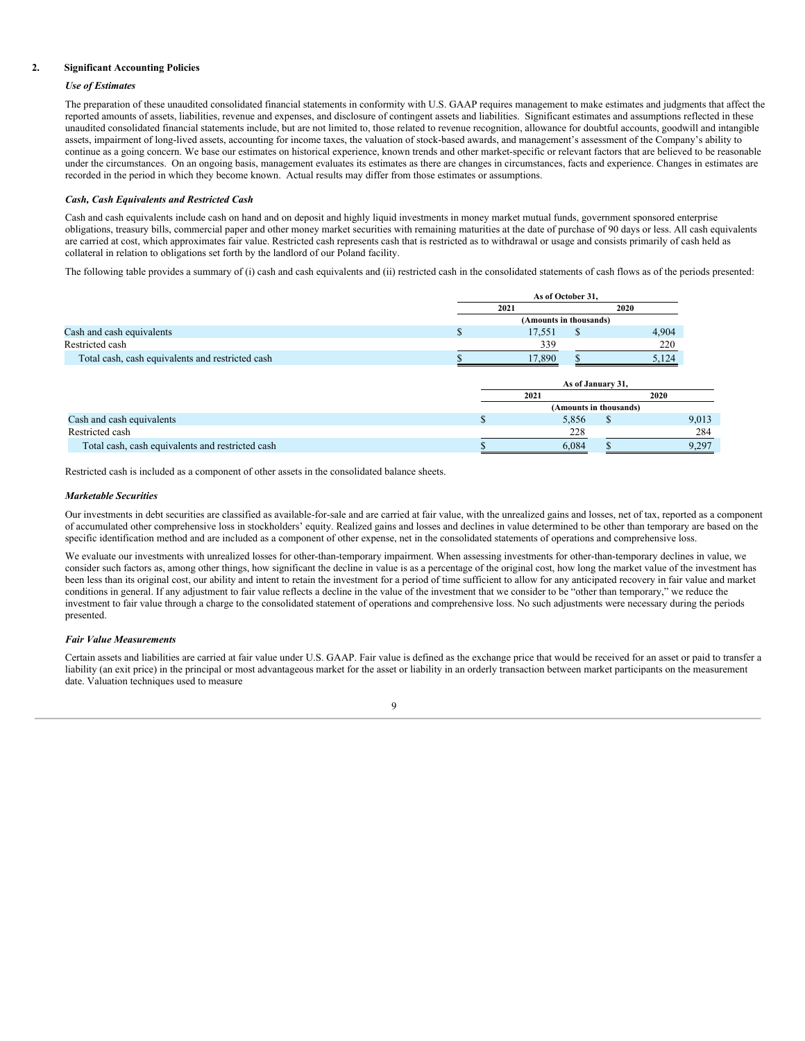## 2. Significant Accounting Policies

***Use of Estimates***

The preparation of these unaudited consolidated financial statements in conformity with U.S. GAAP requires management to make estimates and judgments that affect the reported amounts of assets, liabilities, revenue and expenses, and disclosure of contingent assets and liabilities. Significant estimates and assumptions reflected in these unaudited consolidated financial statements include, but are not limited to, those related to revenue recognition, allowance for doubtful accounts, goodwill and intangible assets, impairment of long-lived assets, accounting for income taxes, the valuation of stock-based awards, and management's assessment of the Company's ability to continue as a going concern. We base our estimates on historical experience, known trends and other market-specific or relevant factors that are believed to be reasonable under the circumstances. On an ongoing basis, management evaluates its estimates as there are changes in circumstances, facts and experience. Changes in estimates are recorded in the period in which they become known. Actual results may differ from those estimates or assumptions.

***Cash, Cash Equivalents and Restricted Cash***

Cash and cash equivalents include cash on hand and on deposit and highly liquid investments in money market mutual funds, government sponsored enterprise obligations, treasury bills, commercial paper and other money market securities with remaining maturities at the date of purchase of 90 days or less. All cash equivalents are carried at cost, which approximates fair value. Restricted cash represents cash that is restricted as to withdrawal or usage and consists primarily of cash held as collateral in relation to obligations set forth by the landlord of our Poland facility.

The following table provides a summary of (i) cash and cash equivalents and (ii) restricted cash in the consolidated statements of cash flows as of the periods presented:

| | As of October 31, | |
|---|---|---|
| | 2021 | 2020 |
| | (Amounts in thousands) | |
| Cash and cash equivalents | $ 17,551 | $ 4,904 |
| Restricted cash | 339 | 220 |
| Total cash, cash equivalents and restricted cash | $ 17,890 | $ 5,124 |

| | As of January 31, | |
|---|---|---|
| | 2021 | 2020 |
| | (Amounts in thousands) | |
| Cash and cash equivalents | $ 5,856 | $ 9,013 |
| Restricted cash | 228 | 284 |
| Total cash, cash equivalents and restricted cash | $ 6,084 | $ 9,297 |

Restricted cash is included as a component of other assets in the consolidated balance sheets.

***Marketable Securities***

Our investments in debt securities are classified as available-for-sale and are carried at fair value, with the unrealized gains and losses, net of tax, reported as a component of accumulated other comprehensive loss in stockholders' equity. Realized gains and losses and declines in value determined to be other than temporary are based on the specific identification method and are included as a component of other expense, net in the consolidated statements of operations and comprehensive loss.

We evaluate our investments with unrealized losses for other-than-temporary impairment. When assessing investments for other-than-temporary declines in value, we consider such factors as, among other things, how significant the decline in value is as a percentage of the original cost, how long the market value of the investment has been less than its original cost, our ability and intent to retain the investment for a period of time sufficient to allow for any anticipated recovery in fair value and market conditions in general. If any adjustment to fair value reflects a decline in the value of the investment that we consider to be "other than temporary," we reduce the investment to fair value through a charge to the consolidated statement of operations and comprehensive loss. No such adjustments were necessary during the periods presented.

***Fair Value Measurements***

Certain assets and liabilities are carried at fair value under U.S. GAAP. Fair value is defined as the exchange price that would be received for an asset or paid to transfer a liability (an exit price) in the principal or most advantageous market for the asset or liability in an orderly transaction between market participants on the measurement date. Valuation techniques used to measure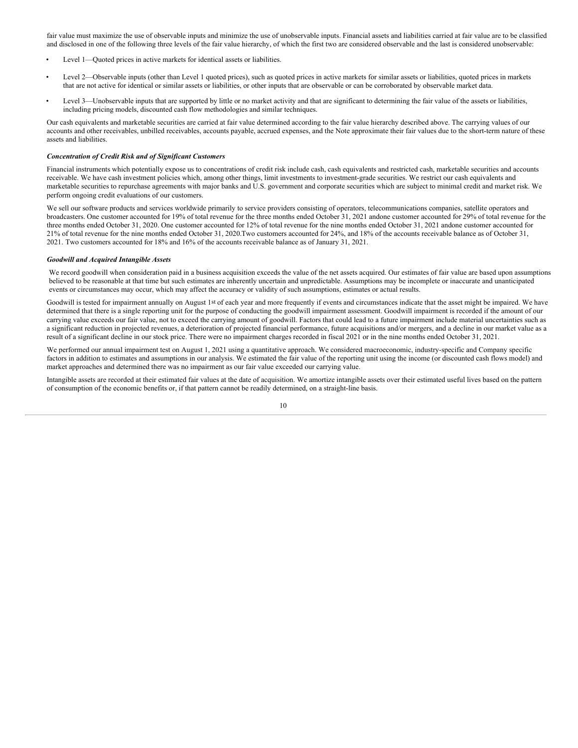fair value must maximize the use of observable inputs and minimize the use of unobservable inputs. Financial assets and liabilities carried at fair value are to be classified and disclosed in one of the following three levels of the fair value hierarchy, of which the first two are considered observable and the last is considered unobservable:

- Level 1—Quoted prices in active markets for identical assets or liabilities.
- Level 2—Observable inputs (other than Level 1 quoted prices), such as quoted prices in active markets for similar assets or liabilities, quoted prices in markets that are not active for identical or similar assets or liabilities, or other inputs that are observable or can be corroborated by observable market data.
- Level 3—Unobservable inputs that are supported by little or no market activity and that are significant to determining the fair value of the assets or liabilities, including pricing models, discounted cash flow methodologies and similar techniques.

Our cash equivalents and marketable securities are carried at fair value determined according to the fair value hierarchy described above. The carrying values of our accounts and other receivables, unbilled receivables, accounts payable, accrued expenses, and the Note approximate their fair values due to the short-term nature of these assets and liabilities.

***Concentration of Credit Risk and of Significant Customers***

Financial instruments which potentially expose us to concentrations of credit risk include cash, cash equivalents and restricted cash, marketable securities and accounts receivable. We have cash investment policies which, among other things, limit investments to investment-grade securities. We restrict our cash equivalents and marketable securities to repurchase agreements with major banks and U.S. government and corporate securities which are subject to minimal credit and market risk. We perform ongoing credit evaluations of our customers.

We sell our software products and services worldwide primarily to service providers consisting of operators, telecommunications companies, satellite operators and broadcasters. One customer accounted for 19% of total revenue for the three months ended October 31, 2021 andone customer accounted for 29% of total revenue for the three months ended October 31, 2020. One customer accounted for 12% of total revenue for the nine months ended October 31, 2021 andone customer accounted for 21% of total revenue for the nine months ended October 31, 2020.Two customers accounted for 24%, and 18% of the accounts receivable balance as of October 31, 2021. Two customers accounted for 18% and 16% of the accounts receivable balance as of January 31, 2021.

***Goodwill and Acquired Intangible Assets***

We record goodwill when consideration paid in a business acquisition exceeds the value of the net assets acquired. Our estimates of fair value are based upon assumptions believed to be reasonable at that time but such estimates are inherently uncertain and unpredictable. Assumptions may be incomplete or inaccurate and unanticipated events or circumstances may occur, which may affect the accuracy or validity of such assumptions, estimates or actual results.

Goodwill is tested for impairment annually on August 1st of each year and more frequently if events and circumstances indicate that the asset might be impaired. We have determined that there is a single reporting unit for the purpose of conducting the goodwill impairment assessment. Goodwill impairment is recorded if the amount of our carrying value exceeds our fair value, not to exceed the carrying amount of goodwill. Factors that could lead to a future impairment include material uncertainties such as a significant reduction in projected revenues, a deterioration of projected financial performance, future acquisitions and/or mergers, and a decline in our market value as a result of a significant decline in our stock price. There were no impairment charges recorded in fiscal 2021 or in the nine months ended October 31, 2021.

We performed our annual impairment test on August 1, 2021 using a quantitative approach. We considered macroeconomic, industry-specific and Company specific factors in addition to estimates and assumptions in our analysis. We estimated the fair value of the reporting unit using the income (or discounted cash flows model) and market approaches and determined there was no impairment as our fair value exceeded our carrying value.

Intangible assets are recorded at their estimated fair values at the date of acquisition. We amortize intangible assets over their estimated useful lives based on the pattern of consumption of the economic benefits or, if that pattern cannot be readily determined, on a straight-line basis.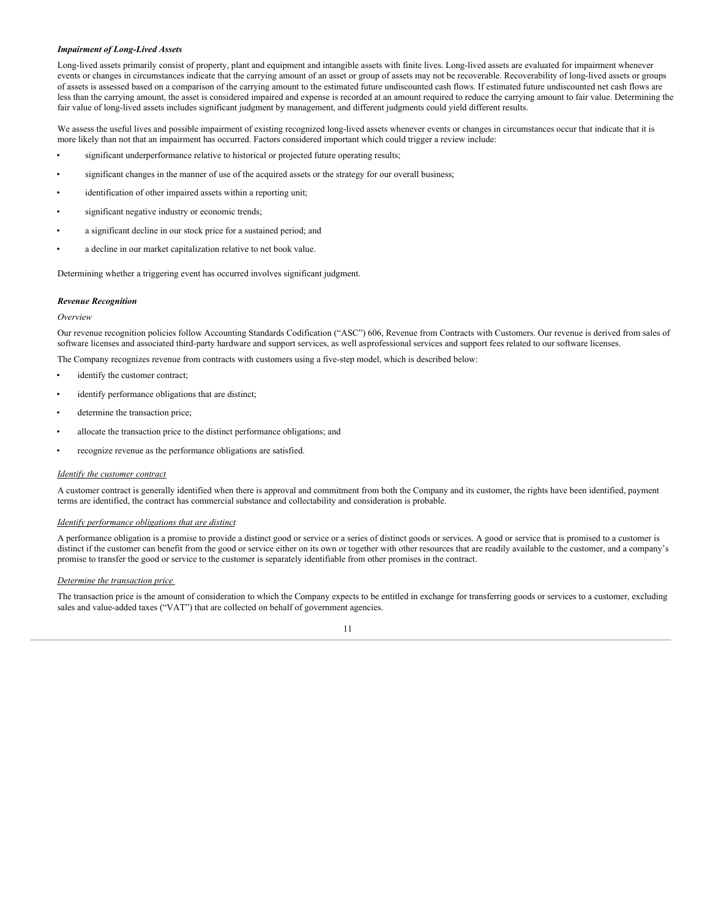***Impairment of Long-Lived Assets***

Long-lived assets primarily consist of property, plant and equipment and intangible assets with finite lives. Long-lived assets are evaluated for impairment whenever events or changes in circumstances indicate that the carrying amount of an asset or group of assets may not be recoverable. Recoverability of long-lived assets or groups of assets is assessed based on a comparison of the carrying amount to the estimated future undiscounted cash flows. If estimated future undiscounted net cash flows are less than the carrying amount, the asset is considered impaired and expense is recorded at an amount required to reduce the carrying amount to fair value. Determining the fair value of long-lived assets includes significant judgment by management, and different judgments could yield different results.

We assess the useful lives and possible impairment of existing recognized long-lived assets whenever events or changes in circumstances occur that indicate that it is more likely than not that an impairment has occurred. Factors considered important which could trigger a review include:

- significant underperformance relative to historical or projected future operating results;
- significant changes in the manner of use of the acquired assets or the strategy for our overall business;
- identification of other impaired assets within a reporting unit;
- significant negative industry or economic trends;
- a significant decline in our stock price for a sustained period; and
- a decline in our market capitalization relative to net book value.

Determining whether a triggering event has occurred involves significant judgment.

***Revenue Recognition***

*Overview*

Our revenue recognition policies follow Accounting Standards Codification ("ASC") 606, Revenue from Contracts with Customers. Our revenue is derived from sales of software licenses and associated third-party hardware and support services, as well asprofessional services and support fees related to our software licenses.

The Company recognizes revenue from contracts with customers using a five-step model, which is described below:

- identify the customer contract;
- identify performance obligations that are distinct;
- determine the transaction price;
- allocate the transaction price to the distinct performance obligations; and
- recognize revenue as the performance obligations are satisfied.

*Identify the customer contract*

A customer contract is generally identified when there is approval and commitment from both the Company and its customer, the rights have been identified, payment terms are identified, the contract has commercial substance and collectability and consideration is probable.

*Identify performance obligations that are distinct*

A performance obligation is a promise to provide a distinct good or service or a series of distinct goods or services. A good or service that is promised to a customer is distinct if the customer can benefit from the good or service either on its own or together with other resources that are readily available to the customer, and a company's promise to transfer the good or service to the customer is separately identifiable from other promises in the contract.

*Determine the transaction price*

The transaction price is the amount of consideration to which the Company expects to be entitled in exchange for transferring goods or services to a customer, excluding sales and value-added taxes ("VAT") that are collected on behalf of government agencies.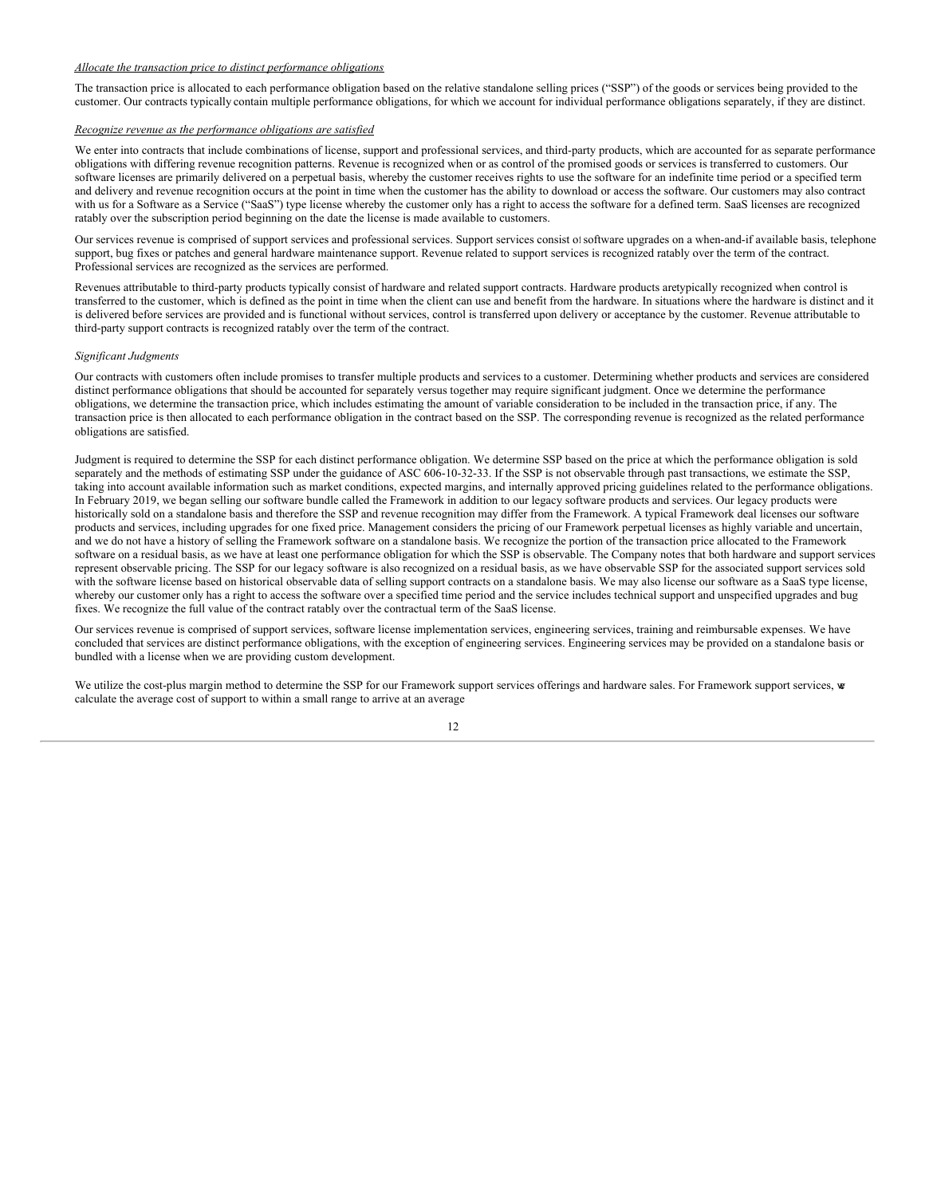*Allocate the transaction price to distinct performance obligations*

The transaction price is allocated to each performance obligation based on the relative standalone selling prices ("SSP") of the goods or services being provided to the customer. Our contracts typically contain multiple performance obligations, for which we account for individual performance obligations separately, if they are distinct.

*Recognize revenue as the performance obligations are satisfied*

We enter into contracts that include combinations of license, support and professional services, and third-party products, which are accounted for as separate performance obligations with differing revenue recognition patterns. Revenue is recognized when or as control of the promised goods or services is transferred to customers. Our software licenses are primarily delivered on a perpetual basis, whereby the customer receives rights to use the software for an indefinite time period or a specified term and delivery and revenue recognition occurs at the point in time when the customer has the ability to download or access the software. Our customers may also contract with us for a Software as a Service ("SaaS") type license whereby the customer only has a right to access the software for a defined term. SaaS licenses are recognized ratably over the subscription period beginning on the date the license is made available to customers.

Our services revenue is comprised of support services and professional services. Support services consist of software upgrades on a when-and-if available basis, telephone support, bug fixes or patches and general hardware maintenance support. Revenue related to support services is recognized ratably over the term of the contract. Professional services are recognized as the services are performed.

Revenues attributable to third-party products typically consist of hardware and related support contracts. Hardware products aretypically recognized when control is transferred to the customer, which is defined as the point in time when the client can use and benefit from the hardware. In situations where the hardware is distinct and it is delivered before services are provided and is functional without services, control is transferred upon delivery or acceptance by the customer. Revenue attributable to third-party support contracts is recognized ratably over the term of the contract.

*Significant Judgments*

Our contracts with customers often include promises to transfer multiple products and services to a customer. Determining whether products and services are considered distinct performance obligations that should be accounted for separately versus together may require significant judgment. Once we determine the performance obligations, we determine the transaction price, which includes estimating the amount of variable consideration to be included in the transaction price, if any. The transaction price is then allocated to each performance obligation in the contract based on the SSP. The corresponding revenue is recognized as the related performance obligations are satisfied.

Judgment is required to determine the SSP for each distinct performance obligation. We determine SSP based on the price at which the performance obligation is sold separately and the methods of estimating SSP under the guidance of ASC 606-10-32-33. If the SSP is not observable through past transactions, we estimate the SSP, taking into account available information such as market conditions, expected margins, and internally approved pricing guidelines related to the performance obligations. In February 2019, we began selling our software bundle called the Framework in addition to our legacy software products and services. Our legacy products were historically sold on a standalone basis and therefore the SSP and revenue recognition may differ from the Framework. A typical Framework deal licenses our software products and services, including upgrades for one fixed price. Management considers the pricing of our Framework perpetual licenses as highly variable and uncertain, and we do not have a history of selling the Framework software on a standalone basis. We recognize the portion of the transaction price allocated to the Framework software on a residual basis, as we have at least one performance obligation for which the SSP is observable. The Company notes that both hardware and support services represent observable pricing. The SSP for our legacy software is also recognized on a residual basis, as we have observable SSP for the associated support services sold with the software license based on historical observable data of selling support contracts on a standalone basis. We may also license our software as a SaaS type license, whereby our customer only has a right to access the software over a specified time period and the service includes technical support and unspecified upgrades and bug fixes. We recognize the full value of the contract ratably over the contractual term of the SaaS license.

Our services revenue is comprised of support services, software license implementation services, engineering services, training and reimbursable expenses. We have concluded that services are distinct performance obligations, with the exception of engineering services. Engineering services may be provided on a standalone basis or bundled with a license when we are providing custom development.

We utilize the cost-plus margin method to determine the SSP for our Framework support services offerings and hardware sales. For Framework support services, we calculate the average cost of support to within a small range to arrive at an average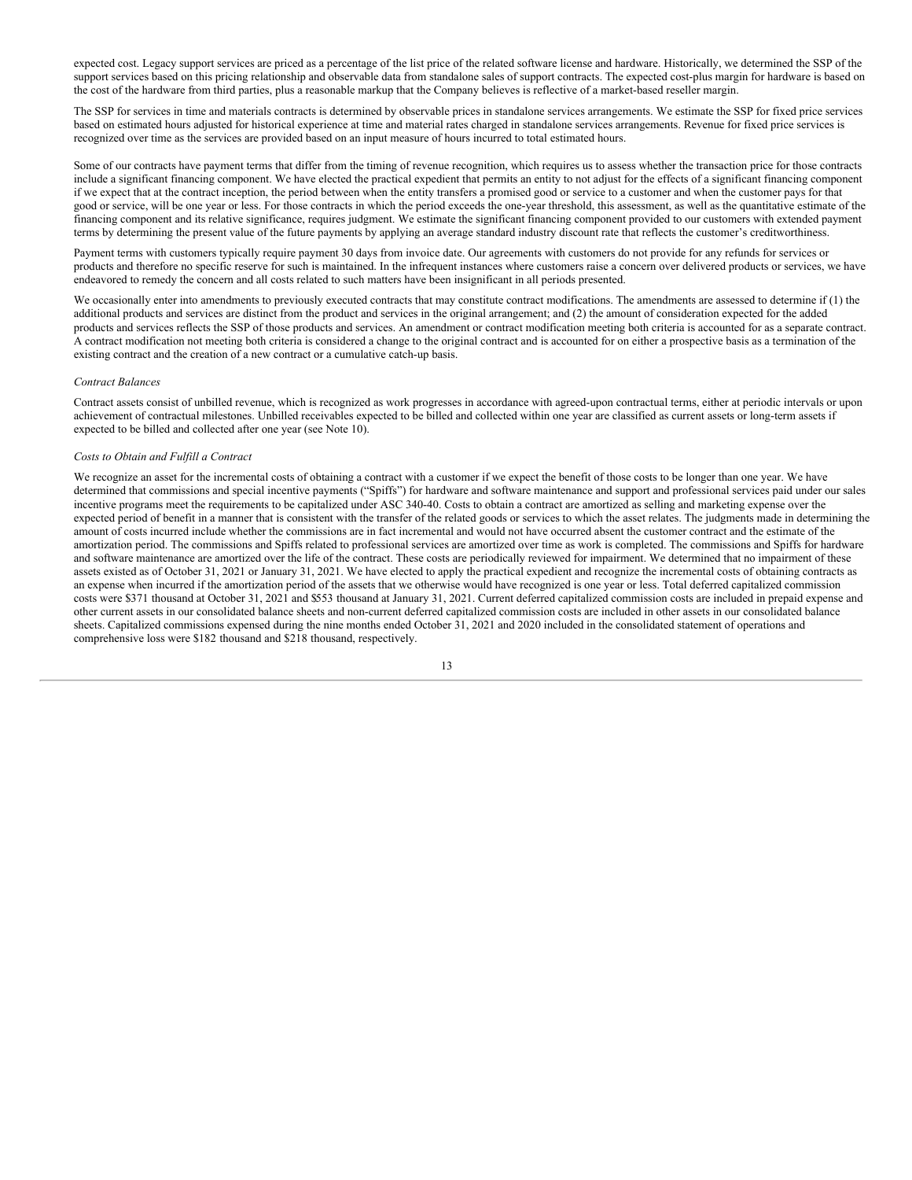expected cost. Legacy support services are priced as a percentage of the list price of the related software license and hardware. Historically, we determined the SSP of the support services based on this pricing relationship and observable data from standalone sales of support contracts. The expected cost-plus margin for hardware is based on the cost of the hardware from third parties, plus a reasonable markup that the Company believes is reflective of a market-based reseller margin.

The SSP for services in time and materials contracts is determined by observable prices in standalone services arrangements. We estimate the SSP for fixed price services based on estimated hours adjusted for historical experience at time and material rates charged in standalone services arrangements. Revenue for fixed price services is recognized over time as the services are provided based on an input measure of hours incurred to total estimated hours.

Some of our contracts have payment terms that differ from the timing of revenue recognition, which requires us to assess whether the transaction price for those contracts include a significant financing component. We have elected the practical expedient that permits an entity to not adjust for the effects of a significant financing component if we expect that at the contract inception, the period between when the entity transfers a promised good or service to a customer and when the customer pays for that good or service, will be one year or less. For those contracts in which the period exceeds the one-year threshold, this assessment, as well as the quantitative estimate of the financing component and its relative significance, requires judgment. We estimate the significant financing component provided to our customers with extended payment terms by determining the present value of the future payments by applying an average standard industry discount rate that reflects the customer's creditworthiness.

Payment terms with customers typically require payment 30 days from invoice date. Our agreements with customers do not provide for any refunds for services or products and therefore no specific reserve for such is maintained. In the infrequent instances where customers raise a concern over delivered products or services, we have endeavored to remedy the concern and all costs related to such matters have been insignificant in all periods presented.

We occasionally enter into amendments to previously executed contracts that may constitute contract modifications. The amendments are assessed to determine if (1) the additional products and services are distinct from the product and services in the original arrangement; and (2) the amount of consideration expected for the added products and services reflects the SSP of those products and services. An amendment or contract modification meeting both criteria is accounted for as a separate contract. A contract modification not meeting both criteria is considered a change to the original contract and is accounted for on either a prospective basis as a termination of the existing contract and the creation of a new contract or a cumulative catch-up basis.

*Contract Balances*

Contract assets consist of unbilled revenue, which is recognized as work progresses in accordance with agreed-upon contractual terms, either at periodic intervals or upon achievement of contractual milestones. Unbilled receivables expected to be billed and collected within one year are classified as current assets or long-term assets if expected to be billed and collected after one year (see Note 10).

*Costs to Obtain and Fulfill a Contract*

We recognize an asset for the incremental costs of obtaining a contract with a customer if we expect the benefit of those costs to be longer than one year. We have determined that commissions and special incentive payments ("Spiffs") for hardware and software maintenance and support and professional services paid under our sales incentive programs meet the requirements to be capitalized under ASC 340-40. Costs to obtain a contract are amortized as selling and marketing expense over the expected period of benefit in a manner that is consistent with the transfer of the related goods or services to which the asset relates. The judgments made in determining the amount of costs incurred include whether the commissions are in fact incremental and would not have occurred absent the customer contract and the estimate of the amortization period. The commissions and Spiffs related to professional services are amortized over time as work is completed. The commissions and Spiffs for hardware and software maintenance are amortized over the life of the contract. These costs are periodically reviewed for impairment. We determined that no impairment of these assets existed as of October 31, 2021 or January 31, 2021. We have elected to apply the practical expedient and recognize the incremental costs of obtaining contracts as an expense when incurred if the amortization period of the assets that we otherwise would have recognized is one year or less. Total deferred capitalized commission costs were $371 thousand at October 31, 2021 and $553 thousand at January 31, 2021. Current deferred capitalized commission costs are included in prepaid expense and other current assets in our consolidated balance sheets and non-current deferred capitalized commission costs are included in other assets in our consolidated balance sheets. Capitalized commissions expensed during the nine months ended October 31, 2021 and 2020 included in the consolidated statement of operations and comprehensive loss were $182 thousand and $218 thousand, respectively.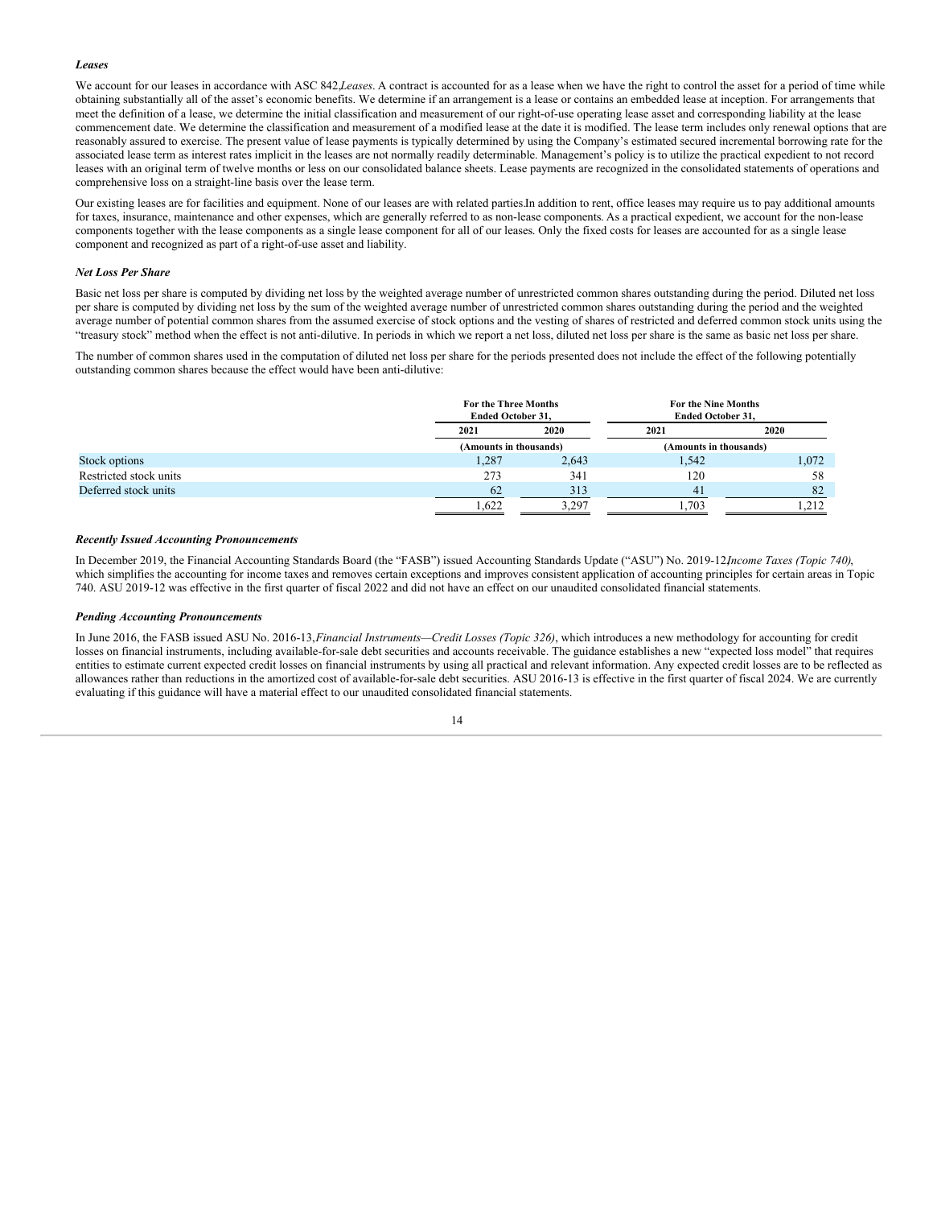***Leases***

We account for our leases in accordance with ASC 842,*Leases*. A contract is accounted for as a lease when we have the right to control the asset for a period of time while obtaining substantially all of the asset's economic benefits. We determine if an arrangement is a lease or contains an embedded lease at inception. For arrangements that meet the definition of a lease, we determine the initial classification and measurement of our right-of-use operating lease asset and corresponding liability at the lease commencement date. We determine the classification and measurement of a modified lease at the date it is modified. The lease term includes only renewal options that are reasonably assured to exercise. The present value of lease payments is typically determined by using the Company's estimated secured incremental borrowing rate for the associated lease term as interest rates implicit in the leases are not normally readily determinable. Management's policy is to utilize the practical expedient to not record leases with an original term of twelve months or less on our consolidated balance sheets. Lease payments are recognized in the consolidated statements of operations and comprehensive loss on a straight-line basis over the lease term.

Our existing leases are for facilities and equipment. None of our leases are with related parties.In addition to rent, office leases may require us to pay additional amounts for taxes, insurance, maintenance and other expenses, which are generally referred to as non-lease components. As a practical expedient, we account for the non-lease components together with the lease components as a single lease component for all of our leases. Only the fixed costs for leases are accounted for as a single lease component and recognized as part of a right-of-use asset and liability.

***Net Loss Per Share***

Basic net loss per share is computed by dividing net loss by the weighted average number of unrestricted common shares outstanding during the period. Diluted net loss per share is computed by dividing net loss by the sum of the weighted average number of unrestricted common shares outstanding during the period and the weighted average number of potential common shares from the assumed exercise of stock options and the vesting of shares of restricted and deferred common stock units using the "treasury stock" method when the effect is not anti-dilutive. In periods in which we report a net loss, diluted net loss per share is the same as basic net loss per share.

The number of common shares used in the computation of diluted net loss per share for the periods presented does not include the effect of the following potentially outstanding common shares because the effect would have been anti-dilutive:

| | For the Three Months Ended October 31, | | For the Nine Months Ended October 31, | |
|---|---|---|---|---|
| | 2021 | 2020 | 2021 | 2020 |
| | (Amounts in thousands) | | (Amounts in thousands) | |
| Stock options | 1,287 | 2,643 | 1,542 | 1,072 |
| Restricted stock units | 273 | 341 | 120 | 58 |
| Deferred stock units | 62 | 313 | 41 | 82 |
| | 1,622 | 3,297 | 1,703 | 1,212 |

***Recently Issued Accounting Pronouncements***

In December 2019, the Financial Accounting Standards Board (the "FASB") issued Accounting Standards Update ("ASU") No. 2019-12,*Income Taxes (Topic 740)*, which simplifies the accounting for income taxes and removes certain exceptions and improves consistent application of accounting principles for certain areas in Topic 740. ASU 2019-12 was effective in the first quarter of fiscal 2022 and did not have an effect on our unaudited consolidated financial statements.

***Pending Accounting Pronouncements***

In June 2016, the FASB issued ASU No. 2016-13,*Financial Instruments—Credit Losses (Topic 326)*, which introduces a new methodology for accounting for credit losses on financial instruments, including available-for-sale debt securities and accounts receivable. The guidance establishes a new "expected loss model" that requires entities to estimate current expected credit losses on financial instruments by using all practical and relevant information. Any expected credit losses are to be reflected as allowances rather than reductions in the amortized cost of available-for-sale debt securities. ASU 2016-13 is effective in the first quarter of fiscal 2024. We are currently evaluating if this guidance will have a material effect to our unaudited consolidated financial statements.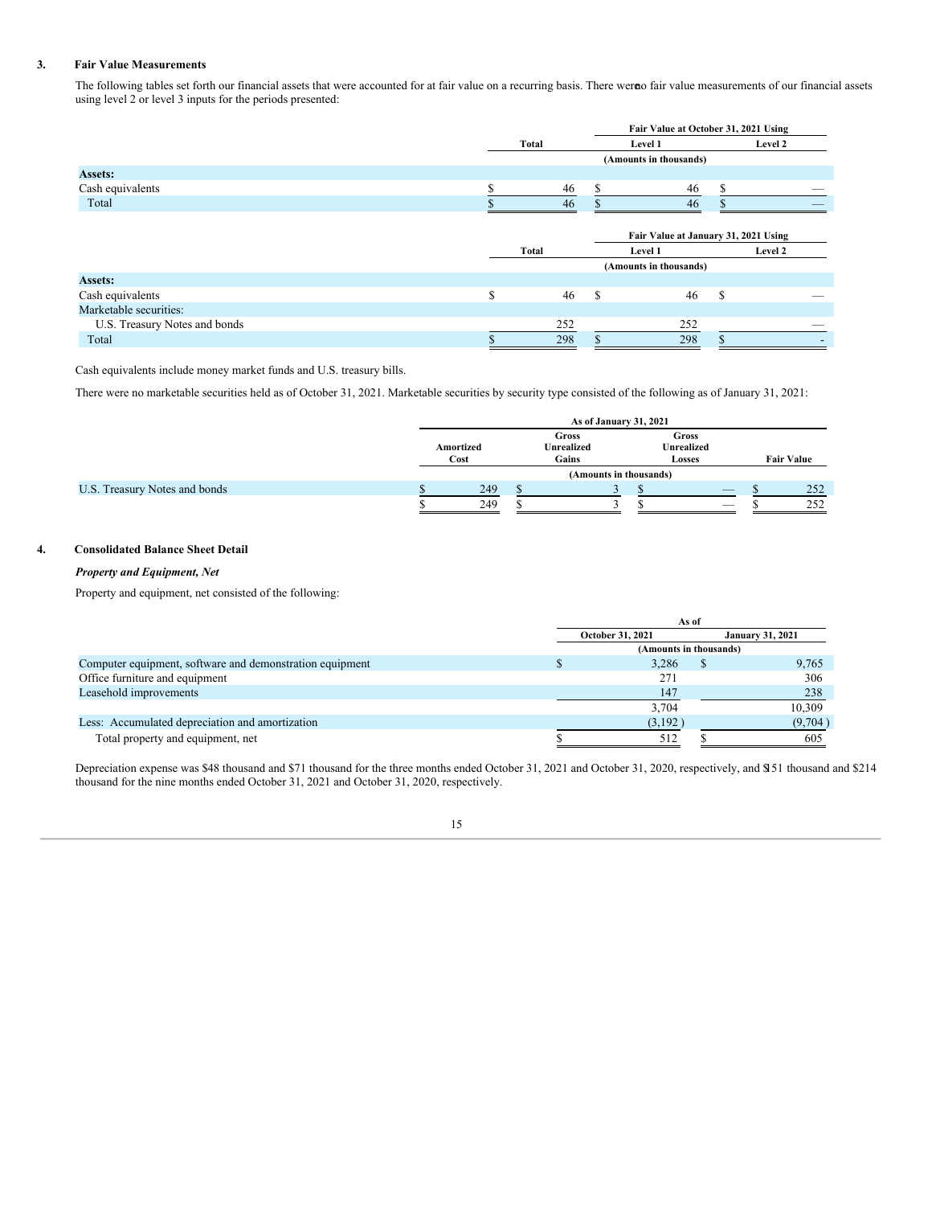### 3. Fair Value Measurements

The following tables set forth our financial assets that were accounted for at fair value on a recurring basis. There were no fair value measurements of our financial assets using level 2 or level 3 inputs for the periods presented:

| | Total | Fair Value at October 31, 2021 Using Level 1 | Level 2 |
|---|---|---|---|
| | | (Amounts in thousands) | |
| **Assets:** | | | |
| Cash equivalents | $ 46 | $ 46 | $ — |
| Total | $ 46 | $ 46 | $ — |

| | Total | Fair Value at January 31, 2021 Using Level 1 | Level 2 |
|---|---|---|---|
| | | (Amounts in thousands) | |
| **Assets:** | | | |
| Cash equivalents | $ 46 | $ 46 | $ — |
| Marketable securities: | | | |
| U.S. Treasury Notes and bonds | 252 | 252 | — |
| Total | $ 298 | $ 298 | $ - |

Cash equivalents include money market funds and U.S. treasury bills.

There were no marketable securities held as of October 31, 2021. Marketable securities by security type consisted of the following as of January 31, 2021:

| | As of January 31, 2021 | | | |
|---|---|---|---|---|
| | Amortized Cost | Gross Unrealized Gains | Gross Unrealized Losses | Fair Value |
| | | (Amounts in thousands) | | |
| U.S. Treasury Notes and bonds | $ 249 | $ 3 | $ — | $ 252 |
| | $ 249 | $ 3 | $ — | $ 252 |

### 4. Consolidated Balance Sheet Detail

***Property and Equipment, Net***

Property and equipment, net consisted of the following:

| | As of | |
|---|---|---|
| | October 31, 2021 | January 31, 2021 |
| | (Amounts in thousands) | |
| Computer equipment, software and demonstration equipment | $ 3,286 | $ 9,765 |
| Office furniture and equipment | 271 | 306 |
| Leasehold improvements | 147 | 238 |
| | 3,704 | 10,309 |
| Less: Accumulated depreciation and amortization | (3,192 ) | (9,704 ) |
| Total property and equipment, net | $ 512 | $ 605 |

Depreciation expense was $48 thousand and $71 thousand for the three months ended October 31, 2021 and October 31, 2020, respectively, and $151 thousand and $214 thousand for the nine months ended October 31, 2021 and October 31, 2020, respectively.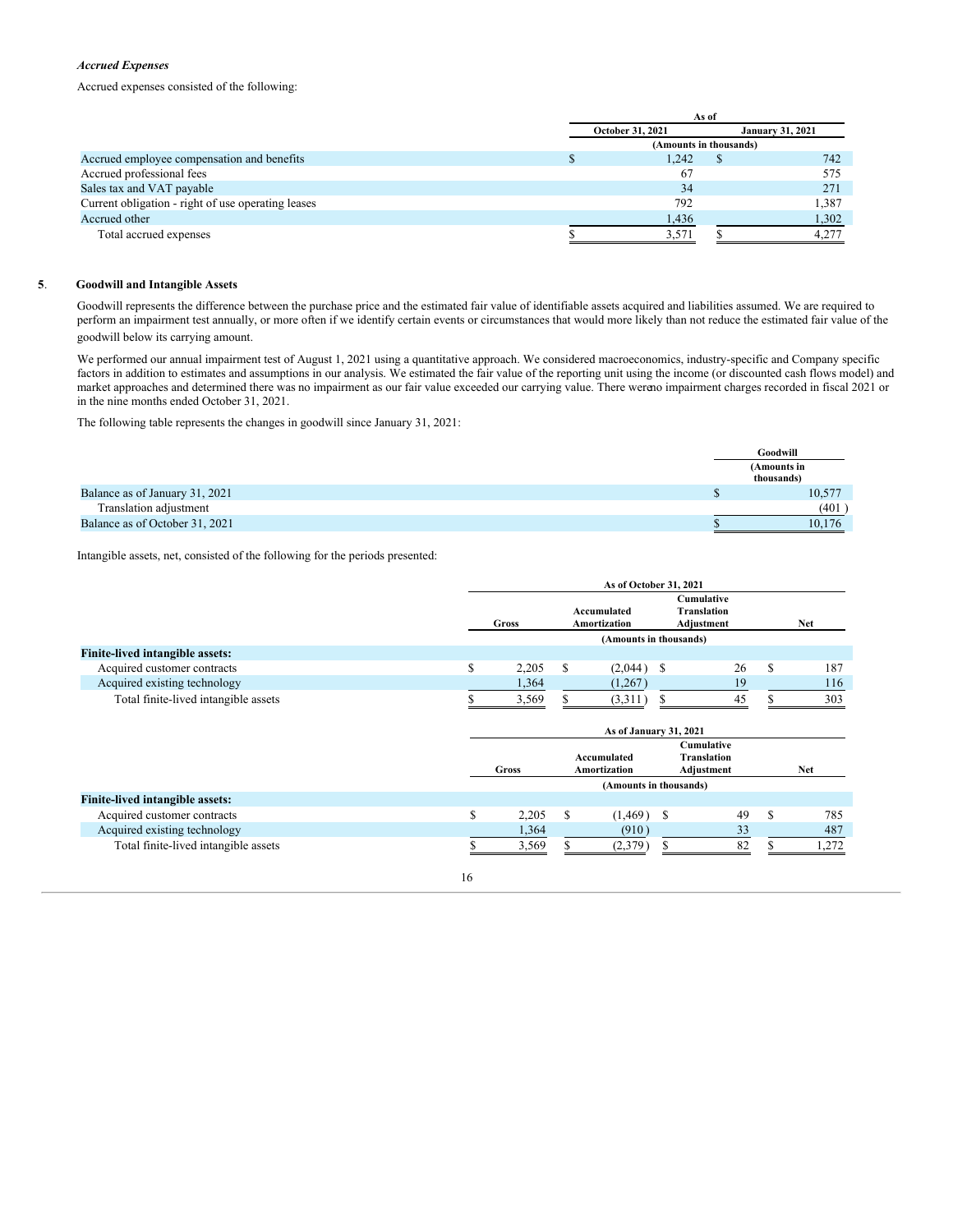*Accrued Expenses*

Accrued expenses consisted of the following:

| | As of | |
|---|---|---|
| | October 31, 2021 | January 31, 2021 |
| | (Amounts in thousands) | |
| Accrued employee compensation and benefits | $ 1,242 | $ 742 |
| Accrued professional fees | 67 | 575 |
| Sales tax and VAT payable | 34 | 271 |
| Current obligation - right of use operating leases | 792 | 1,387 |
| Accrued other | 1,436 | 1,302 |
| Total accrued expenses | $ 3,571 | $ 4,277 |

**5. Goodwill and Intangible Assets**

Goodwill represents the difference between the purchase price and the estimated fair value of identifiable assets acquired and liabilities assumed. We are required to perform an impairment test annually, or more often if we identify certain events or circumstances that would more likely than not reduce the estimated fair value of the goodwill below its carrying amount.

We performed our annual impairment test of August 1, 2021 using a quantitative approach. We considered macroeconomics, industry-specific and Company specific factors in addition to estimates and assumptions in our analysis. We estimated the fair value of the reporting unit using the income (or discounted cash flows model) and market approaches and determined there was no impairment as our fair value exceeded our carrying value. There wereno impairment charges recorded in fiscal 2021 or in the nine months ended October 31, 2021.

The following table represents the changes in goodwill since January 31, 2021:

| | Goodwill (Amounts in thousands) |
|---|---|
| Balance as of January 31, 2021 | $ 10,577 |
| Translation adjustment | (401 ) |
| Balance as of October 31, 2021 | $ 10,176 |

Intangible assets, net, consisted of the following for the periods presented:

| | As of October 31, 2021 | | | |
|---|---|---|---|---|
| | Gross | Accumulated Amortization | Cumulative Translation Adjustment | Net |
| | (Amounts in thousands) | | | |
| **Finite-lived intangible assets:** | | | | |
| Acquired customer contracts | $ 2,205 | $ (2,044 ) | $ 26 | $ 187 |
| Acquired existing technology | 1,364 | (1,267 ) | 19 | 116 |
| Total finite-lived intangible assets | $ 3,569 | $ (3,311 ) | $ 45 | $ 303 |

| | As of January 31, 2021 | | | |
|---|---|---|---|---|
| | Gross | Accumulated Amortization | Cumulative Translation Adjustment | Net |
| | (Amounts in thousands) | | | |
| **Finite-lived intangible assets:** | | | | |
| Acquired customer contracts | $ 2,205 | $ (1,469 ) | $ 49 | $ 785 |
| Acquired existing technology | 1,364 | (910 ) | 33 | 487 |
| Total finite-lived intangible assets | $ 3,569 | $ (2,379 ) | $ 82 | $ 1,272 |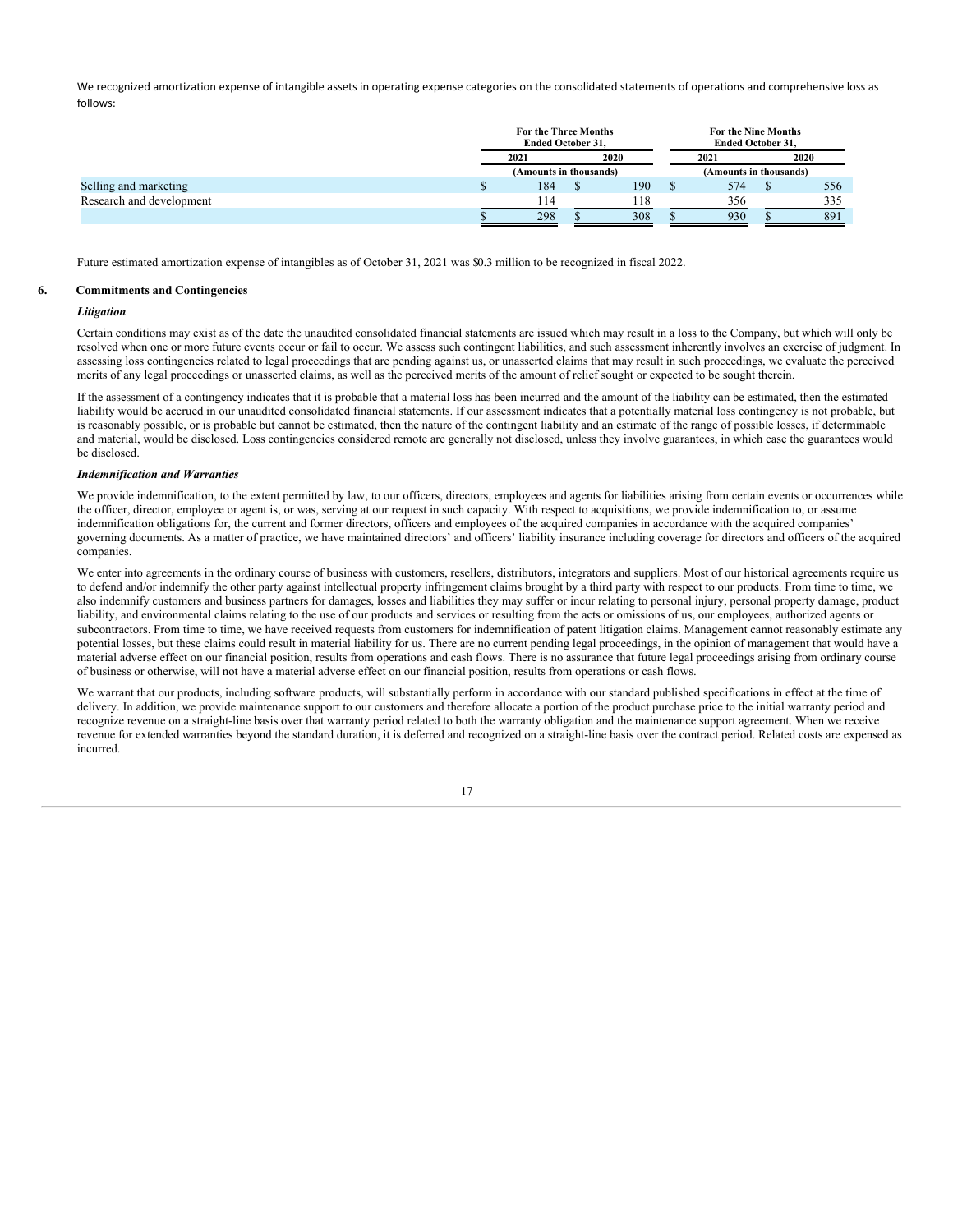We recognized amortization expense of intangible assets in operating expense categories on the consolidated statements of operations and comprehensive loss as follows:

| | For the Three Months Ended October 31, | | For the Nine Months Ended October 31, | |
|---|---|---|---|---|
| | 2021 | 2020 | 2021 | 2020 |
| | (Amounts in thousands) | | (Amounts in thousands) | |
| Selling and marketing | $ 184 | $ 190 | $ 574 | $ 556 |
| Research and development | 114 | 118 | 356 | 335 |
| | $ 298 | $ 308 | $ 930 | $ 891 |

Future estimated amortization expense of intangibles as of October 31, 2021 was $0.3 million to be recognized in fiscal 2022.

## 6. Commitments and Contingencies

### *Litigation*

Certain conditions may exist as of the date the unaudited consolidated financial statements are issued which may result in a loss to the Company, but which will only be resolved when one or more future events occur or fail to occur. We assess such contingent liabilities, and such assessment inherently involves an exercise of judgment. In assessing loss contingencies related to legal proceedings that are pending against us, or unasserted claims that may result in such proceedings, we evaluate the perceived merits of any legal proceedings or unasserted claims, as well as the perceived merits of the amount of relief sought or expected to be sought therein.

If the assessment of a contingency indicates that it is probable that a material loss has been incurred and the amount of the liability can be estimated, then the estimated liability would be accrued in our unaudited consolidated financial statements. If our assessment indicates that a potentially material loss contingency is not probable, but is reasonably possible, or is probable but cannot be estimated, then the nature of the contingent liability and an estimate of the range of possible losses, if determinable and material, would be disclosed. Loss contingencies considered remote are generally not disclosed, unless they involve guarantees, in which case the guarantees would be disclosed.

### *Indemnification and Warranties*

We provide indemnification, to the extent permitted by law, to our officers, directors, employees and agents for liabilities arising from certain events or occurrences while the officer, director, employee or agent is, or was, serving at our request in such capacity. With respect to acquisitions, we provide indemnification to, or assume indemnification obligations for, the current and former directors, officers and employees of the acquired companies in accordance with the acquired companies' governing documents. As a matter of practice, we have maintained directors' and officers' liability insurance including coverage for directors and officers of the acquired companies.

We enter into agreements in the ordinary course of business with customers, resellers, distributors, integrators and suppliers. Most of our historical agreements require us to defend and/or indemnify the other party against intellectual property infringement claims brought by a third party with respect to our products. From time to time, we also indemnify customers and business partners for damages, losses and liabilities they may suffer or incur relating to personal injury, personal property damage, product liability, and environmental claims relating to the use of our products and services or resulting from the acts or omissions of us, our employees, authorized agents or subcontractors. From time to time, we have received requests from customers for indemnification of patent litigation claims. Management cannot reasonably estimate any potential losses, but these claims could result in material liability for us. There are no current pending legal proceedings, in the opinion of management that would have a material adverse effect on our financial position, results from operations and cash flows. There is no assurance that future legal proceedings arising from ordinary course of business or otherwise, will not have a material adverse effect on our financial position, results from operations or cash flows.

We warrant that our products, including software products, will substantially perform in accordance with our standard published specifications in effect at the time of delivery. In addition, we provide maintenance support to our customers and therefore allocate a portion of the product purchase price to the initial warranty period and recognize revenue on a straight-line basis over that warranty period related to both the warranty obligation and the maintenance support agreement. When we receive revenue for extended warranties beyond the standard duration, it is deferred and recognized on a straight-line basis over the contract period. Related costs are expensed as incurred.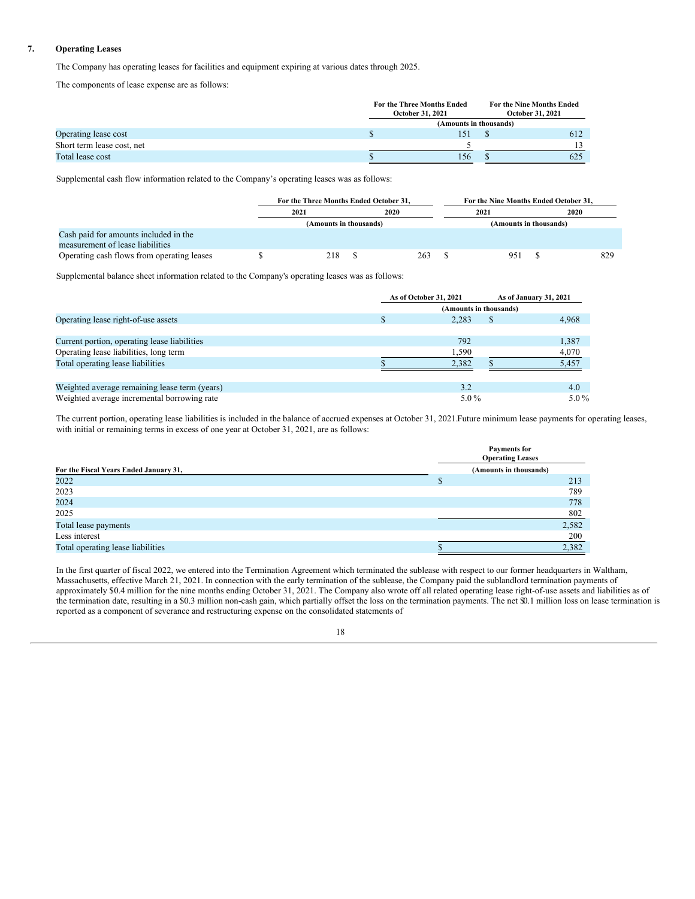## 7. Operating Leases

The Company has operating leases for facilities and equipment expiring at various dates through 2025.

The components of lease expense are as follows:

| | For the Three Months Ended October 31, 2021 | For the Nine Months Ended October 31, 2021 |
|---|---|---|
| | (Amounts in thousands) | |
| Operating lease cost | $ 151 | $ 612 |
| Short term lease cost, net | 5 | 13 |
| Total lease cost | $ 156 | $ 625 |

Supplemental cash flow information related to the Company's operating leases was as follows:

| | For the Three Months Ended October 31, | | For the Nine Months Ended October 31, | |
|---|---|---|---|---|
| | 2021 | 2020 | 2021 | 2020 |
| | (Amounts in thousands) | | (Amounts in thousands) | |
| Cash paid for amounts included in the measurement of lease liabilities | | | | |
| Operating cash flows from operating leases | $ 218 | $ 263 | $ 951 | $ 829 |

Supplemental balance sheet information related to the Company's operating leases was as follows:

| | As of October 31, 2021 | As of January 31, 2021 |
|---|---|---|
| | (Amounts in thousands) | |
| Operating lease right-of-use assets | $ 2,283 | $ 4,968 |
| | | |
| Current portion, operating lease liabilities | 792 | 1,387 |
| Operating lease liabilities, long term | 1,590 | 4,070 |
| Total operating lease liabilities | $ 2,382 | $ 5,457 |
| | | |
| Weighted average remaining lease term (years) | 3.2 | 4.0 |
| Weighted average incremental borrowing rate | 5.0 % | 5.0 % |

The current portion, operating lease liabilities is included in the balance of accrued expenses at October 31, 2021.Future minimum lease payments for operating leases, with initial or remaining terms in excess of one year at October 31, 2021, are as follows:

| For the Fiscal Years Ended January 31, | Payments for Operating Leases (Amounts in thousands) |
|---|---|
| 2022 | $ 213 |
| 2023 | 789 |
| 2024 | 778 |
| 2025 | 802 |
| Total lease payments | 2,582 |
| Less interest | 200 |
| Total operating lease liabilities | $ 2,382 |

In the first quarter of fiscal 2022, we entered into the Termination Agreement which terminated the sublease with respect to our former headquarters in Waltham, Massachusetts, effective March 21, 2021. In connection with the early termination of the sublease, the Company paid the sublandlord termination payments of approximately $0.4 million for the nine months ending October 31, 2021. The Company also wrote off all related operating lease right-of-use assets and liabilities as of the termination date, resulting in a $0.3 million non-cash gain, which partially offset the loss on the termination payments. The net $0.1 million loss on lease termination is reported as a component of severance and restructuring expense on the consolidated statements of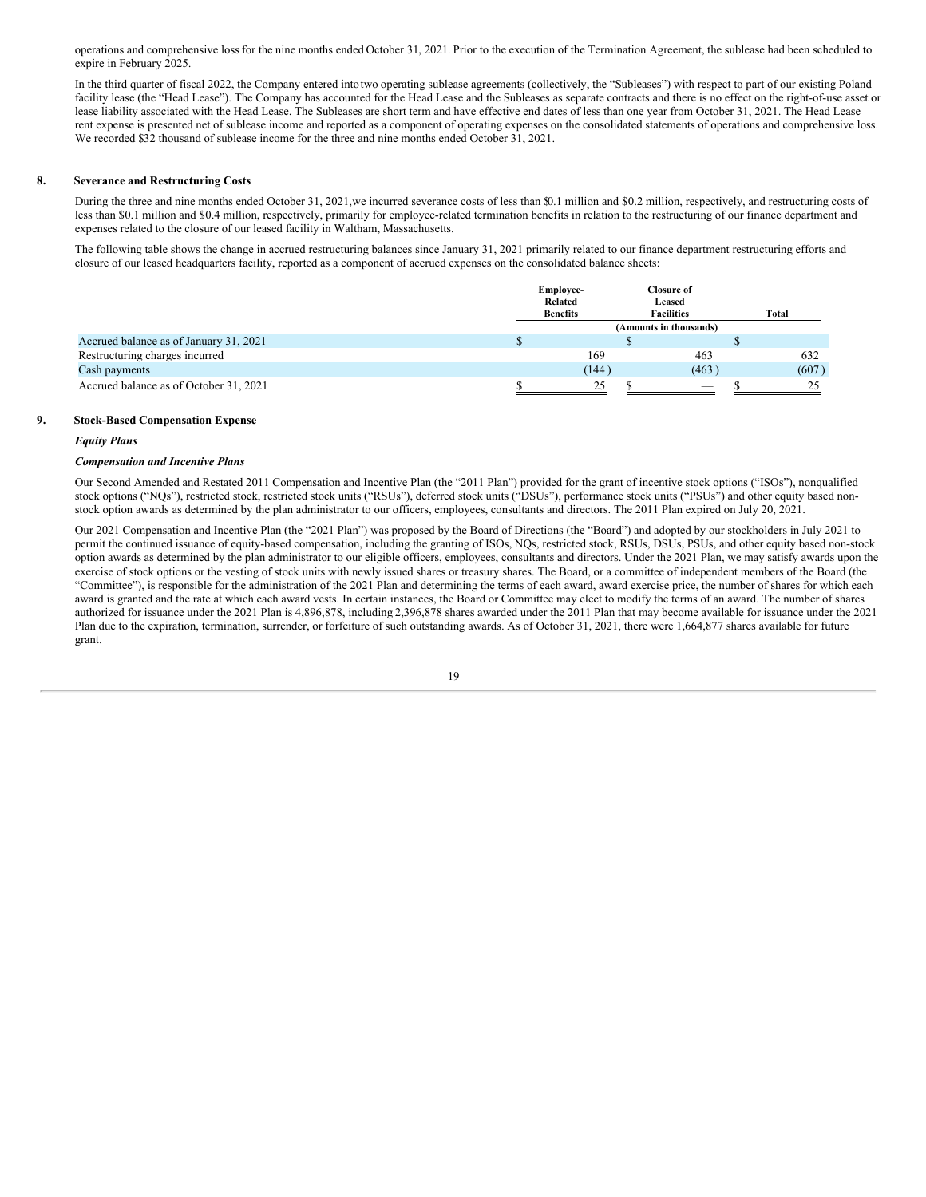operations and comprehensive loss for the nine months ended October 31, 2021. Prior to the execution of the Termination Agreement, the sublease had been scheduled to expire in February 2025.

In the third quarter of fiscal 2022, the Company entered into two operating sublease agreements (collectively, the "Subleases") with respect to part of our existing Poland facility lease (the "Head Lease"). The Company has accounted for the Head Lease and the Subleases as separate contracts and there is no effect on the right-of-use asset or lease liability associated with the Head Lease. The Subleases are short term and have effective end dates of less than one year from October 31, 2021. The Head Lease rent expense is presented net of sublease income and reported as a component of operating expenses on the consolidated statements of operations and comprehensive loss. We recorded $32 thousand of sublease income for the three and nine months ended October 31, 2021.

## 8. Severance and Restructuring Costs

During the three and nine months ended October 31, 2021, we incurred severance costs of less than $0.1 million and $0.2 million, respectively, and restructuring costs of less than $0.1 million and $0.4 million, respectively, primarily for employee-related termination benefits in relation to the restructuring of our finance department and expenses related to the closure of our leased facility in Waltham, Massachusetts.

The following table shows the change in accrued restructuring balances since January 31, 2021 primarily related to our finance department restructuring efforts and closure of our leased headquarters facility, reported as a component of accrued expenses on the consolidated balance sheets:

| | Employee-Related Benefits | Closure of Leased Facilities | Total |
|---|---|---|---|
| | | (Amounts in thousands) | |
| Accrued balance as of January 31, 2021 | $ — | $ — | $ — |
| Restructuring charges incurred | 169 | 463 | 632 |
| Cash payments | (144) | (463) | (607) |
| Accrued balance as of October 31, 2021 | $ 25 | $ — | $ 25 |

## 9. Stock-Based Compensation Expense

### *Equity Plans*

### *Compensation and Incentive Plans*

Our Second Amended and Restated 2011 Compensation and Incentive Plan (the "2011 Plan") provided for the grant of incentive stock options ("ISOs"), nonqualified stock options ("NQs"), restricted stock, restricted stock units ("RSUs"), deferred stock units ("DSUs"), performance stock units ("PSUs") and other equity based non-stock option awards as determined by the plan administrator to our officers, employees, consultants and directors. The 2011 Plan expired on July 20, 2021.

Our 2021 Compensation and Incentive Plan (the "2021 Plan") was proposed by the Board of Directions (the "Board") and adopted by our stockholders in July 2021 to permit the continued issuance of equity-based compensation, including the granting of ISOs, NQs, restricted stock, RSUs, DSUs, PSUs, and other equity based non-stock option awards as determined by the plan administrator to our eligible officers, employees, consultants and directors. Under the 2021 Plan, we may satisfy awards upon the exercise of stock options or the vesting of stock units with newly issued shares or treasury shares. The Board, or a committee of independent members of the Board (the "Committee"), is responsible for the administration of the 2021 Plan and determining the terms of each award, award exercise price, the number of shares for which each award is granted and the rate at which each award vests. In certain instances, the Board or Committee may elect to modify the terms of an award. The number of shares authorized for issuance under the 2021 Plan is 4,896,878, including 2,396,878 shares awarded under the 2011 Plan that may become available for issuance under the 2021 Plan due to the expiration, termination, surrender, or forfeiture of such outstanding awards. As of October 31, 2021, there were 1,664,877 shares available for future grant.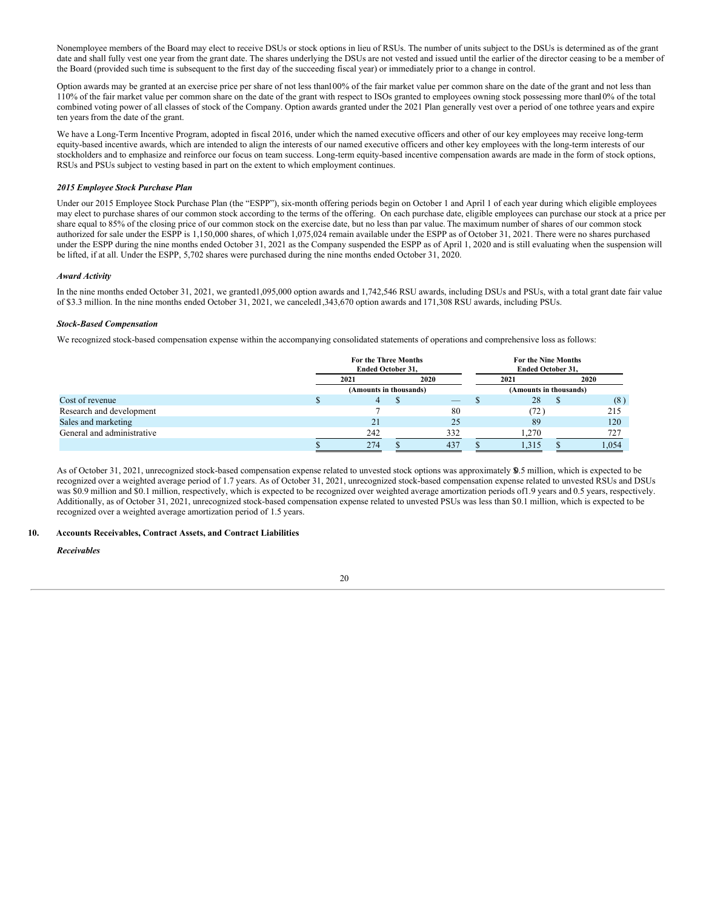Nonemployee members of the Board may elect to receive DSUs or stock options in lieu of RSUs. The number of units subject to the DSUs is determined as of the grant date and shall fully vest one year from the grant date. The shares underlying the DSUs are not vested and issued until the earlier of the director ceasing to be a member of the Board (provided such time is subsequent to the first day of the succeeding fiscal year) or immediately prior to a change in control.

Option awards may be granted at an exercise price per share of not less than 100% of the fair market value per common share on the date of the grant and not less than 110% of the fair market value per common share on the date of the grant with respect to ISOs granted to employees owning stock possessing more than 10% of the total combined voting power of all classes of stock of the Company. Option awards granted under the 2021 Plan generally vest over a period of one to three years and expire ten years from the date of the grant.

We have a Long-Term Incentive Program, adopted in fiscal 2016, under which the named executive officers and other of our key employees may receive long-term equity-based incentive awards, which are intended to align the interests of our named executive officers and other key employees with the long-term interests of our stockholders and to emphasize and reinforce our focus on team success. Long-term equity-based incentive compensation awards are made in the form of stock options, RSUs and PSUs subject to vesting based in part on the extent to which employment continues.

***2015 Employee Stock Purchase Plan***

Under our 2015 Employee Stock Purchase Plan (the "ESPP"), six-month offering periods begin on October 1 and April 1 of each year during which eligible employees may elect to purchase shares of our common stock according to the terms of the offering. On each purchase date, eligible employees can purchase our stock at a price per share equal to 85% of the closing price of our common stock on the exercise date, but no less than par value. The maximum number of shares of our common stock authorized for sale under the ESPP is 1,150,000 shares, of which 1,075,024 remain available under the ESPP as of October 31, 2021. There were no shares purchased under the ESPP during the nine months ended October 31, 2021 as the Company suspended the ESPP as of April 1, 2020 and is still evaluating when the suspension will be lifted, if at all. Under the ESPP, 5,702 shares were purchased during the nine months ended October 31, 2020.

***Award Activity***

In the nine months ended October 31, 2021, we granted 1,095,000 option awards and 1,742,546 RSU awards, including DSUs and PSUs, with a total grant date fair value of $3.3 million. In the nine months ended October 31, 2021, we canceled 1,343,670 option awards and 171,308 RSU awards, including PSUs.

***Stock-Based Compensation***

We recognized stock-based compensation expense within the accompanying consolidated statements of operations and comprehensive loss as follows:

| | For the Three Months Ended October 31, | | For the Nine Months Ended October 31, | |
|---|---|---|---|---|
| | 2021 | 2020 | 2021 | 2020 |
| | (Amounts in thousands) | | (Amounts in thousands) | |
| Cost of revenue | $ 4 | $ — | $ 28 | $ (8) |
| Research and development | 7 | 80 | (72) | 215 |
| Sales and marketing | 21 | 25 | 89 | 120 |
| General and administrative | 242 | 332 | 1,270 | 727 |
| | $ 274 | $ 437 | $ 1,315 | $ 1,054 |

As of October 31, 2021, unrecognized stock-based compensation expense related to unvested stock options was approximately $0.5 million, which is expected to be recognized over a weighted average period of 1.7 years. As of October 31, 2021, unrecognized stock-based compensation expense related to unvested RSUs and DSUs was $0.9 million and $0.1 million, respectively, which is expected to be recognized over weighted average amortization periods of 1.9 years and 0.5 years, respectively. Additionally, as of October 31, 2021, unrecognized stock-based compensation expense related to unvested PSUs was less than $0.1 million, which is expected to be recognized over a weighted average amortization period of 1.5 years.

## 10. Accounts Receivables, Contract Assets, and Contract Liabilities

***Receivables***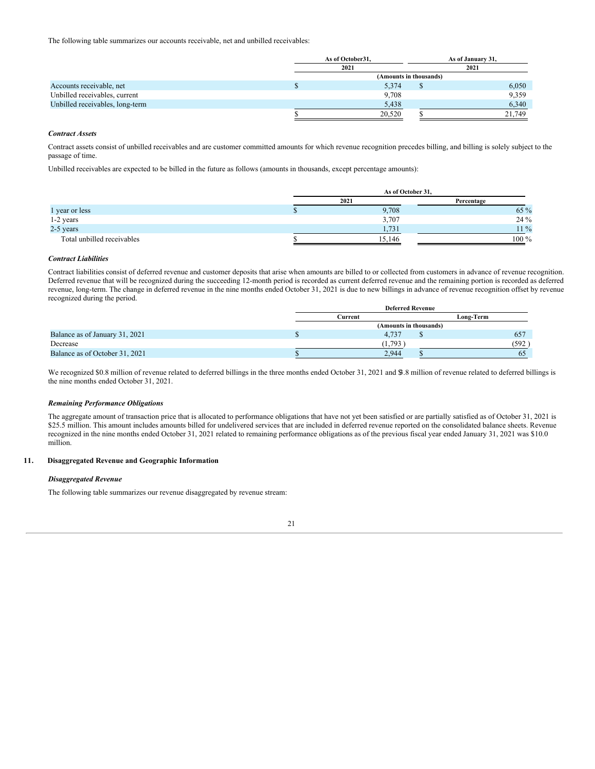The following table summarizes our accounts receivable, net and unbilled receivables:

| | As of October31, | As of January 31, |
|---|---|---|
| | 2021 | 2021 |
| | (Amounts in thousands) | |
| Accounts receivable, net | $ 5,374 | $ 6,050 |
| Unbilled receivables, current | 9,708 | 9,359 |
| Unbilled receivables, long-term | 5,438 | 6,340 |
| | $ 20,520 | $ 21,749 |

***Contract Assets***

Contract assets consist of unbilled receivables and are customer committed amounts for which revenue recognition precedes billing, and billing is solely subject to the passage of time.

Unbilled receivables are expected to be billed in the future as follows (amounts in thousands, except percentage amounts):

| | As of October 31, | |
|---|---|---|
| | 2021 | Percentage |
| 1 year or less | $ 9,708 | 65 % |
| 1-2 years | 3,707 | 24 % |
| 2-5 years | 1,731 | 11 % |
| Total unbilled receivables | $ 15,146 | 100 % |

***Contract Liabilities***

Contract liabilities consist of deferred revenue and customer deposits that arise when amounts are billed to or collected from customers in advance of revenue recognition. Deferred revenue that will be recognized during the succeeding 12-month period is recorded as current deferred revenue and the remaining portion is recorded as deferred revenue, long-term. The change in deferred revenue in the nine months ended October 31, 2021 is due to new billings in advance of revenue recognition offset by revenue recognized during the period.

| | Deferred Revenue | |
|---|---|---|
| | Current | Long-Term |
| | (Amounts in thousands) | |
| Balance as of January 31, 2021 | $ 4,737 | $ 657 |
| Decrease | (1,793 ) | (592 ) |
| Balance as of October 31, 2021 | $ 2,944 | $ 65 |

We recognized $0.8 million of revenue related to deferred billings in the three months ended October 31, 2021 and $3.8 million of revenue related to deferred billings is the nine months ended October 31, 2021.

***Remaining Performance Obligations***

The aggregate amount of transaction price that is allocated to performance obligations that have not yet been satisfied or are partially satisfied as of October 31, 2021 is $25.5 million. This amount includes amounts billed for undelivered services that are included in deferred revenue reported on the consolidated balance sheets. Revenue recognized in the nine months ended October 31, 2021 related to remaining performance obligations as of the previous fiscal year ended January 31, 2021 was $10.0 million.

## 11. Disaggregated Revenue and Geographic Information

***Disaggregated Revenue***

The following table summarizes our revenue disaggregated by revenue stream: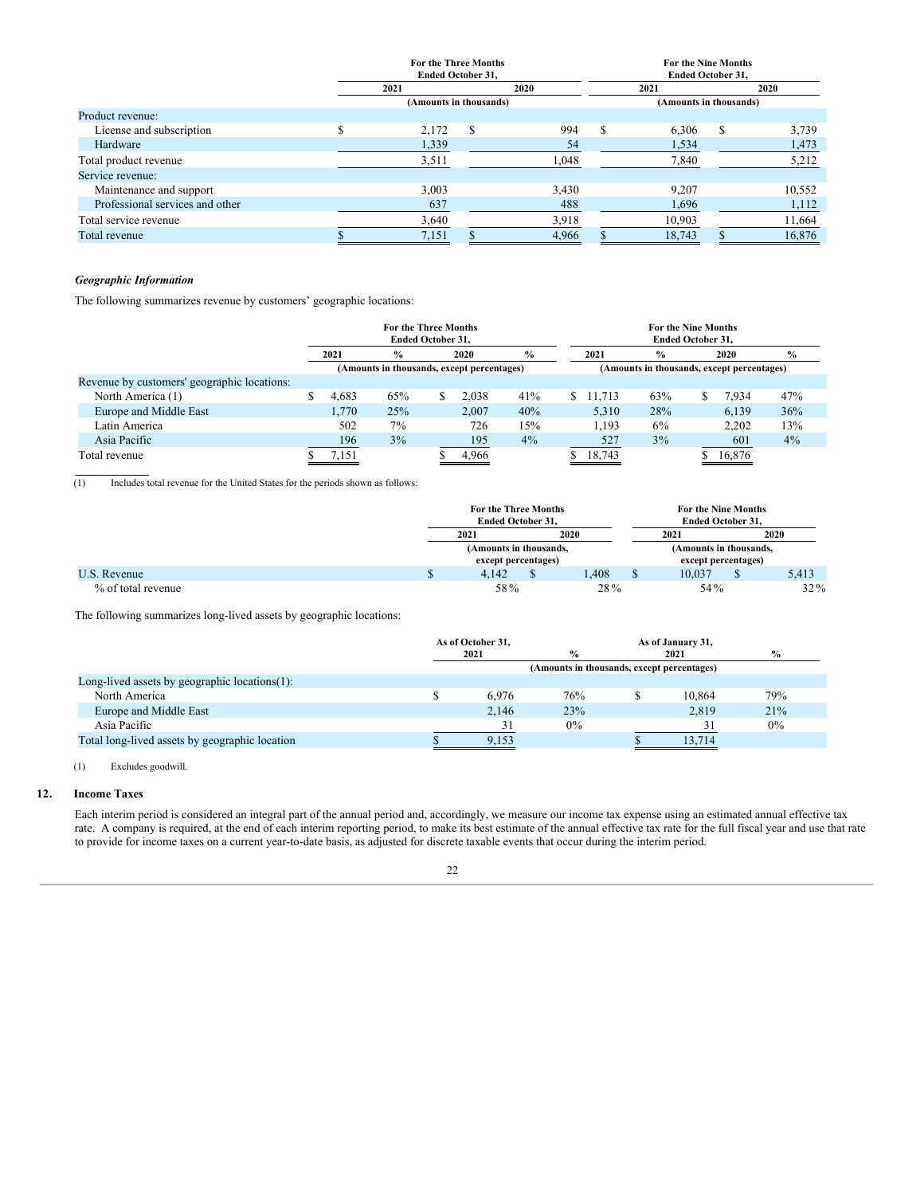| | For the Three Months Ended October 31, | | For the Nine Months Ended October 31, | |
|---|---|---|---|---|
| | 2021 | 2020 | 2021 | 2020 |
| | (Amounts in thousands) | | (Amounts in thousands) | |
| Product revenue: | | | | |
| License and subscription | $ 2,172 | $ 994 | $ 6,306 | $ 3,739 |
| Hardware | 1,339 | 54 | 1,534 | 1,473 |
| Total product revenue | 3,511 | 1,048 | 7,840 | 5,212 |
| Service revenue: | | | | |
| Maintenance and support | 3,003 | 3,430 | 9,207 | 10,552 |
| Professional services and other | 637 | 488 | 1,696 | 1,112 |
| Total service revenue | 3,640 | 3,918 | 10,903 | 11,664 |
| Total revenue | $ 7,151 | $ 4,966 | $ 18,743 | $ 16,876 |

***Geographic Information***

The following summarizes revenue by customers' geographic locations:

| | For the Three Months Ended October 31, | | | | For the Nine Months Ended October 31, | | | |
|---|---|---|---|---|---|---|---|---|
| | 2021 | % | 2020 | % | 2021 | % | 2020 | % |
| | (Amounts in thousands, except percentages) | | | | (Amounts in thousands, except percentages) | | | |
| Revenue by customers' geographic locations: | | | | | | | | |
| North America (1) | $ 4,683 | 65% | $ 2,038 | 41% | $ 11,713 | 63% | $ 7,934 | 47% |
| Europe and Middle East | 1,770 | 25% | 2,007 | 40% | 5,310 | 28% | 6,139 | 36% |
| Latin America | 502 | 7% | 726 | 15% | 1,193 | 6% | 2,202 | 13% |
| Asia Pacific | 196 | 3% | 195 | 4% | 527 | 3% | 601 | 4% |
| Total revenue | $ 7,151 | | $ 4,966 | | $ 18,743 | | $ 16,876 | |

(1) Includes total revenue for the United States for the periods shown as follows:

| | For the Three Months Ended October 31, | | For the Nine Months Ended October 31, | |
|---|---|---|---|---|
| | 2021 | 2020 | 2021 | 2020 |
| | (Amounts in thousands, except percentages) | | (Amounts in thousands, except percentages) | |
| U.S. Revenue | $ 4,142 | $ 1,408 | $ 10,037 | $ 5,413 |
| % of total revenue | 58% | 28% | 54% | 32% |

The following summarizes long-lived assets by geographic locations:

| | As of October 31, 2021 | % | As of January 31, 2021 | % |
|---|---|---|---|---|
| | (Amounts in thousands, except percentages) | | | |
| Long-lived assets by geographic locations(1): | | | | |
| North America | $ 6,976 | 76% | $ 10,864 | 79% |
| Europe and Middle East | 2,146 | 23% | 2,819 | 21% |
| Asia Pacific | 31 | 0% | 31 | 0% |
| Total long-lived assets by geographic location | $ 9,153 | | $ 13,714 | |

(1) Excludes goodwill.

## 12. Income Taxes

Each interim period is considered an integral part of the annual period and, accordingly, we measure our income tax expense using an estimated annual effective tax rate. A company is required, at the end of each interim reporting period, to make its best estimate of the annual effective tax rate for the full fiscal year and use that rate to provide for income taxes on a current year-to-date basis, as adjusted for discrete taxable events that occur during the interim period.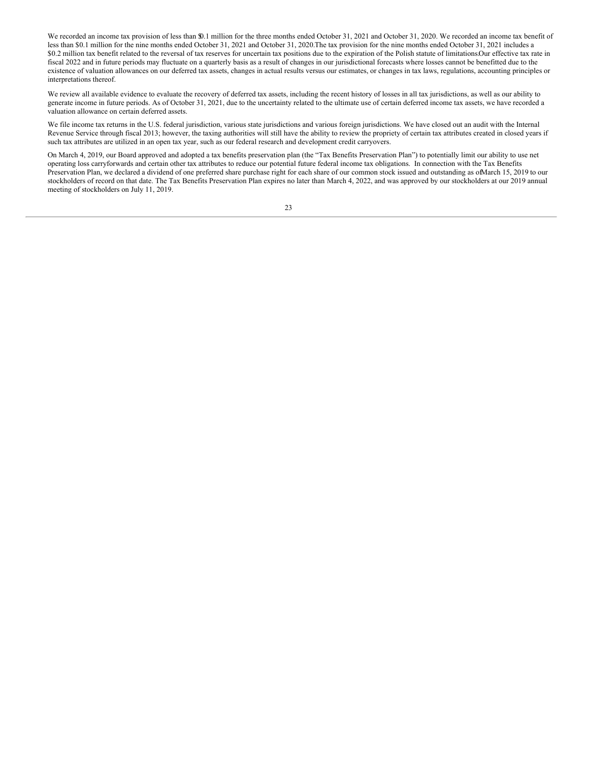We recorded an income tax provision of less than $0.1 million for the three months ended October 31, 2021 and October 31, 2020. We recorded an income tax benefit of less than $0.1 million for the nine months ended October 31, 2021 and October 31, 2020. The tax provision for the nine months ended October 31, 2021 includes a $0.2 million tax benefit related to the reversal of tax reserves for uncertain tax positions due to the expiration of the Polish statute of limitations. Our effective tax rate in fiscal 2022 and in future periods may fluctuate on a quarterly basis as a result of changes in our jurisdictional forecasts where losses cannot be benefitted due to the existence of valuation allowances on our deferred tax assets, changes in actual results versus our estimates, or changes in tax laws, regulations, accounting principles or interpretations thereof.

We review all available evidence to evaluate the recovery of deferred tax assets, including the recent history of losses in all tax jurisdictions, as well as our ability to generate income in future periods. As of October 31, 2021, due to the uncertainty related to the ultimate use of certain deferred income tax assets, we have recorded a valuation allowance on certain deferred assets.

We file income tax returns in the U.S. federal jurisdiction, various state jurisdictions and various foreign jurisdictions. We have closed out an audit with the Internal Revenue Service through fiscal 2013; however, the taxing authorities will still have the ability to review the propriety of certain tax attributes created in closed years if such tax attributes are utilized in an open tax year, such as our federal research and development credit carryovers.

On March 4, 2019, our Board approved and adopted a tax benefits preservation plan (the "Tax Benefits Preservation Plan") to potentially limit our ability to use net operating loss carryforwards and certain other tax attributes to reduce our potential future federal income tax obligations. In connection with the Tax Benefits Preservation Plan, we declared a dividend of one preferred share purchase right for each share of our common stock issued and outstanding as of March 15, 2019 to our stockholders of record on that date. The Tax Benefits Preservation Plan expires no later than March 4, 2022, and was approved by our stockholders at our 2019 annual meeting of stockholders on July 11, 2019.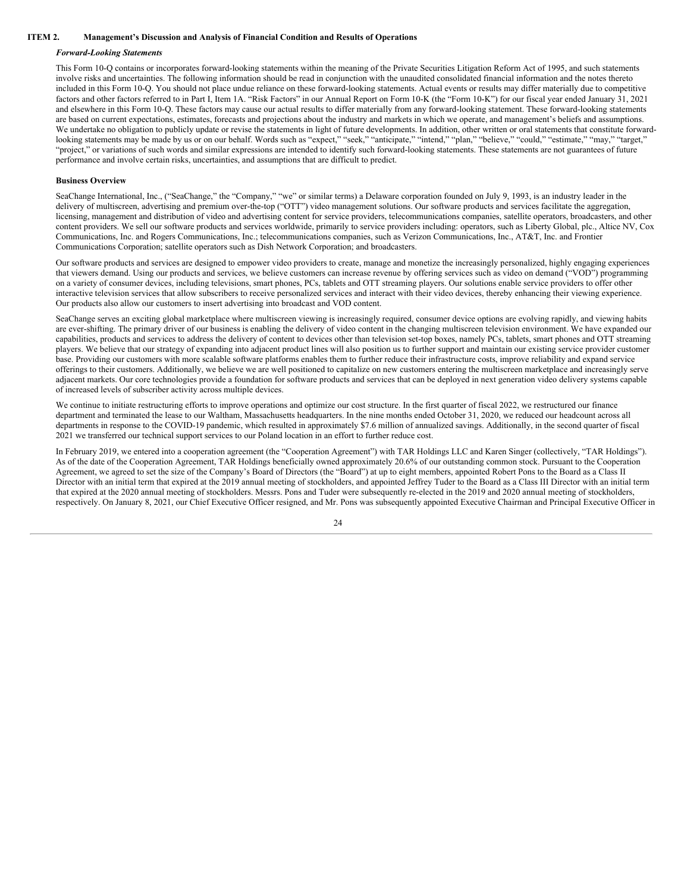## ITEM 2. Management's Discussion and Analysis of Financial Condition and Results of Operations

### *Forward-Looking Statements*

This Form 10-Q contains or incorporates forward-looking statements within the meaning of the Private Securities Litigation Reform Act of 1995, and such statements involve risks and uncertainties. The following information should be read in conjunction with the unaudited consolidated financial information and the notes thereto included in this Form 10-Q. You should not place undue reliance on these forward-looking statements. Actual events or results may differ materially due to competitive factors and other factors referred to in Part I, Item 1A. "Risk Factors" in our Annual Report on Form 10-K (the "Form 10-K") for our fiscal year ended January 31, 2021 and elsewhere in this Form 10-Q. These factors may cause our actual results to differ materially from any forward-looking statement. These forward-looking statements are based on current expectations, estimates, forecasts and projections about the industry and markets in which we operate, and management's beliefs and assumptions. We undertake no obligation to publicly update or revise the statements in light of future developments. In addition, other written or oral statements that constitute forward-looking statements may be made by us or on our behalf. Words such as "expect," "seek," "anticipate," "intend," "plan," "believe," "could," "estimate," "may," "target," "project," or variations of such words and similar expressions are intended to identify such forward-looking statements. These statements are not guarantees of future performance and involve certain risks, uncertainties, and assumptions that are difficult to predict.

### Business Overview

SeaChange International, Inc., ("SeaChange," the "Company," "we" or similar terms) a Delaware corporation founded on July 9, 1993, is an industry leader in the delivery of multiscreen, advertising and premium over-the-top ("OTT") video management solutions. Our software products and services facilitate the aggregation, licensing, management and distribution of video and advertising content for service providers, telecommunications companies, satellite operators, broadcasters, and other content providers. We sell our software products and services worldwide, primarily to service providers including: operators, such as Liberty Global, plc., Altice NV, Cox Communications, Inc. and Rogers Communications, Inc.; telecommunications companies, such as Verizon Communications, Inc., AT&T, Inc. and Frontier Communications Corporation; satellite operators such as Dish Network Corporation; and broadcasters.

Our software products and services are designed to empower video providers to create, manage and monetize the increasingly personalized, highly engaging experiences that viewers demand. Using our products and services, we believe customers can increase revenue by offering services such as video on demand ("VOD") programming on a variety of consumer devices, including televisions, smart phones, PCs, tablets and OTT streaming players. Our solutions enable service providers to offer other interactive television services that allow subscribers to receive personalized services and interact with their video devices, thereby enhancing their viewing experience. Our products also allow our customers to insert advertising into broadcast and VOD content.

SeaChange serves an exciting global marketplace where multiscreen viewing is increasingly required, consumer device options are evolving rapidly, and viewing habits are ever-shifting. The primary driver of our business is enabling the delivery of video content in the changing multiscreen television environment. We have expanded our capabilities, products and services to address the delivery of content to devices other than television set-top boxes, namely PCs, tablets, smart phones and OTT streaming players. We believe that our strategy of expanding into adjacent product lines will also position us to further support and maintain our existing service provider customer base. Providing our customers with more scalable software platforms enables them to further reduce their infrastructure costs, improve reliability and expand service offerings to their customers. Additionally, we believe we are well positioned to capitalize on new customers entering the multiscreen marketplace and increasingly serve adjacent markets. Our core technologies provide a foundation for software products and services that can be deployed in next generation video delivery systems capable of increased levels of subscriber activity across multiple devices.

We continue to initiate restructuring efforts to improve operations and optimize our cost structure. In the first quarter of fiscal 2022, we restructured our finance department and terminated the lease to our Waltham, Massachusetts headquarters. In the nine months ended October 31, 2020, we reduced our headcount across all departments in response to the COVID-19 pandemic, which resulted in approximately $7.6 million of annualized savings. Additionally, in the second quarter of fiscal 2021 we transferred our technical support services to our Poland location in an effort to further reduce cost.

In February 2019, we entered into a cooperation agreement (the "Cooperation Agreement") with TAR Holdings LLC and Karen Singer (collectively, "TAR Holdings"). As of the date of the Cooperation Agreement, TAR Holdings beneficially owned approximately 20.6% of our outstanding common stock. Pursuant to the Cooperation Agreement, we agreed to set the size of the Company's Board of Directors (the "Board") at up to eight members, appointed Robert Pons to the Board as a Class II Director with an initial term that expired at the 2019 annual meeting of stockholders, and appointed Jeffrey Tuder to the Board as a Class III Director with an initial term that expired at the 2020 annual meeting of stockholders. Messrs. Pons and Tuder were subsequently re-elected in the 2019 and 2020 annual meeting of stockholders, respectively. On January 8, 2021, our Chief Executive Officer resigned, and Mr. Pons was subsequently appointed Executive Chairman and Principal Executive Officer in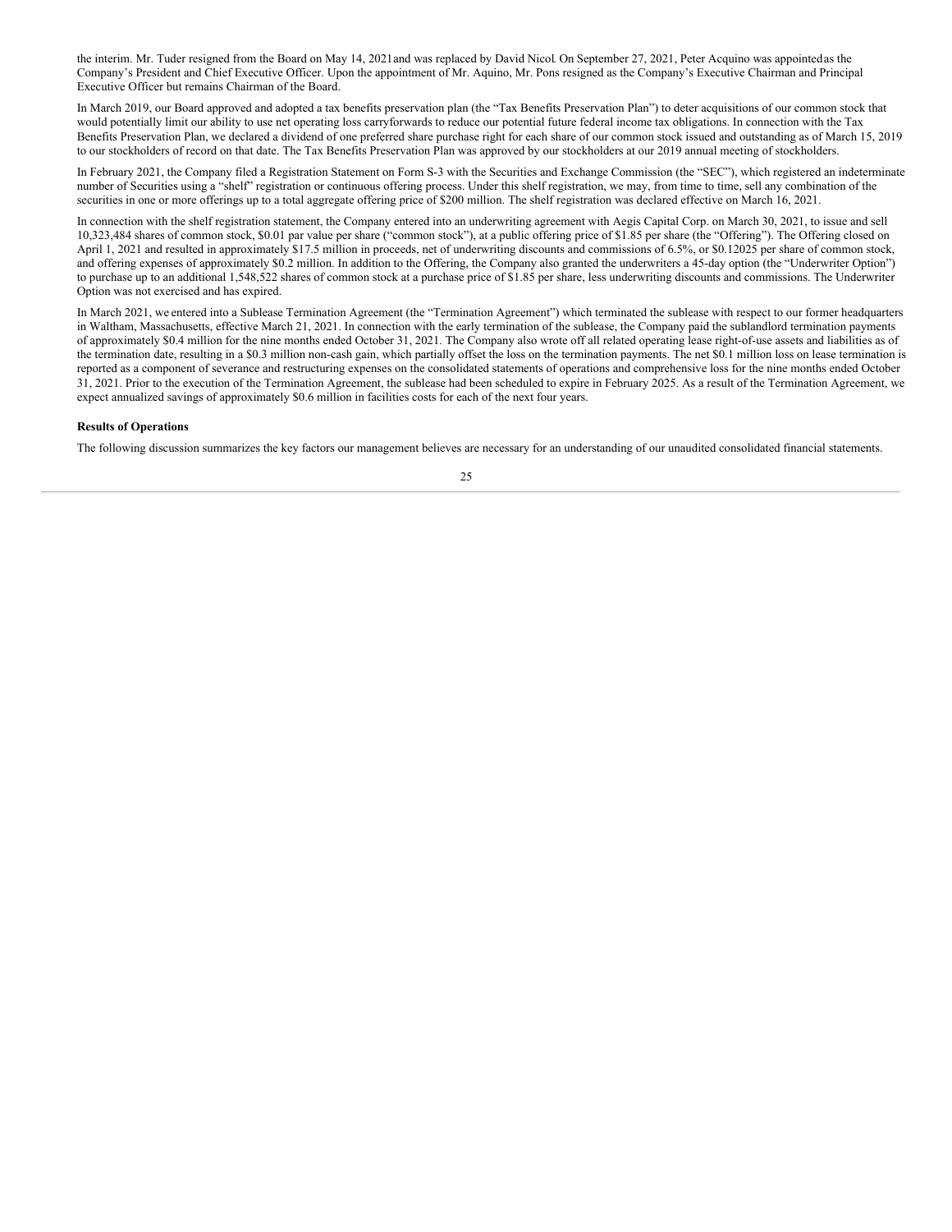the interim. Mr. Tuder resigned from the Board on May 14, 2021 and was replaced by David Nicol. On September 27, 2021, Peter Acquino was appointed as the Company's President and Chief Executive Officer. Upon the appointment of Mr. Aquino, Mr. Pons resigned as the Company's Executive Chairman and Principal Executive Officer but remains Chairman of the Board.

In March 2019, our Board approved and adopted a tax benefits preservation plan (the "Tax Benefits Preservation Plan") to deter acquisitions of our common stock that would potentially limit our ability to use net operating loss carryforwards to reduce our potential future federal income tax obligations. In connection with the Tax Benefits Preservation Plan, we declared a dividend of one preferred share purchase right for each share of our common stock issued and outstanding as of March 15, 2019 to our stockholders of record on that date. The Tax Benefits Preservation Plan was approved by our stockholders at our 2019 annual meeting of stockholders.

In February 2021, the Company filed a Registration Statement on Form S-3 with the Securities and Exchange Commission (the "SEC"), which registered an indeterminate number of Securities using a "shelf" registration or continuous offering process. Under this shelf registration, we may, from time to time, sell any combination of the securities in one or more offerings up to a total aggregate offering price of $200 million. The shelf registration was declared effective on March 16, 2021.

In connection with the shelf registration statement, the Company entered into an underwriting agreement with Aegis Capital Corp. on March 30, 2021, to issue and sell 10,323,484 shares of common stock, $0.01 par value per share ("common stock"), at a public offering price of $1.85 per share (the "Offering"). The Offering closed on April 1, 2021 and resulted in approximately $17.5 million in proceeds, net of underwriting discounts and commissions of 6.5%, or $0.12025 per share of common stock, and offering expenses of approximately $0.2 million. In addition to the Offering, the Company also granted the underwriters a 45-day option (the "Underwriter Option") to purchase up to an additional 1,548,522 shares of common stock at a purchase price of $1.85 per share, less underwriting discounts and commissions. The Underwriter Option was not exercised and has expired.

In March 2021, we entered into a Sublease Termination Agreement (the "Termination Agreement") which terminated the sublease with respect to our former headquarters in Waltham, Massachusetts, effective March 21, 2021. In connection with the early termination of the sublease, the Company paid the sublandlord termination payments of approximately $0.4 million for the nine months ended October 31, 2021. The Company also wrote off all related operating lease right-of-use assets and liabilities as of the termination date, resulting in a $0.3 million non-cash gain, which partially offset the loss on the termination payments. The net $0.1 million loss on lease termination is reported as a component of severance and restructuring expenses on the consolidated statements of operations and comprehensive loss for the nine months ended October 31, 2021. Prior to the execution of the Termination Agreement, the sublease had been scheduled to expire in February 2025. As a result of the Termination Agreement, we expect annualized savings of approximately $0.6 million in facilities costs for each of the next four years.

**Results of Operations**

The following discussion summarizes the key factors our management believes are necessary for an understanding of our unaudited consolidated financial statements.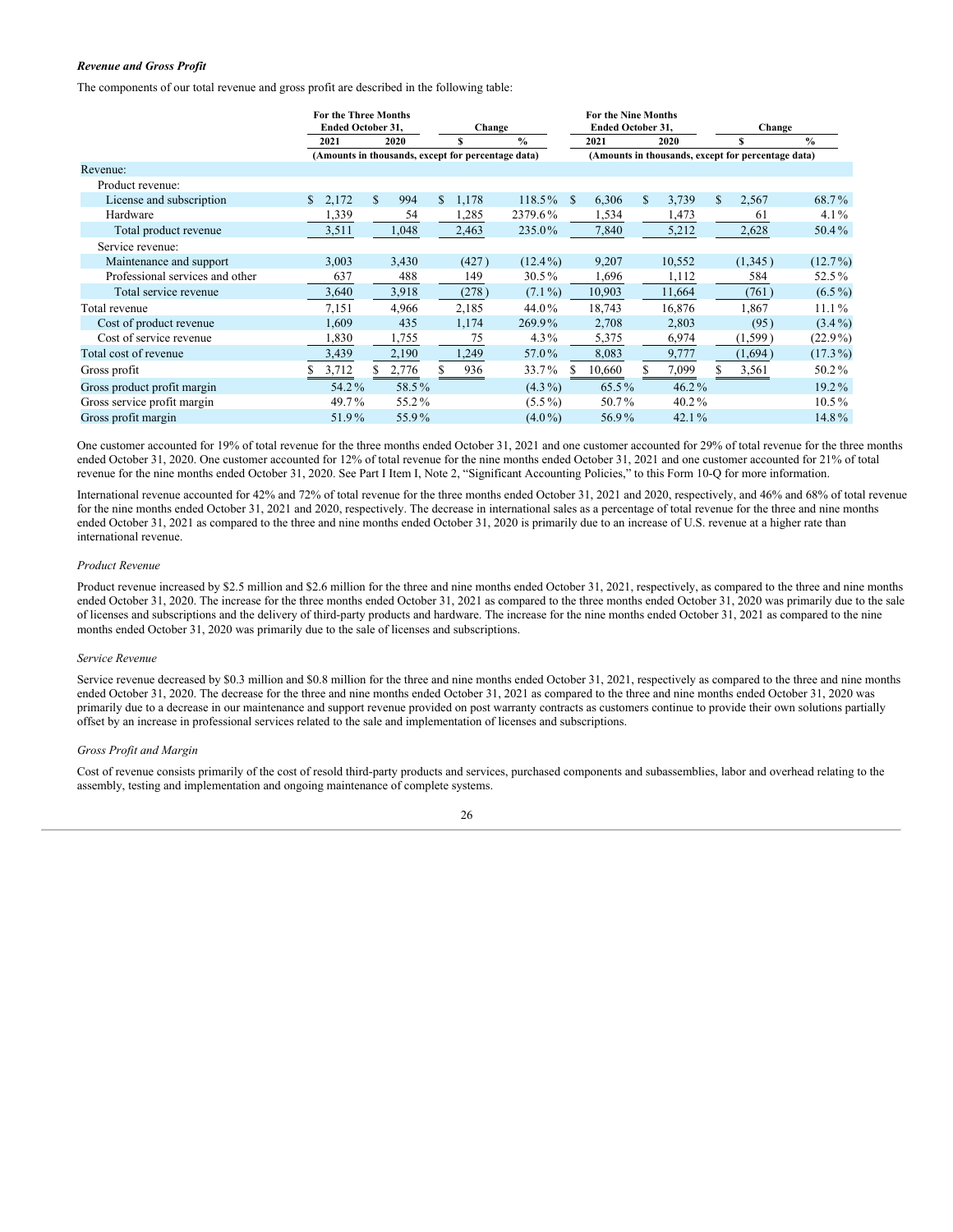***Revenue and Gross Profit***

The components of our total revenue and gross profit are described in the following table:

| | For the Three Months Ended October 31, | | Change | | For the Nine Months Ended October 31, | | Change | |
|---|---|---|---|---|---|---|---|---|
| | 2021 | 2020 | $ | % | 2021 | 2020 | $ | % |
| | (Amounts in thousands, except for percentage data) | | | | (Amounts in thousands, except for percentage data) | | | |
| Revenue: | | | | | | | | |
| Product revenue: | | | | | | | | |
| License and subscription | $ 2,172 | $ 994 | $ 1,178 | 118.5% | $ 6,306 | $ 3,739 | $ 2,567 | 68.7% |
| Hardware | 1,339 | 54 | 1,285 | 2379.6% | 1,534 | 1,473 | 61 | 4.1% |
| Total product revenue | 3,511 | 1,048 | 2,463 | 235.0% | 7,840 | 5,212 | 2,628 | 50.4% |
| Service revenue: | | | | | | | | |
| Maintenance and support | 3,003 | 3,430 | (427) | (12.4%) | 9,207 | 10,552 | (1,345) | (12.7%) |
| Professional services and other | 637 | 488 | 149 | 30.5% | 1,696 | 1,112 | 584 | 52.5% |
| Total service revenue | 3,640 | 3,918 | (278) | (7.1%) | 10,903 | 11,664 | (761) | (6.5%) |
| Total revenue | 7,151 | 4,966 | 2,185 | 44.0% | 18,743 | 16,876 | 1,867 | 11.1% |
| Cost of product revenue | 1,609 | 435 | 1,174 | 269.9% | 2,708 | 2,803 | (95) | (3.4%) |
| Cost of service revenue | 1,830 | 1,755 | 75 | 4.3% | 5,375 | 6,974 | (1,599) | (22.9%) |
| Total cost of revenue | 3,439 | 2,190 | 1,249 | 57.0% | 8,083 | 9,777 | (1,694) | (17.3%) |
| Gross profit | $ 3,712 | $ 2,776 | $ 936 | 33.7% | $ 10,660 | $ 7,099 | $ 3,561 | 50.2% |
| Gross product profit margin | 54.2% | 58.5% | | (4.3%) | 65.5% | 46.2% | | 19.2% |
| Gross service profit margin | 49.7% | 55.2% | | (5.5%) | 50.7% | 40.2% | | 10.5% |
| Gross profit margin | 51.9% | 55.9% | | (4.0%) | 56.9% | 42.1% | | 14.8% |

One customer accounted for 19% of total revenue for the three months ended October 31, 2021 and one customer accounted for 29% of total revenue for the three months ended October 31, 2020. One customer accounted for 12% of total revenue for the nine months ended October 31, 2021 and one customer accounted for 21% of total revenue for the nine months ended October 31, 2020. See Part I Item I, Note 2, "Signficant Accounting Policies," to this Form 10-Q for more information.

International revenue accounted for 42% and 72% of total revenue for the three months ended October 31, 2021 and 2020, respectively, and 46% and 68% of total revenue for the nine months ended October 31, 2021 and 2020, respectively. The decrease in international sales as a percentage of total revenue for the three and nine months ended October 31, 2021 as compared to the three and nine months ended October 31, 2020 is primarily due to an increase of U.S. revenue at a higher rate than international revenue.

*Product Revenue*

Product revenue increased by $2.5 million and $2.6 million for the three and nine months ended October 31, 2021, respectively, as compared to the three and nine months ended October 31, 2020. The increase for the three months ended October 31, 2021 as compared to the three months ended October 31, 2020 was primarily due to the sale of licenses and subscriptions and the delivery of third-party products and hardware. The increase for the nine months ended October 31, 2021 as compared to the nine months ended October 31, 2020 was primarily due to the sale of licenses and subscriptions.

*Service Revenue*

Service revenue decreased by $0.3 million and $0.8 million for the three and nine months ended October 31, 2021, respectively as compared to the three and nine months ended October 31, 2020. The decrease for the three and nine months ended October 31, 2021 as compared to the three and nine months ended October 31, 2020 was primarily due to a decrease in our maintenance and support revenue provided on post warranty contracts as customers continue to provide their own solutions partially offset by an increase in professional services related to the sale and implementation of licenses and subscriptions.

*Gross Profit and Margin*

Cost of revenue consists primarily of the cost of resold third-party products and services, purchased components and subassemblies, labor and overhead relating to the assembly, testing and implementation and ongoing maintenance of complete systems.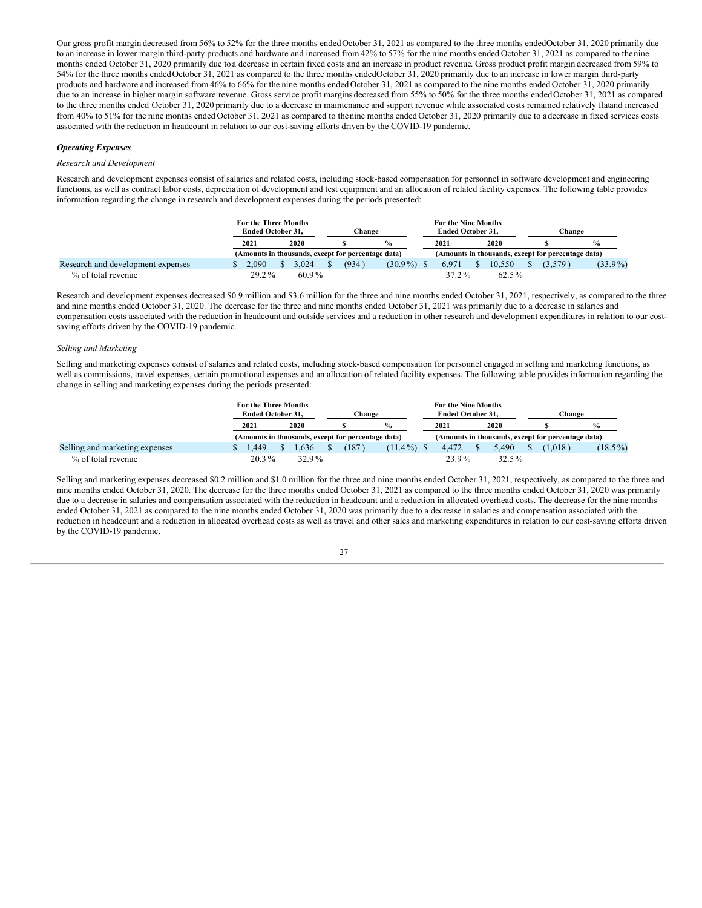Our gross profit margin decreased from 56% to 52% for the three months ended October 31, 2021 as compared to the three months ended October 31, 2020 primarily due to an increase in lower margin third-party products and hardware and increased from 42% to 57% for the nine months ended October 31, 2021 as compared to the nine months ended October 31, 2020 primarily due to a decrease in certain fixed costs and an increase in product revenue. Gross product profit margin decreased from 59% to 54% for the three months ended October 31, 2021 as compared to the three months ended October 31, 2020 primarily due to an increase in lower margin third-party products and hardware and increased from 46% to 66% for the nine months ended October 31, 2021 as compared to the nine months ended October 31, 2020 primarily due to an increase in higher margin software revenue. Gross service profit margins decreased from 55% to 50% for the three months ended October 31, 2021 as compared to the three months ended October 31, 2020 primarily due to a decrease in maintenance and support revenue while associated costs remained relatively flat and increased from 40% to 51% for the nine months ended October 31, 2021 as compared to the nine months ended October 31, 2020 primarily due to a decrease in fixed services costs associated with the reduction in headcount in relation to our cost-saving efforts driven by the COVID-19 pandemic.

***Operating Expenses***

*Research and Development*

Research and development expenses consist of salaries and related costs, including stock-based compensation for personnel in software development and engineering functions, as well as contract labor costs, depreciation of development and test equipment and an allocation of related facility expenses. The following table provides information regarding the change in research and development expenses during the periods presented:

| | For the Three Months Ended October 31, | | Change | | For the Nine Months Ended October 31, | | Change | |
|---|---|---|---|---|---|---|---|---|
| | 2021 | 2020 | $ | % | 2021 | 2020 | $ | % |
| | (Amounts in thousands, except for percentage data) | | | | (Amounts in thousands, except for percentage data) | | | |
| Research and development expenses | $ 2,090 | $ 3,024 | $ (934) | (30.9%) | $ 6,971 | $ 10,550 | $ (3,579) | (33.9%) |
| % of total revenue | 29.2% | 60.9% | | | 37.2% | 62.5% | | |

Research and development expenses decreased $0.9 million and $3.6 million for the three and nine months ended October 31, 2021, respectively, as compared to the three and nine months ended October 31, 2020. The decrease for the three and nine months ended October 31, 2021 was primarily due to a decrease in salaries and compensation costs associated with the reduction in headcount and outside services and a reduction in other research and development expenditures in relation to our cost-saving efforts driven by the COVID-19 pandemic.

*Selling and Marketing*

Selling and marketing expenses consist of salaries and related costs, including stock-based compensation for personnel engaged in selling and marketing functions, as well as commissions, travel expenses, certain promotional expenses and an allocation of related facility expenses. The following table provides information regarding the change in selling and marketing expenses during the periods presented:

| | For the Three Months Ended October 31, | | Change | | For the Nine Months Ended October 31, | | Change | |
|---|---|---|---|---|---|---|---|---|
| | 2021 | 2020 | $ | % | 2021 | 2020 | $ | % |
| | (Amounts in thousands, except for percentage data) | | | | (Amounts in thousands, except for percentage data) | | | |
| Selling and marketing expenses | $ 1,449 | $ 1,636 | $ (187) | (11.4%) | $ 4,472 | $ 5,490 | $ (1,018) | (18.5%) |
| % of total revenue | 20.3% | 32.9% | | | 23.9% | 32.5% | | |

Selling and marketing expenses decreased $0.2 million and $1.0 million for the three and nine months ended October 31, 2021, respectively, as compared to the three and nine months ended October 31, 2020. The decrease for the three months ended October 31, 2021 as compared to the three months ended October 31, 2020 was primarily due to a decrease in salaries and compensation associated with the reduction in headcount and a reduction in allocated overhead costs. The decrease for the nine months ended October 31, 2021 as compared to the nine months ended October 31, 2020 was primarily due to a decrease in salaries and compensation associated with the reduction in headcount and a reduction in allocated overhead costs as well as travel and other sales and marketing expenditures in relation to our cost-saving efforts driven by the COVID-19 pandemic.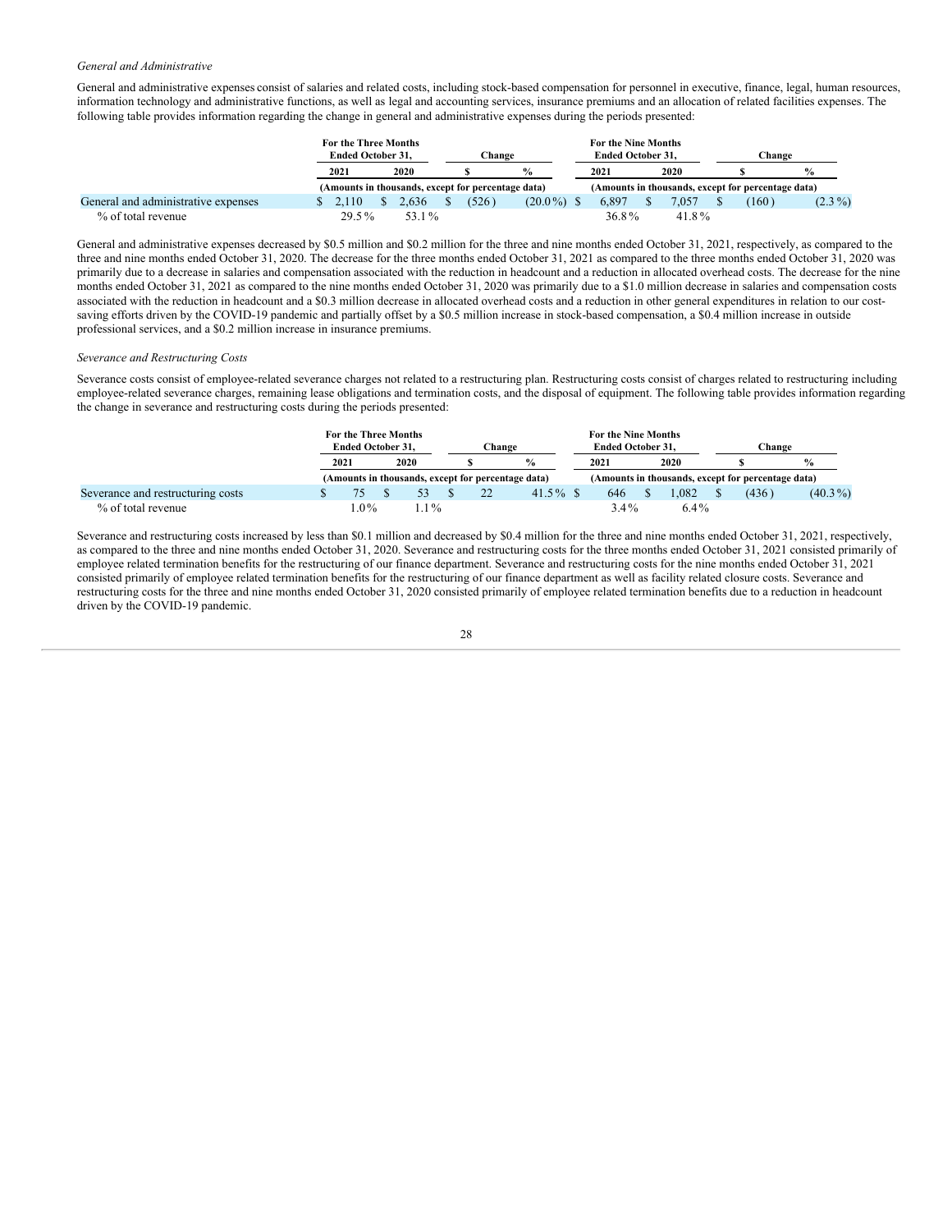*General and Administrative*

General and administrative expenses consist of salaries and related costs, including stock-based compensation for personnel in executive, finance, legal, human resources, information technology and administrative functions, as well as legal and accounting services, insurance premiums and an allocation of related facilities expenses. The following table provides information regarding the change in general and administrative expenses during the periods presented:

| | For the Three Months Ended October 31, | | Change | | For the Nine Months Ended October 31, | | Change | |
|---|---|---|---|---|---|---|---|---|
| | 2021 | 2020 | $ | % | 2021 | 2020 | $ | % |
| | (Amounts in thousands, except for percentage data) | | | | (Amounts in thousands, except for percentage data) | | | |
| General and administrative expenses | $ 2,110 | $ 2,636 | $ (526) | (20.0%) | $ 6,897 | $ 7,057 | $ (160) | (2.3%) |
| % of total revenue | 29.5% | 53.1% | | | 36.8% | 41.8% | | |

General and administrative expenses decreased by $0.5 million and $0.2 million for the three and nine months ended October 31, 2021, respectively, as compared to the three and nine months ended October 31, 2020. The decrease for the three months ended October 31, 2021 as compared to the three months ended October 31, 2020 was primarily due to a decrease in salaries and compensation associated with the reduction in headcount and a reduction in allocated overhead costs. The decrease for the nine months ended October 31, 2021 as compared to the nine months ended October 31, 2020 was primarily due to a $1.0 million decrease in salaries and compensation costs associated with the reduction in headcount and a $0.3 million decrease in allocated overhead costs and a reduction in other general expenditures in relation to our cost-saving efforts driven by the COVID-19 pandemic and partially offset by a $0.5 million increase in stock-based compensation, a $0.4 million increase in outside professional services, and a $0.2 million increase in insurance premiums.

*Severance and Restructuring Costs*

Severance costs consist of employee-related severance charges not related to a restructuring plan. Restructuring costs consist of charges related to restructuring including employee-related severance charges, remaining lease obligations and termination costs, and the disposal of equipment. The following table provides information regarding the change in severance and restructuring costs during the periods presented:

| | For the Three Months Ended October 31, | | Change | | For the Nine Months Ended October 31, | | Change | |
|---|---|---|---|---|---|---|---|---|
| | 2021 | 2020 | $ | % | 2021 | 2020 | $ | % |
| | (Amounts in thousands, except for percentage data) | | | | (Amounts in thousands, except for percentage data) | | | |
| Severance and restructuring costs | $ 75 | $ 53 | $ 22 | 41.5% | $ 646 | $ 1,082 | $ (436) | (40.3%) |
| % of total revenue | 1.0% | 1.1% | | | 3.4% | 6.4% | | |

Severance and restructuring costs increased by less than $0.1 million and decreased by $0.4 million for the three and nine months ended October 31, 2021, respectively, as compared to the three and nine months ended October 31, 2020. Severance and restructuring costs for the three months ended October 31, 2021 consisted primarily of employee related termination benefits for the restructuring of our finance department. Severance and restructuring costs for the nine months ended October 31, 2021 consisted primarily of employee related termination benefits for the restructuring of our finance department as well as facility related closure costs. Severance and restructuring costs for the three and nine months ended October 31, 2020 consisted primarily of employee related termination benefits due to a reduction in headcount driven by the COVID-19 pandemic.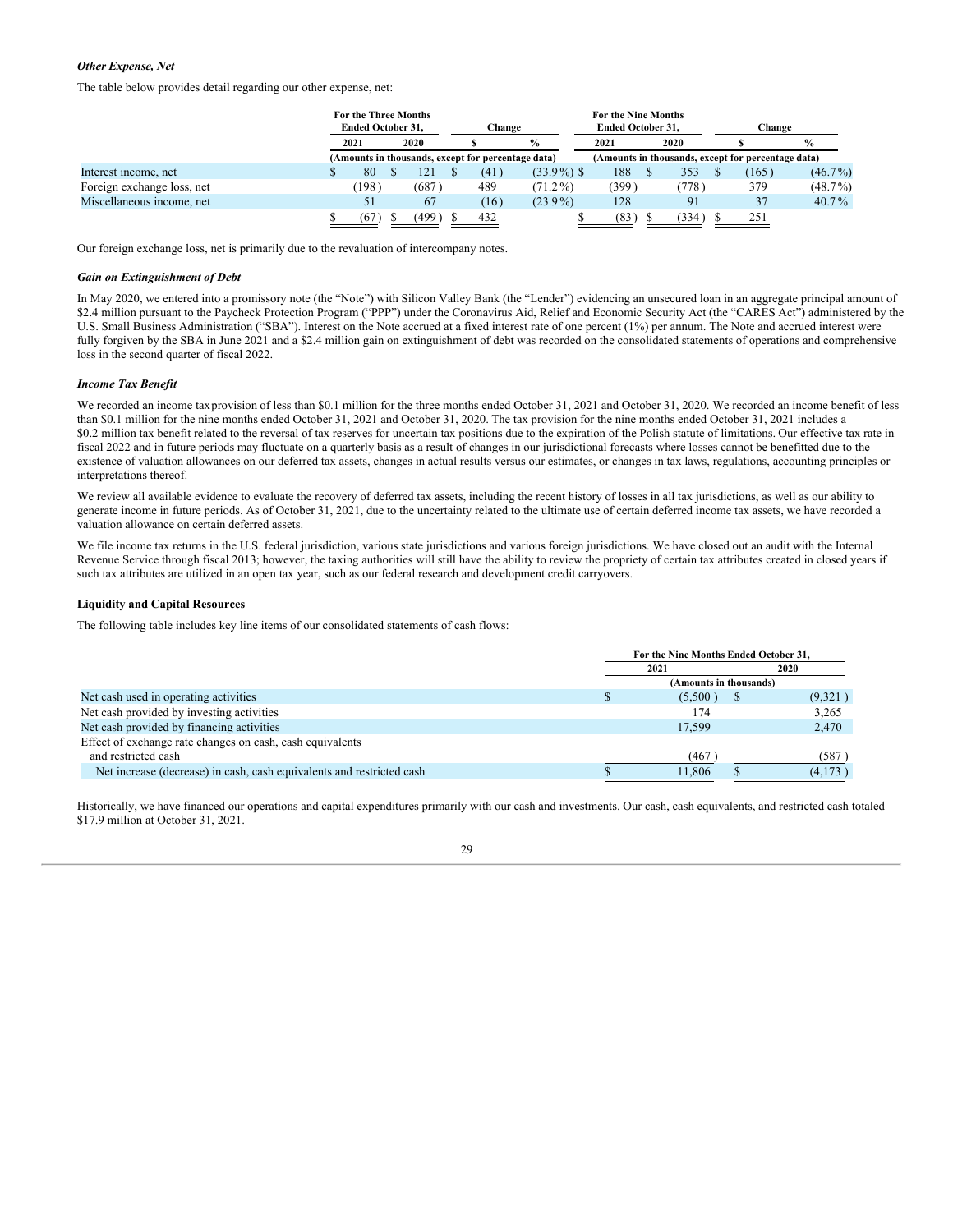*Other Expense, Net*

The table below provides detail regarding our other expense, net:

| | For the Three Months Ended October 31, | | Change | | For the Nine Months Ended October 31, | | Change | |
|---|---|---|---|---|---|---|---|---|
| | 2021 | 2020 | $ | % | 2021 | 2020 | $ | % |
| | (Amounts in thousands, except for percentage data) | | | | (Amounts in thousands, except for percentage data) | | | |
| Interest income, net | $ 80 | $ 121 | $ (41) | (33.9%) | $ 188 | $ 353 | $ (165) | (46.7%) |
| Foreign exchange loss, net | (198) | (687) | 489 | (71.2%) | (399) | (778) | 379 | (48.7%) |
| Miscellaneous income, net | 51 | 67 | (16) | (23.9%) | 128 | 91 | 37 | 40.7% |
| | $ (67) | $ (499) | $ 432 | | $ (83) | $ (334) | $ 251 | |

Our foreign exchange loss, net is primarily due to the revaluation of intercompany notes.

*Gain on Extinguishment of Debt*

In May 2020, we entered into a promissory note (the "Note") with Silicon Valley Bank (the "Lender") evidencing an unsecured loan in an aggregate principal amount of $2.4 million pursuant to the Paycheck Protection Program ("PPP") under the Coronavirus Aid, Relief and Economic Security Act (the "CARES Act") administered by the U.S. Small Business Administration ("SBA"). Interest on the Note accrued at a fixed interest rate of one percent (1%) per annum. The Note and accrued interest were fully forgiven by the SBA in June 2021 and a $2.4 million gain on extinguishment of debt was recorded on the consolidated statements of operations and comprehensive loss in the second quarter of fiscal 2022.

*Income Tax Benefit*

We recorded an income taxprovision of less than $0.1 million for the three months ended October 31, 2021 and October 31, 2020. We recorded an income benefit of less than $0.1 million for the nine months ended October 31, 2021 and October 31, 2020. The tax provision for the nine months ended October 31, 2021 includes a $0.2 million tax benefit related to the reversal of tax reserves for uncertain tax positions due to the expiration of the Polish statute of limitations. Our effective tax rate in fiscal 2022 and in future periods may fluctuate on a quarterly basis as a result of changes in our jurisdictional forecasts where losses cannot be benefitted due to the existence of valuation allowances on our deferred tax assets, changes in actual results versus our estimates, or changes in tax laws, regulations, accounting principles or interpretations thereof.

We review all available evidence to evaluate the recovery of deferred tax assets, including the recent history of losses in all tax jurisdictions, as well as our ability to generate income in future periods. As of October 31, 2021, due to the uncertainty related to the ultimate use of certain deferred income tax assets, we have recorded a valuation allowance on certain deferred assets.

We file income tax returns in the U.S. federal jurisdiction, various state jurisdictions and various foreign jurisdictions. We have closed out an audit with the Internal Revenue Service through fiscal 2013; however, the taxing authorities will still have the ability to review the propriety of certain tax attributes created in closed years if such tax attributes are utilized in an open tax year, such as our federal research and development credit carryovers.

**Liquidity and Capital Resources**

The following table includes key line items of our consolidated statements of cash flows:

| | For the Nine Months Ended October 31, | |
|---|---|---|
| | 2021 | 2020 |
| | (Amounts in thousands) | |
| Net cash used in operating activities | $ (5,500) | $ (9,321) |
| Net cash provided by investing activities | 174 | 3,265 |
| Net cash provided by financing activities | 17,599 | 2,470 |
| Effect of exchange rate changes on cash, cash equivalents and restricted cash | (467) | (587) |
| Net increase (decrease) in cash, cash equivalents and restricted cash | $ 11,806 | $ (4,173) |

Historically, we have financed our operations and capital expenditures primarily with our cash and investments. Our cash, cash equivalents, and restricted cash totaled $17.9 million at October 31, 2021.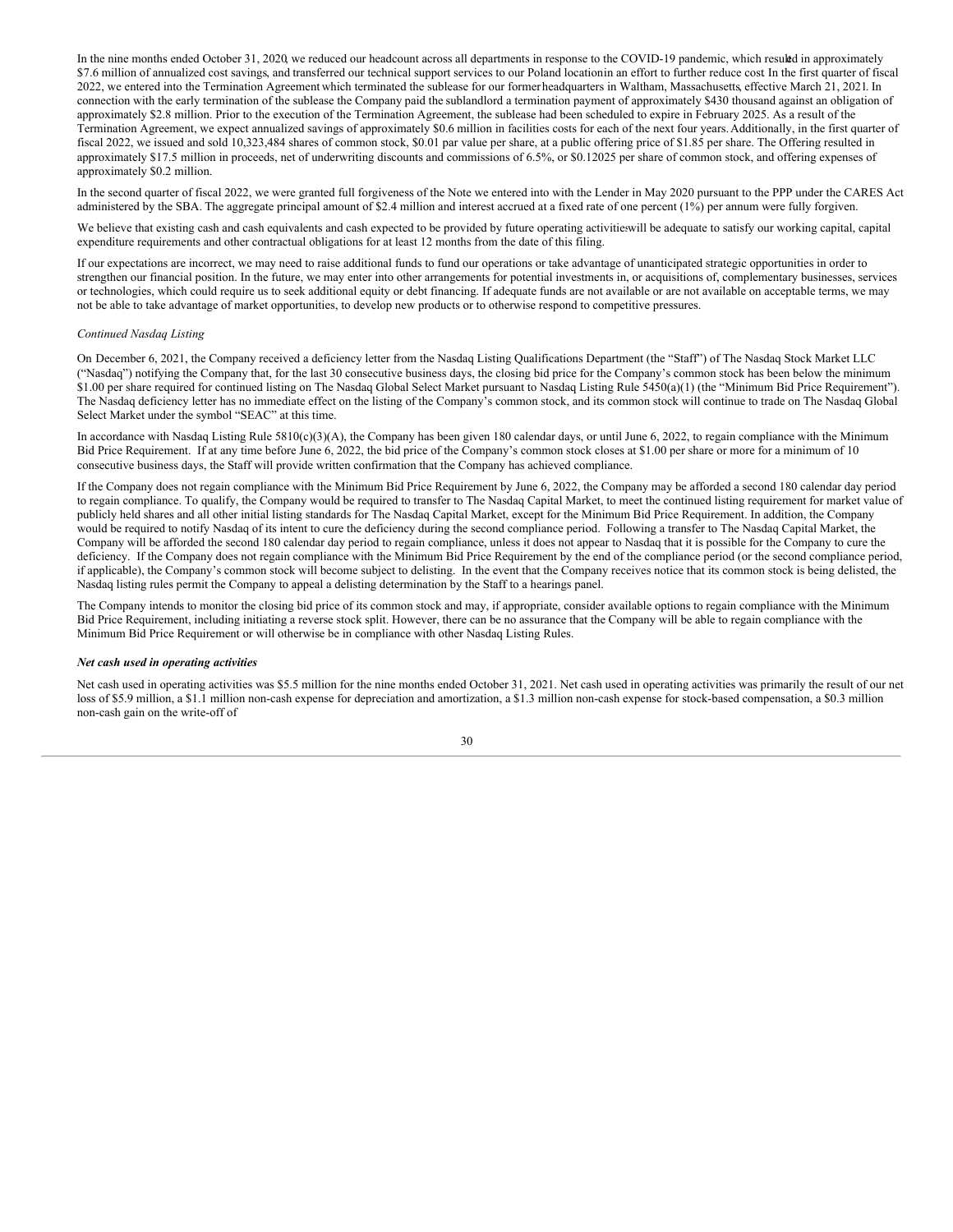In the nine months ended October 31, 2020, we reduced our headcount across all departments in response to the COVID-19 pandemic, which resulted in approximately $7.6 million of annualized cost savings, and transferred our technical support services to our Poland location in an effort to further reduce cost. In the first quarter of fiscal 2022, we entered into the Termination Agreement which terminated the sublease for our former headquarters in Waltham, Massachusetts, effective March 21, 2021. In connection with the early termination of the sublease the Company paid the sublandlord a termination payment of approximately $430 thousand against an obligation of approximately $2.8 million. Prior to the execution of the Termination Agreement, the sublease had been scheduled to expire in February 2025. As a result of the Termination Agreement, we expect annualized savings of approximately $0.6 million in facilities costs for each of the next four years. Additionally, in the first quarter of fiscal 2022, we issued and sold 10,323,484 shares of common stock, $0.01 par value per share, at a public offering price of $1.85 per share. The Offering resulted in approximately $17.5 million in proceeds, net of underwriting discounts and commissions of 6.5%, or $0.12025 per share of common stock, and offering expenses of approximately $0.2 million.

In the second quarter of fiscal 2022, we were granted full forgiveness of the Note we entered into with the Lender in May 2020 pursuant to the PPP under the CARES Act administered by the SBA. The aggregate principal amount of $2.4 million and interest accrued at a fixed rate of one percent (1%) per annum were fully forgiven.

We believe that existing cash and cash equivalents and cash expected to be provided by future operating activities will be adequate to satisfy our working capital, capital expenditure requirements and other contractual obligations for at least 12 months from the date of this filing.

If our expectations are incorrect, we may need to raise additional funds to fund our operations or take advantage of unanticipated strategic opportunities in order to strengthen our financial position. In the future, we may enter into other arrangements for potential investments in, or acquisitions of, complementary businesses, services or technologies, which could require us to seek additional equity or debt financing. If adequate funds are not available or are not available on acceptable terms, we may not be able to take advantage of market opportunities, to develop new products or to otherwise respond to competitive pressures.

*Continued Nasdaq Listing*

On December 6, 2021, the Company received a deficiency letter from the Nasdaq Listing Qualifications Department (the "Staff") of The Nasdaq Stock Market LLC ("Nasdaq") notifying the Company that, for the last 30 consecutive business days, the closing bid price for the Company's common stock has been below the minimum $1.00 per share required for continued listing on The Nasdaq Global Select Market pursuant to Nasdaq Listing Rule 5450(a)(1) (the "Minimum Bid Price Requirement"). The Nasdaq deficiency letter has no immediate effect on the listing of the Company's common stock, and its common stock will continue to trade on The Nasdaq Global Select Market under the symbol "SEAC" at this time.

In accordance with Nasdaq Listing Rule 5810(c)(3)(A), the Company has been given 180 calendar days, or until June 6, 2022, to regain compliance with the Minimum Bid Price Requirement. If at any time before June 6, 2022, the bid price of the Company's common stock closes at $1.00 per share or more for a minimum of 10 consecutive business days, the Staff will provide written confirmation that the Company has achieved compliance.

If the Company does not regain compliance with the Minimum Bid Price Requirement by June 6, 2022, the Company may be afforded a second 180 calendar day period to regain compliance. To qualify, the Company would be required to transfer to The Nasdaq Capital Market, to meet the continued listing requirement for market value of publicly held shares and all other initial listing standards for The Nasdaq Capital Market, except for the Minimum Bid Price Requirement. In addition, the Company would be required to notify Nasdaq of its intent to cure the deficiency during the second compliance period. Following a transfer to The Nasdaq Capital Market, the Company will be afforded the second 180 calendar day period to regain compliance, unless it does not appear to Nasdaq that it is possible for the Company to cure the deficiency. If the Company does not regain compliance with the Minimum Bid Price Requirement by the end of the compliance period (or the second compliance period, if applicable), the Company's common stock will become subject to delisting. In the event that the Company receives notice that its common stock is being delisted, the Nasdaq listing rules permit the Company to appeal a delisting determination by the Staff to a hearings panel.

The Company intends to monitor the closing bid price of its common stock and may, if appropriate, consider available options to regain compliance with the Minimum Bid Price Requirement, including initiating a reverse stock split. However, there can be no assurance that the Company will be able to regain compliance with the Minimum Bid Price Requirement or will otherwise be in compliance with other Nasdaq Listing Rules.

***Net cash used in operating activities***

Net cash used in operating activities was $5.5 million for the nine months ended October 31, 2021. Net cash used in operating activities was primarily the result of our net loss of $5.9 million, a $1.1 million non-cash expense for depreciation and amortization, a $1.3 million non-cash expense for stock-based compensation, a $0.3 million non-cash gain on the write-off of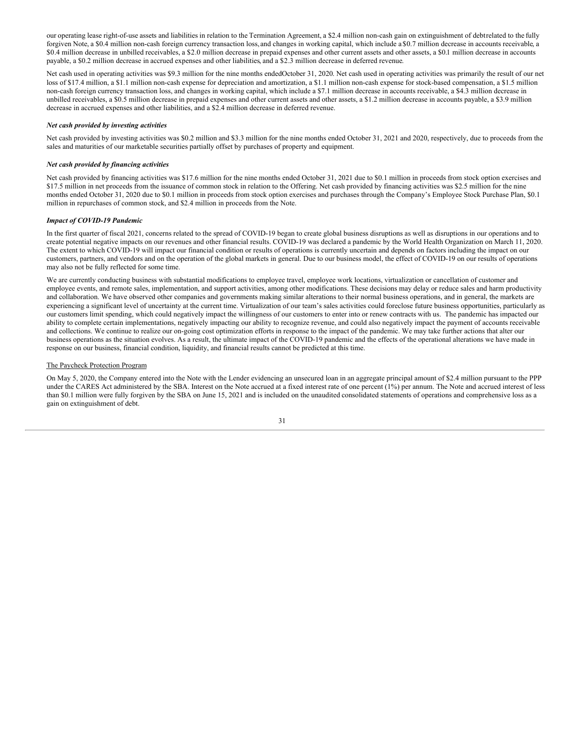our operating lease right-of-use assets and liabilities in relation to the Termination Agreement, a $2.4 million non-cash gain on extinguishment of debt related to the fully forgiven Note, a $0.4 million non-cash foreign currency transaction loss, and changes in working capital, which include a $0.7 million decrease in accounts receivable, a $0.4 million decrease in unbilled receivables, a $2.0 million decrease in prepaid expenses and other current assets and other assets, a $0.1 million decrease in accounts payable, a $0.2 million decrease in accrued expenses and other liabilities, and a $2.3 million decrease in deferred revenue.

Net cash used in operating activities was $9.3 million for the nine months ended October 31, 2020. Net cash used in operating activities was primarily the result of our net loss of $17.4 million, a $1.1 million non-cash expense for depreciation and amortization, a $1.1 million non-cash expense for stock-based compensation, a $1.5 million non-cash foreign currency transaction loss, and changes in working capital, which include a $7.1 million decrease in accounts receivable, a $4.3 million decrease in unbilled receivables, a $0.5 million decrease in prepaid expenses and other current assets and other assets, a $1.2 million decrease in accounts payable, a $3.9 million decrease in accrued expenses and other liabilities, and a $2.4 million decrease in deferred revenue.

***Net cash provided by investing activities***

Net cash provided by investing activities was $0.2 million and $3.3 million for the nine months ended October 31, 2021 and 2020, respectively, due to proceeds from the sales and maturities of our marketable securities partially offset by purchases of property and equipment.

***Net cash provided by financing activities***

Net cash provided by financing activities was $17.6 million for the nine months ended October 31, 2021 due to $0.1 million in proceeds from stock option exercises and $17.5 million in net proceeds from the issuance of common stock in relation to the Offering. Net cash provided by financing activities was $2.5 million for the nine months ended October 31, 2020 due to $0.1 million in proceeds from stock option exercises and purchases through the Company's Employee Stock Purchase Plan, $0.1 million in repurchases of common stock, and $2.4 million in proceeds from the Note.

***Impact of COVID-19 Pandemic***

In the first quarter of fiscal 2021, concerns related to the spread of COVID-19 began to create global business disruptions as well as disruptions in our operations and to create potential negative impacts on our revenues and other financial results. COVID-19 was declared a pandemic by the World Health Organization on March 11, 2020. The extent to which COVID-19 will impact our financial condition or results of operations is currently uncertain and depends on factors including the impact on our customers, partners, and vendors and on the operation of the global markets in general. Due to our business model, the effect of COVID-19 on our results of operations may also not be fully reflected for some time.

We are currently conducting business with substantial modifications to employee travel, employee work locations, virtualization or cancellation of customer and employee events, and remote sales, implementation, and support activities, among other modifications. These decisions may delay or reduce sales and harm productivity and collaboration. We have observed other companies and governments making similar alterations to their normal business operations, and in general, the markets are experiencing a significant level of uncertainty at the current time. Virtualization of our team's sales activities could foreclose future business opportunities, particularly as our customers limit spending, which could negatively impact the willingness of our customers to enter into or renew contracts with us. The pandemic has impacted our ability to complete certain implementations, negatively impacting our ability to recognize revenue, and could also negatively impact the payment of accounts receivable and collections. We continue to realize our on-going cost optimization efforts in response to the impact of the pandemic. We may take further actions that alter our business operations as the situation evolves. As a result, the ultimate impact of the COVID-19 pandemic and the effects of the operational alterations we have made in response on our business, financial condition, liquidity, and financial results cannot be predicted at this time.

The Paycheck Protection Program

On May 5, 2020, the Company entered into the Note with the Lender evidencing an unsecured loan in an aggregate principal amount of $2.4 million pursuant to the PPP under the CARES Act administered by the SBA. Interest on the Note accrued at a fixed interest rate of one percent (1%) per annum. The Note and accrued interest of less than $0.1 million were fully forgiven by the SBA on June 15, 2021 and is included on the unaudited consolidated statements of operations and comprehensive loss as a gain on extinguishment of debt.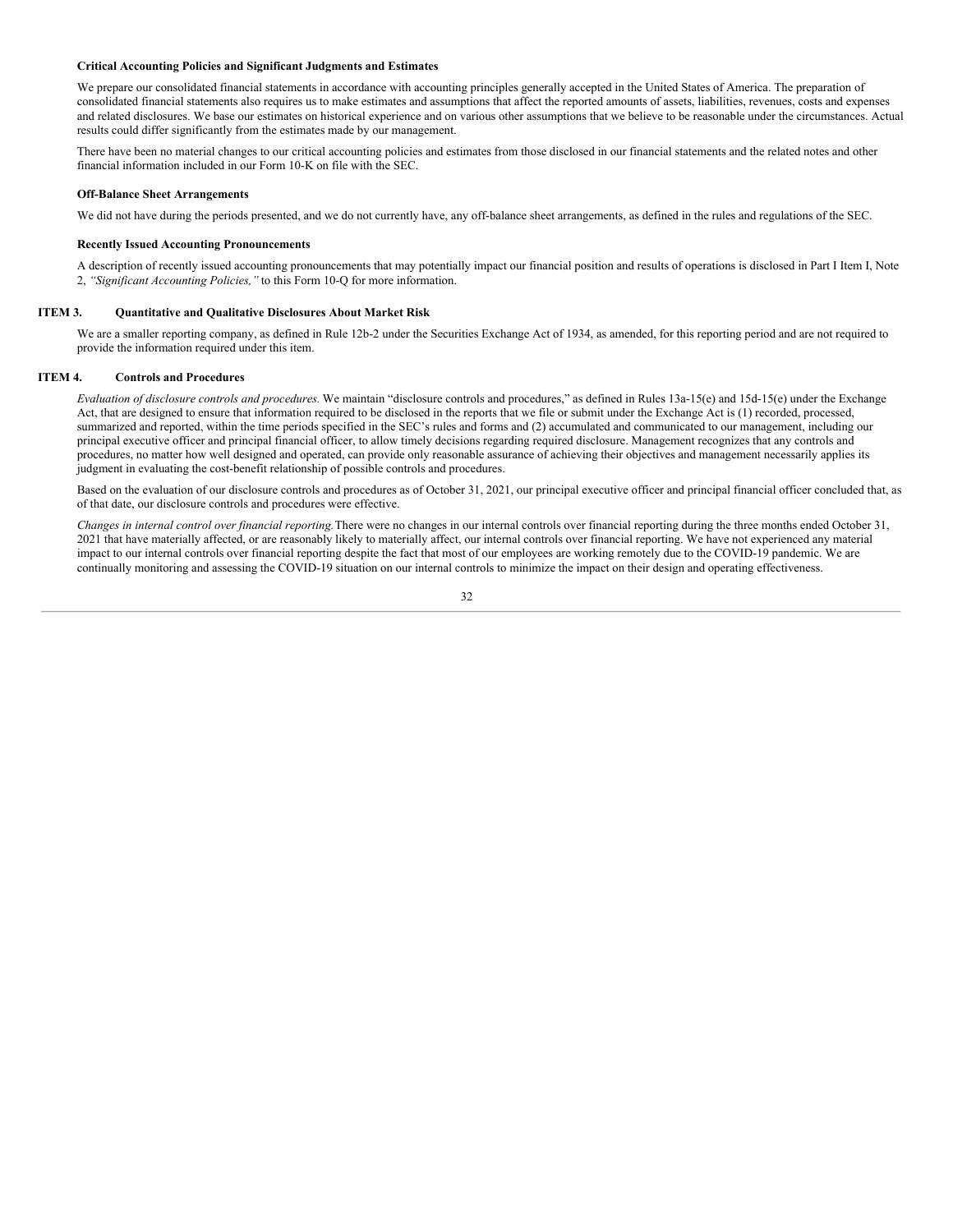### Critical Accounting Policies and Significant Judgments and Estimates

We prepare our consolidated financial statements in accordance with accounting principles generally accepted in the United States of America. The preparation of consolidated financial statements also requires us to make estimates and assumptions that affect the reported amounts of assets, liabilities, revenues, costs and expenses and related disclosures. We base our estimates on historical experience and on various other assumptions that we believe to be reasonable under the circumstances. Actual results could differ significantly from the estimates made by our management.

There have been no material changes to our critical accounting policies and estimates from those disclosed in our financial statements and the related notes and other financial information included in our Form 10-K on file with the SEC.

### Off-Balance Sheet Arrangements

We did not have during the periods presented, and we do not currently have, any off-balance sheet arrangements, as defined in the rules and regulations of the SEC.

### Recently Issued Accounting Pronouncements

A description of recently issued accounting pronouncements that may potentially impact our financial position and results of operations is disclosed in Part I Item I, Note 2, *"Significant Accounting Policies,"* to this Form 10-Q for more information.

## ITEM 3. Quantitative and Qualitative Disclosures About Market Risk

We are a smaller reporting company, as defined in Rule 12b-2 under the Securities Exchange Act of 1934, as amended, for this reporting period and are not required to provide the information required under this item.

## ITEM 4. Controls and Procedures

*Evaluation of disclosure controls and procedures.* We maintain "disclosure controls and procedures," as defined in Rules 13a-15(e) and 15d-15(e) under the Exchange Act, that are designed to ensure that information required to be disclosed in the reports that we file or submit under the Exchange Act is (1) recorded, processed, summarized and reported, within the time periods specified in the SEC's rules and forms and (2) accumulated and communicated to our management, including our principal executive officer and principal financial officer, to allow timely decisions regarding required disclosure. Management recognizes that any controls and procedures, no matter how well designed and operated, can provide only reasonable assurance of achieving their objectives and management necessarily applies its judgment in evaluating the cost-benefit relationship of possible controls and procedures.

Based on the evaluation of our disclosure controls and procedures as of October 31, 2021, our principal executive officer and principal financial officer concluded that, as of that date, our disclosure controls and procedures were effective.

*Changes in internal control over financial reporting.* There were no changes in our internal controls over financial reporting during the three months ended October 31, 2021 that have materially affected, or are reasonably likely to materially affect, our internal controls over financial reporting. We have not experienced any material impact to our internal controls over financial reporting despite the fact that most of our employees are working remotely due to the COVID-19 pandemic. We are continually monitoring and assessing the COVID-19 situation on our internal controls to minimize the impact on their design and operating effectiveness.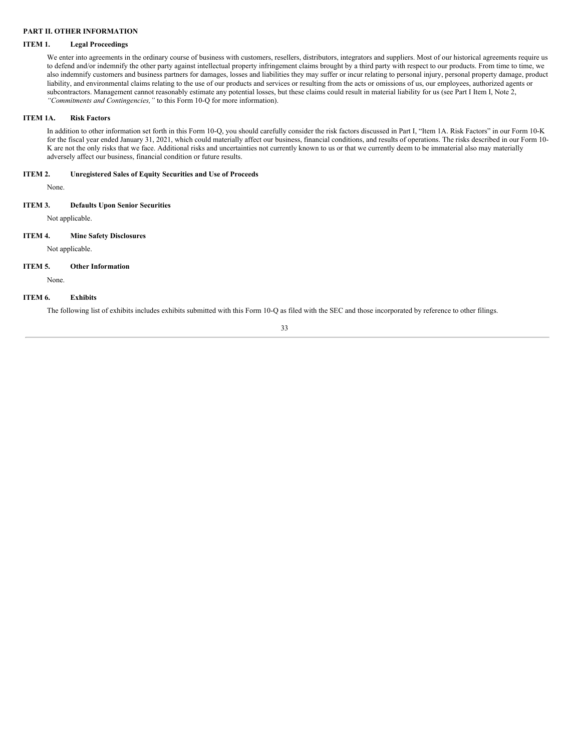## PART II. OTHER INFORMATION

### ITEM 1. Legal Proceedings

We enter into agreements in the ordinary course of business with customers, resellers, distributors, integrators and suppliers. Most of our historical agreements require us to defend and/or indemnify the other party against intellectual property infringement claims brought by a third party with respect to our products. From time to time, we also indemnify customers and business partners for damages, losses and liabilities they may suffer or incur relating to personal injury, personal property damage, product liability, and environmental claims relating to the use of our products and services or resulting from the acts or omissions of us, our employees, authorized agents or subcontractors. Management cannot reasonably estimate any potential losses, but these claims could result in material liability for us (see Part I Item I, Note 2, *"Commitments and Contingencies,"* to this Form 10-Q for more information).

### ITEM 1A. Risk Factors

In addition to other information set forth in this Form 10-Q, you should carefully consider the risk factors discussed in Part I, "Item 1A. Risk Factors" in our Form 10-K for the fiscal year ended January 31, 2021, which could materially affect our business, financial conditions, and results of operations. The risks described in our Form 10-K are not the only risks that we face. Additional risks and uncertainties not currently known to us or that we currently deem to be immaterial also may materially adversely affect our business, financial condition or future results.

### ITEM 2. Unregistered Sales of Equity Securities and Use of Proceeds

None.

### ITEM 3. Defaults Upon Senior Securities

Not applicable.

### ITEM 4. Mine Safety Disclosures

Not applicable.

### ITEM 5. Other Information

None.

### ITEM 6. Exhibits

The following list of exhibits includes exhibits submitted with this Form 10-Q as filed with the SEC and those incorporated by reference to other filings.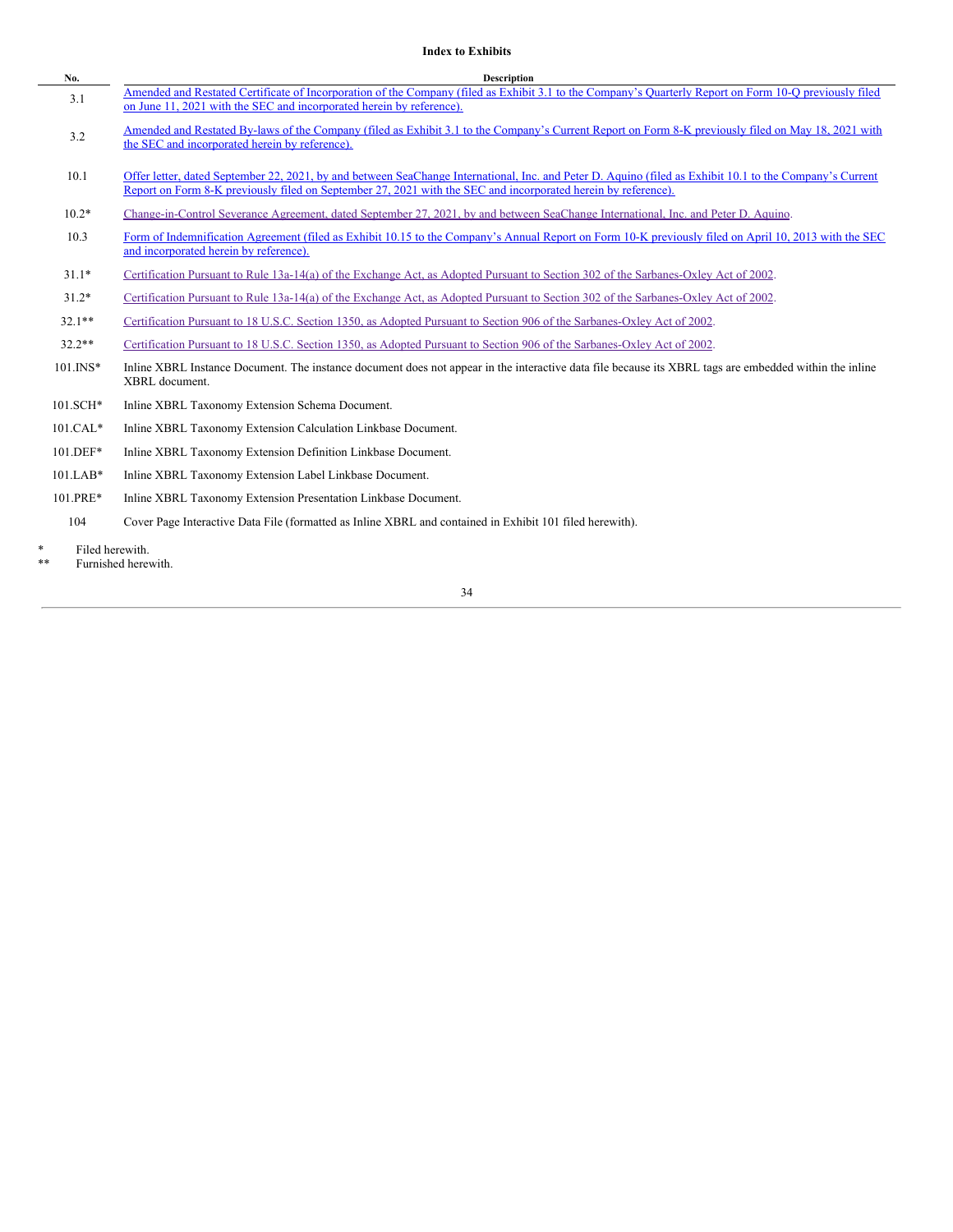**Index to Exhibits**

| No. | Description |
| --- | --- |
| 3.1 | Amended and Restated Certificate of Incorporation of the Company (filed as Exhibit 3.1 to the Company's Quarterly Report on Form 10-Q previously filed on June 11, 2021 with the SEC and incorporated herein by reference). |
| 3.2 | Amended and Restated By-laws of the Company (filed as Exhibit 3.1 to the Company's Current Report on Form 8-K previously filed on May 18, 2021 with the SEC and incorporated herein by reference). |
| 10.1 | Offer letter, dated September 22, 2021, by and between SeaChange International, Inc. and Peter D. Aquino (filed as Exhibit 10.1 to the Company's Current Report on Form 8-K previously filed on September 27, 2021 with the SEC and incorporated herein by reference). |
| 10.2* | Change-in-Control Severance Agreement, dated September 27, 2021, by and between SeaChange International, Inc. and Peter D. Aquino. |
| 10.3 | Form of Indemnification Agreement (filed as Exhibit 10.15 to the Company's Annual Report on Form 10-K previously filed on April 10, 2013 with the SEC and incorporated herein by reference). |
| 31.1* | Certification Pursuant to Rule 13a-14(a) of the Exchange Act, as Adopted Pursuant to Section 302 of the Sarbanes-Oxley Act of 2002. |
| 31.2* | Certification Pursuant to Rule 13a-14(a) of the Exchange Act, as Adopted Pursuant to Section 302 of the Sarbanes-Oxley Act of 2002. |
| 32.1** | Certification Pursuant to 18 U.S.C. Section 1350, as Adopted Pursuant to Section 906 of the Sarbanes-Oxley Act of 2002. |
| 32.2** | Certification Pursuant to 18 U.S.C. Section 1350, as Adopted Pursuant to Section 906 of the Sarbanes-Oxley Act of 2002. |
| 101.INS* | Inline XBRL Instance Document. The instance document does not appear in the interactive data file because its XBRL tags are embedded within the inline XBRL document. |
| 101.SCH* | Inline XBRL Taxonomy Extension Schema Document. |
| 101.CAL* | Inline XBRL Taxonomy Extension Calculation Linkbase Document. |
| 101.DEF* | Inline XBRL Taxonomy Extension Definition Linkbase Document. |
| 101.LAB* | Inline XBRL Taxonomy Extension Label Linkbase Document. |
| 101.PRE* | Inline XBRL Taxonomy Extension Presentation Linkbase Document. |
| 104 | Cover Page Interactive Data File (formatted as Inline XBRL and contained in Exhibit 101 filed herewith). |

\* Filed herewith.
\*\* Furnished herewith.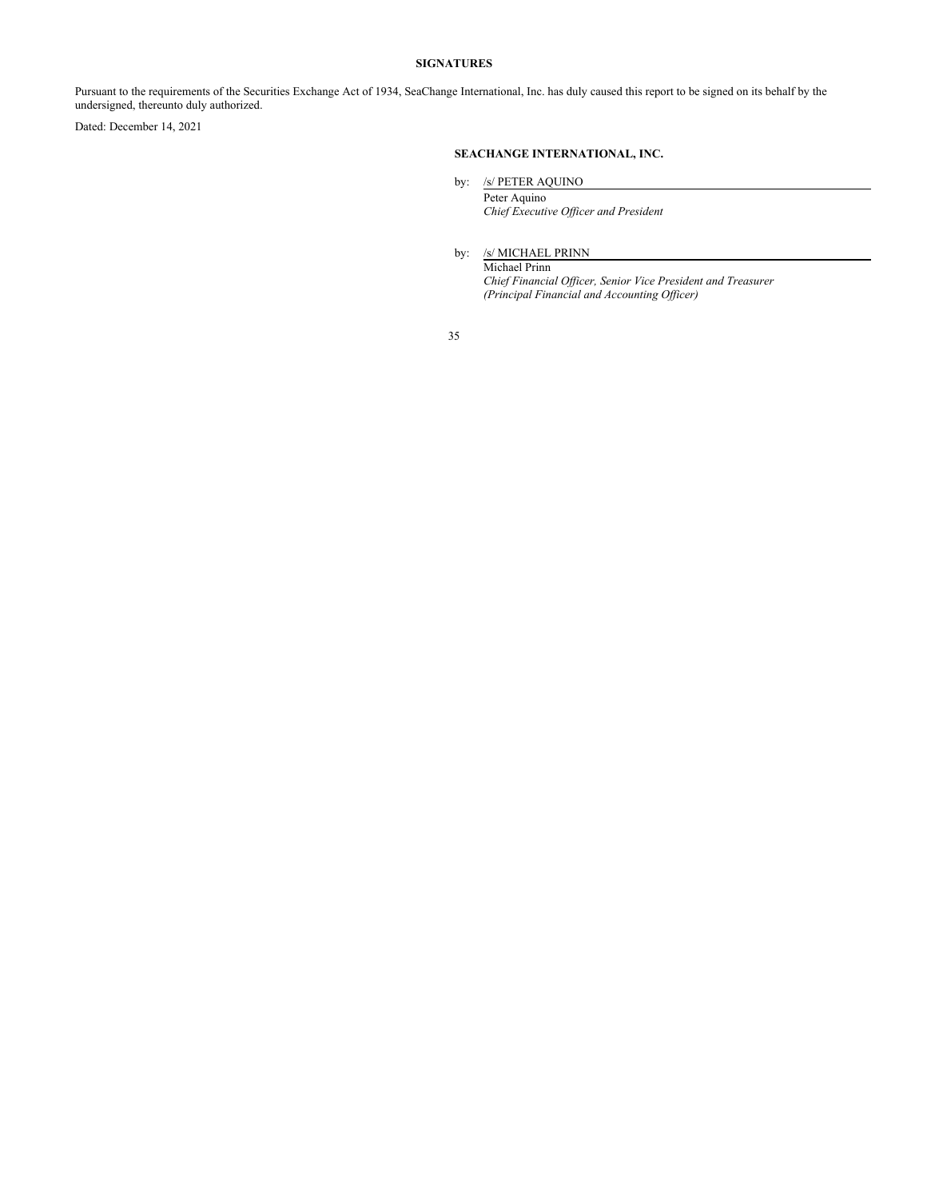## SIGNATURES

Pursuant to the requirements of the Securities Exchange Act of 1934, SeaChange International, Inc. has duly caused this report to be signed on its behalf by the undersigned, thereunto duly authorized.

Dated: December 14, 2021

**SEACHANGE INTERNATIONAL, INC.**

by: /s/ PETER AQUINO

Peter Aquino
*Chief Executive Officer and President*

by: /s/ MICHAEL PRINN

Michael Prinn
*Chief Financial Officer, Senior Vice President and Treasurer*
*(Principal Financial and Accounting Officer)*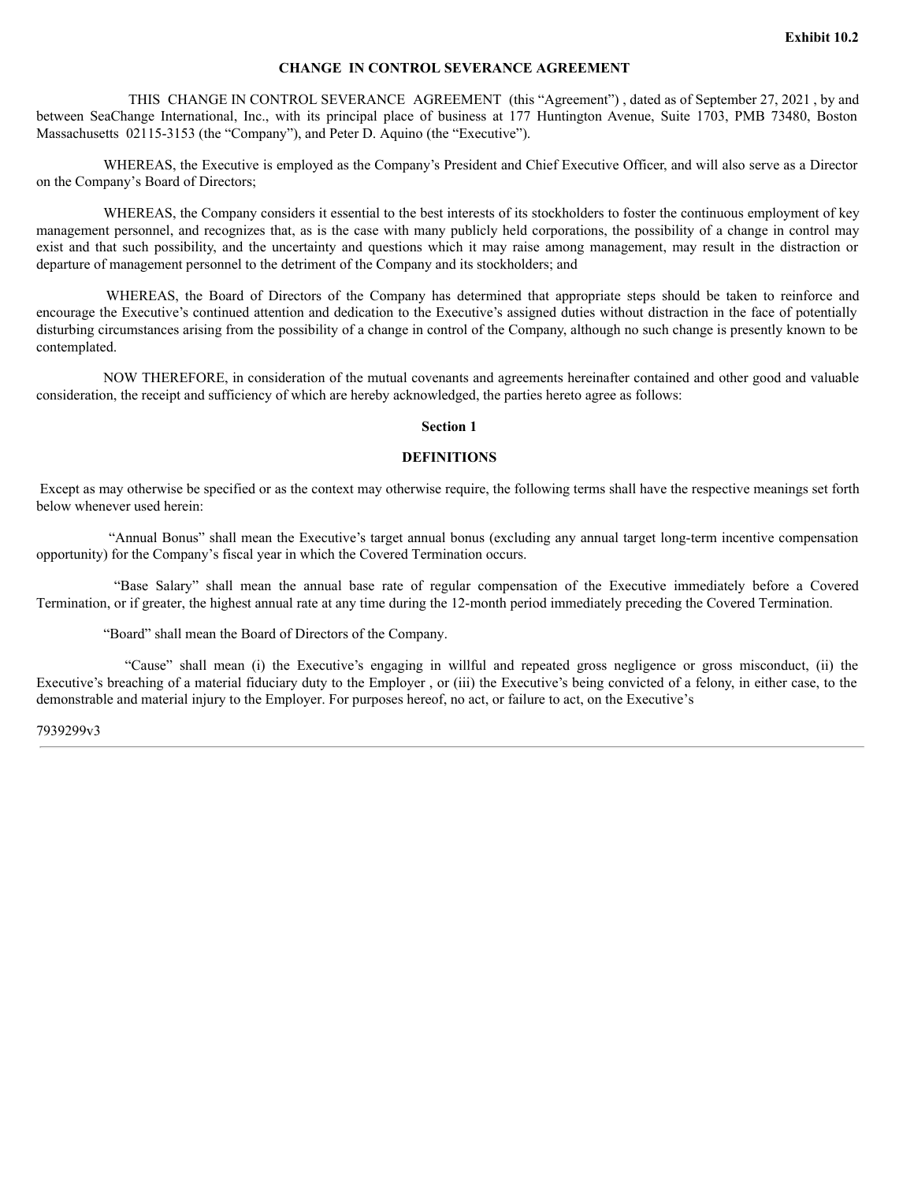**Exhibit 10.2**

# CHANGE IN CONTROL SEVERANCE AGREEMENT

THIS CHANGE IN CONTROL SEVERANCE AGREEMENT (this "Agreement") , dated as of September 27, 2021 , by and between SeaChange International, Inc., with its principal place of business at 177 Huntington Avenue, Suite 1703, PMB 73480, Boston Massachusetts 02115-3153 (the "Company"), and Peter D. Aquino (the "Executive").

WHEREAS, the Executive is employed as the Company's President and Chief Executive Officer, and will also serve as a Director on the Company's Board of Directors;

WHEREAS, the Company considers it essential to the best interests of its stockholders to foster the continuous employment of key management personnel, and recognizes that, as is the case with many publicly held corporations, the possibility of a change in control may exist and that such possibility, and the uncertainty and questions which it may raise among management, may result in the distraction or departure of management personnel to the detriment of the Company and its stockholders; and

WHEREAS, the Board of Directors of the Company has determined that appropriate steps should be taken to reinforce and encourage the Executive's continued attention and dedication to the Executive's assigned duties without distraction in the face of potentially disturbing circumstances arising from the possibility of a change in control of the Company, although no such change is presently known to be contemplated.

NOW THEREFORE, in consideration of the mutual covenants and agreements hereinafter contained and other good and valuable consideration, the receipt and sufficiency of which are hereby acknowledged, the parties hereto agree as follows:

## Section 1

## DEFINITIONS

Except as may otherwise be specified or as the context may otherwise require, the following terms shall have the respective meanings set forth below whenever used herein:

"Annual Bonus" shall mean the Executive's target annual bonus (excluding any annual target long-term incentive compensation opportunity) for the Company's fiscal year in which the Covered Termination occurs.

"Base Salary" shall mean the annual base rate of regular compensation of the Executive immediately before a Covered Termination, or if greater, the highest annual rate at any time during the 12-month period immediately preceding the Covered Termination.

"Board" shall mean the Board of Directors of the Company.

"Cause" shall mean (i) the Executive's engaging in willful and repeated gross negligence or gross misconduct, (ii) the Executive's breaching of a material fiduciary duty to the Employer , or (iii) the Executive's being convicted of a felony, in either case, to the demonstrable and material injury to the Employer. For purposes hereof, no act, or failure to act, on the Executive's

7939299v3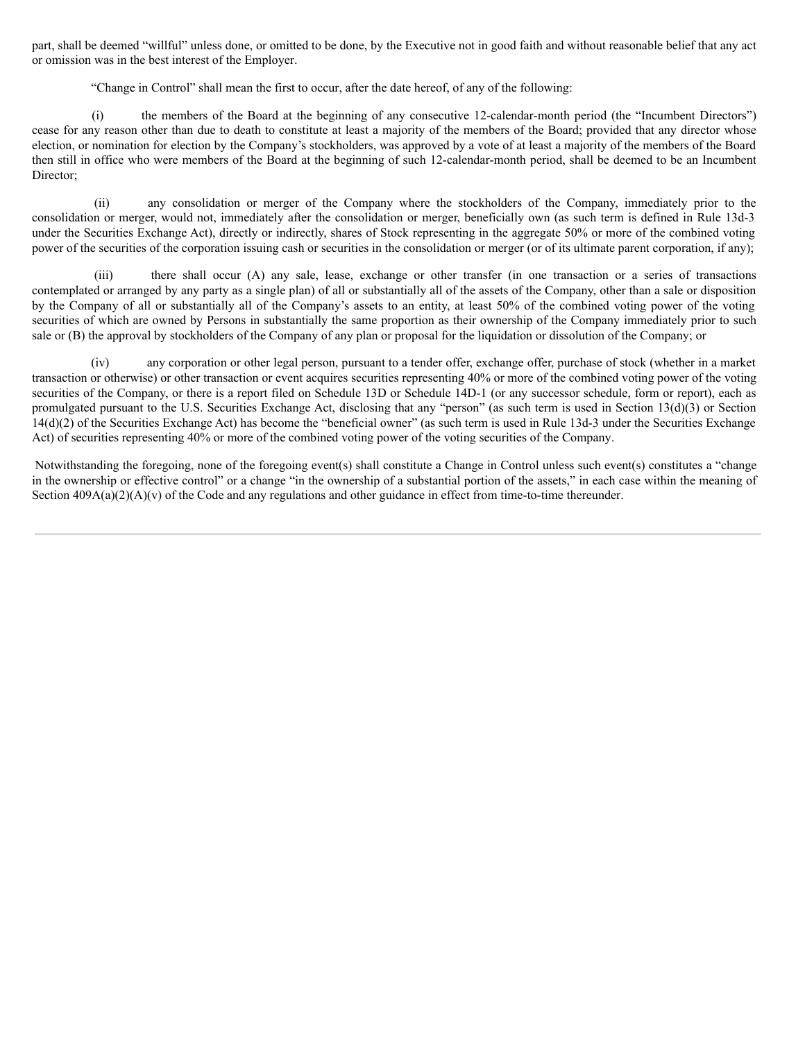part, shall be deemed "willful" unless done, or omitted to be done, by the Executive not in good faith and without reasonable belief that any act or omission was in the best interest of the Employer.

"Change in Control" shall mean the first to occur, after the date hereof, of any of the following:

(i) the members of the Board at the beginning of any consecutive 12-calendar-month period (the "Incumbent Directors") cease for any reason other than due to death to constitute at least a majority of the members of the Board; provided that any director whose election, or nomination for election by the Company's stockholders, was approved by a vote of at least a majority of the members of the Board then still in office who were members of the Board at the beginning of such 12-calendar-month period, shall be deemed to be an Incumbent Director;

(ii) any consolidation or merger of the Company where the stockholders of the Company, immediately prior to the consolidation or merger, would not, immediately after the consolidation or merger, beneficially own (as such term is defined in Rule 13d-3 under the Securities Exchange Act), directly or indirectly, shares of Stock representing in the aggregate 50% or more of the combined voting power of the securities of the corporation issuing cash or securities in the consolidation or merger (or of its ultimate parent corporation, if any);

(iii) there shall occur (A) any sale, lease, exchange or other transfer (in one transaction or a series of transactions contemplated or arranged by any party as a single plan) of all or substantially all of the assets of the Company, other than a sale or disposition by the Company of all or substantially all of the Company's assets to an entity, at least 50% of the combined voting power of the voting securities of which are owned by Persons in substantially the same proportion as their ownership of the Company immediately prior to such sale or (B) the approval by stockholders of the Company of any plan or proposal for the liquidation or dissolution of the Company; or

(iv) any corporation or other legal person, pursuant to a tender offer, exchange offer, purchase of stock (whether in a market transaction or otherwise) or other transaction or event acquires securities representing 40% or more of the combined voting power of the voting securities of the Company, or there is a report filed on Schedule 13D or Schedule 14D-1 (or any successor schedule, form or report), each as promulgated pursuant to the U.S. Securities Exchange Act, disclosing that any "person" (as such term is used in Section 13(d)(3) or Section 14(d)(2) of the Securities Exchange Act) has become the "beneficial owner" (as such term is used in Rule 13d-3 under the Securities Exchange Act) of securities representing 40% or more of the combined voting power of the voting securities of the Company.

Notwithstanding the foregoing, none of the foregoing event(s) shall constitute a Change in Control unless such event(s) constitutes a "change in the ownership or effective control" or a change "in the ownership of a substantial portion of the assets," in each case within the meaning of Section 409A(a)(2)(A)(v) of the Code and any regulations and other guidance in effect from time-to-time thereunder.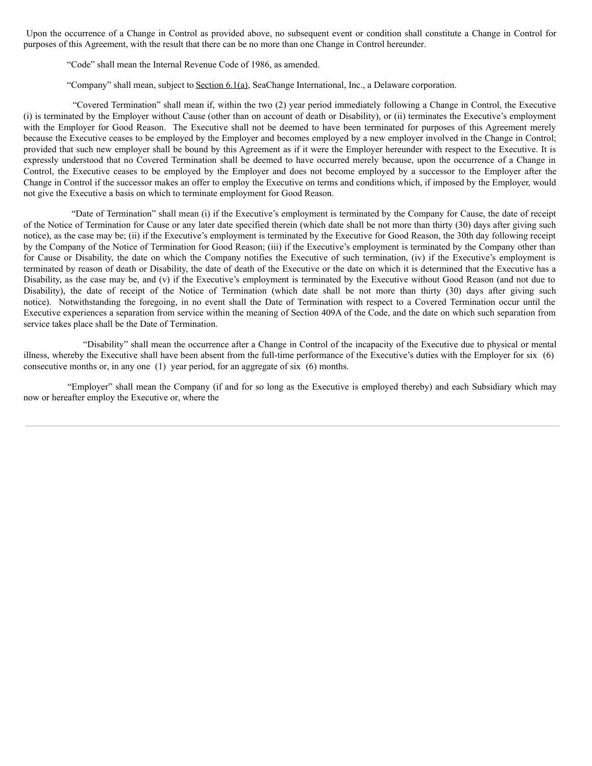Upon the occurrence of a Change in Control as provided above, no subsequent event or condition shall constitute a Change in Control for purposes of this Agreement, with the result that there can be no more than one Change in Control hereunder.

"Code" shall mean the Internal Revenue Code of 1986, as amended.

"Company" shall mean, subject to Section 6.1(a), SeaChange International, Inc., a Delaware corporation.

"Covered Termination" shall mean if, within the two (2) year period immediately following a Change in Control, the Executive (i) is terminated by the Employer without Cause (other than on account of death or Disability), or (ii) terminates the Executive's employment with the Employer for Good Reason. The Executive shall not be deemed to have been terminated for purposes of this Agreement merely because the Executive ceases to be employed by the Employer and becomes employed by a new employer involved in the Change in Control; provided that such new employer shall be bound by this Agreement as if it were the Employer hereunder with respect to the Executive. It is expressly understood that no Covered Termination shall be deemed to have occurred merely because, upon the occurrence of a Change in Control, the Executive ceases to be employed by the Employer and does not become employed by a successor to the Employer after the Change in Control if the successor makes an offer to employ the Executive on terms and conditions which, if imposed by the Employer, would not give the Executive a basis on which to terminate employment for Good Reason.

"Date of Termination" shall mean (i) if the Executive's employment is terminated by the Company for Cause, the date of receipt of the Notice of Termination for Cause or any later date specified therein (which date shall be not more than thirty (30) days after giving such notice), as the case may be; (ii) if the Executive's employment is terminated by the Executive for Good Reason, the 30th day following receipt by the Company of the Notice of Termination for Good Reason; (iii) if the Executive's employment is terminated by the Company other than for Cause or Disability, the date on which the Company notifies the Executive of such termination, (iv) if the Executive's employment is terminated by reason of death or Disability, the date of death of the Executive or the date on which it is determined that the Executive has a Disability, as the case may be, and (v) if the Executive's employment is terminated by the Executive without Good Reason (and not due to Disability), the date of receipt of the Notice of Termination (which date shall be not more than thirty (30) days after giving such notice). Notwithstanding the foregoing, in no event shall the Date of Termination with respect to a Covered Termination occur until the Executive experiences a separation from service within the meaning of Section 409A of the Code, and the date on which such separation from service takes place shall be the Date of Termination.

"Disability" shall mean the occurrence after a Change in Control of the incapacity of the Executive due to physical or mental illness, whereby the Executive shall have been absent from the full-time performance of the Executive's duties with the Employer for six (6) consecutive months or, in any one (1) year period, for an aggregate of six (6) months.

"Employer" shall mean the Company (if and for so long as the Executive is employed thereby) and each Subsidiary which may now or hereafter employ the Executive or, where the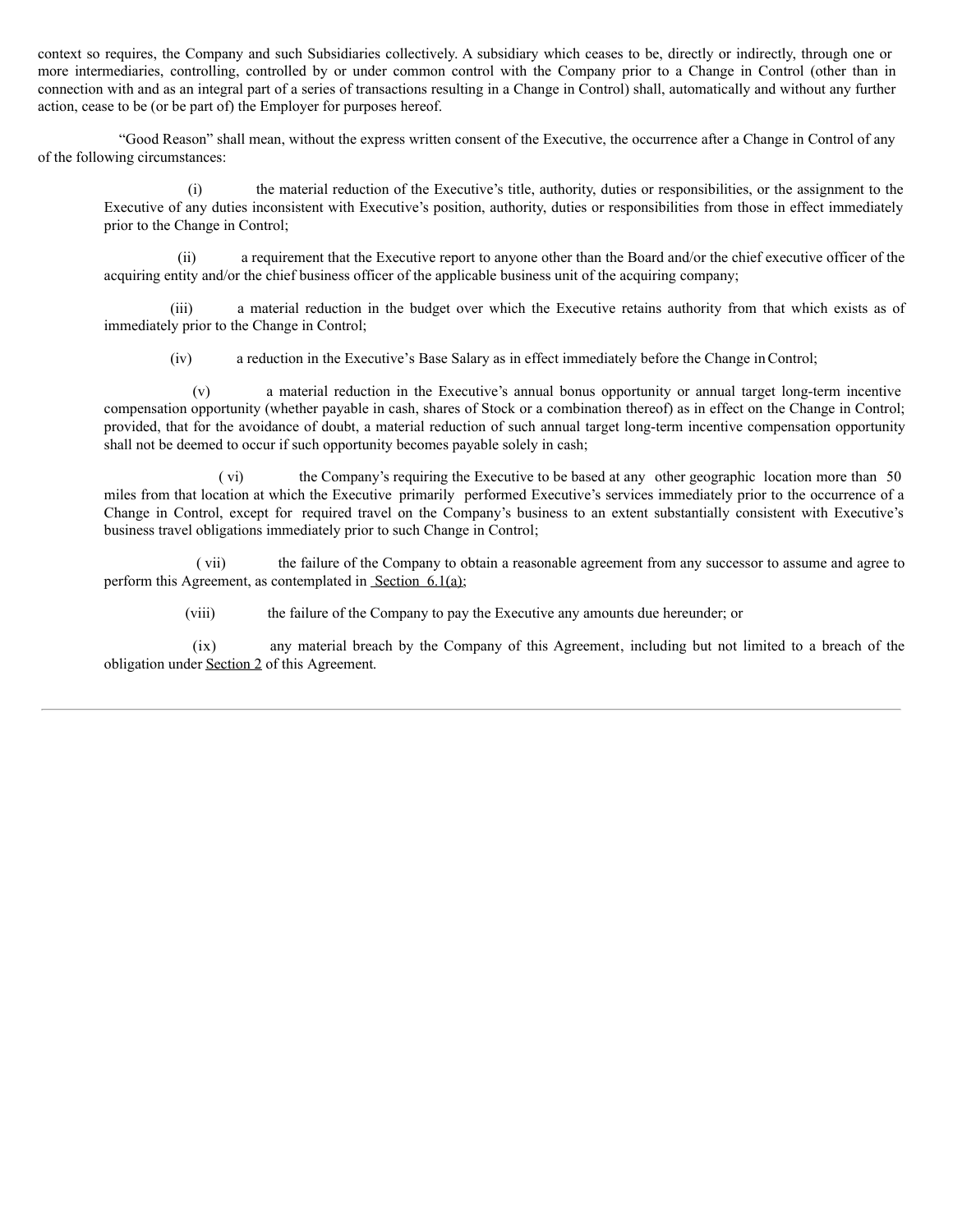context so requires, the Company and such Subsidiaries collectively. A subsidiary which ceases to be, directly or indirectly, through one or more intermediaries, controlling, controlled by or under common control with the Company prior to a Change in Control (other than in connection with and as an integral part of a series of transactions resulting in a Change in Control) shall, automatically and without any further action, cease to be (or be part of) the Employer for purposes hereof.

"Good Reason" shall mean, without the express written consent of the Executive, the occurrence after a Change in Control of any of the following circumstances:

(i) the material reduction of the Executive's title, authority, duties or responsibilities, or the assignment to the Executive of any duties inconsistent with Executive's position, authority, duties or responsibilities from those in effect immediately prior to the Change in Control;

(ii) a requirement that the Executive report to anyone other than the Board and/or the chief executive officer of the acquiring entity and/or the chief business officer of the applicable business unit of the acquiring company;

(iii) a material reduction in the budget over which the Executive retains authority from that which exists as of immediately prior to the Change in Control;

(iv) a reduction in the Executive's Base Salary as in effect immediately before the Change in Control;

(v) a material reduction in the Executive's annual bonus opportunity or annual target long-term incentive compensation opportunity (whether payable in cash, shares of Stock or a combination thereof) as in effect on the Change in Control; provided, that for the avoidance of doubt, a material reduction of such annual target long-term incentive compensation opportunity shall not be deemed to occur if such opportunity becomes payable solely in cash;

(vi) the Company's requiring the Executive to be based at any other geographic location more than 50 miles from that location at which the Executive primarily performed Executive's services immediately prior to the occurrence of a Change in Control, except for required travel on the Company's business to an extent substantially consistent with Executive's business travel obligations immediately prior to such Change in Control;

(vii) the failure of the Company to obtain a reasonable agreement from any successor to assume and agree to perform this Agreement, as contemplated in Section 6.1(a);

(viii) the failure of the Company to pay the Executive any amounts due hereunder; or

(ix) any material breach by the Company of this Agreement, including but not limited to a breach of the obligation under Section 2 of this Agreement.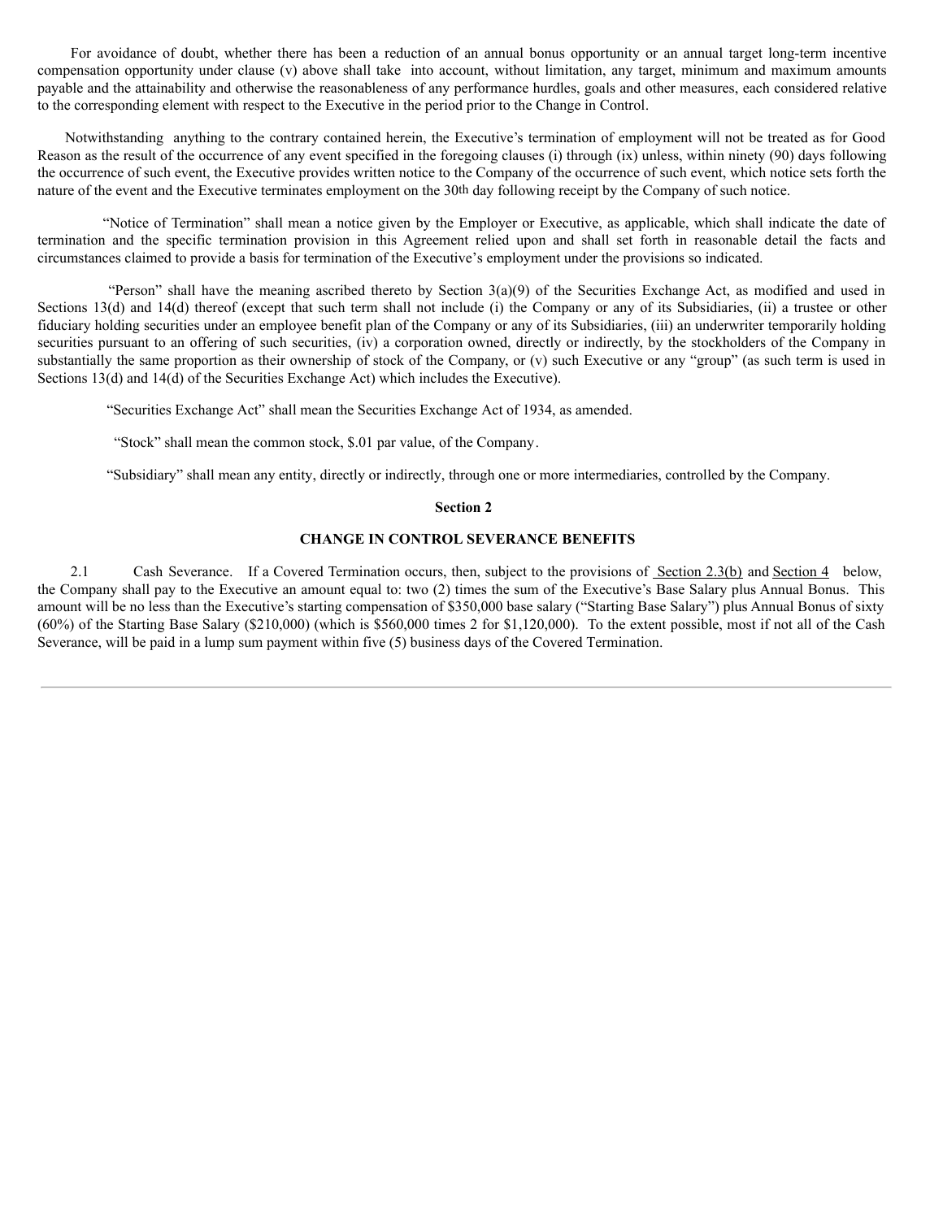For avoidance of doubt, whether there has been a reduction of an annual bonus opportunity or an annual target long-term incentive compensation opportunity under clause (v) above shall take into account, without limitation, any target, minimum and maximum amounts payable and the attainability and otherwise the reasonableness of any performance hurdles, goals and other measures, each considered relative to the corresponding element with respect to the Executive in the period prior to the Change in Control.

Notwithstanding anything to the contrary contained herein, the Executive's termination of employment will not be treated as for Good Reason as the result of the occurrence of any event specified in the foregoing clauses (i) through (ix) unless, within ninety (90) days following the occurrence of such event, the Executive provides written notice to the Company of the occurrence of such event, which notice sets forth the nature of the event and the Executive terminates employment on the 30th day following receipt by the Company of such notice.

"Notice of Termination" shall mean a notice given by the Employer or Executive, as applicable, which shall indicate the date of termination and the specific termination provision in this Agreement relied upon and shall set forth in reasonable detail the facts and circumstances claimed to provide a basis for termination of the Executive's employment under the provisions so indicated.

"Person" shall have the meaning ascribed thereto by Section 3(a)(9) of the Securities Exchange Act, as modified and used in Sections 13(d) and 14(d) thereof (except that such term shall not include (i) the Company or any of its Subsidiaries, (ii) a trustee or other fiduciary holding securities under an employee benefit plan of the Company or any of its Subsidiaries, (iii) an underwriter temporarily holding securities pursuant to an offering of such securities, (iv) a corporation owned, directly or indirectly, by the stockholders of the Company in substantially the same proportion as their ownership of stock of the Company, or (v) such Executive or any "group" (as such term is used in Sections 13(d) and 14(d) of the Securities Exchange Act) which includes the Executive).

"Securities Exchange Act" shall mean the Securities Exchange Act of 1934, as amended.

"Stock" shall mean the common stock, $.01 par value, of the Company.

"Subsidiary" shall mean any entity, directly or indirectly, through one or more intermediaries, controlled by the Company.

**Section 2**

**CHANGE IN CONTROL SEVERANCE BENEFITS**

2.1 Cash Severance. If a Covered Termination occurs, then, subject to the provisions of Section 2.3(b) and Section 4 below, the Company shall pay to the Executive an amount equal to: two (2) times the sum of the Executive's Base Salary plus Annual Bonus. This amount will be no less than the Executive's starting compensation of $350,000 base salary ("Starting Base Salary") plus Annual Bonus of sixty (60%) of the Starting Base Salary ($210,000) (which is $560,000 times 2 for $1,120,000). To the extent possible, most if not all of the Cash Severance, will be paid in a lump sum payment within five (5) business days of the Covered Termination.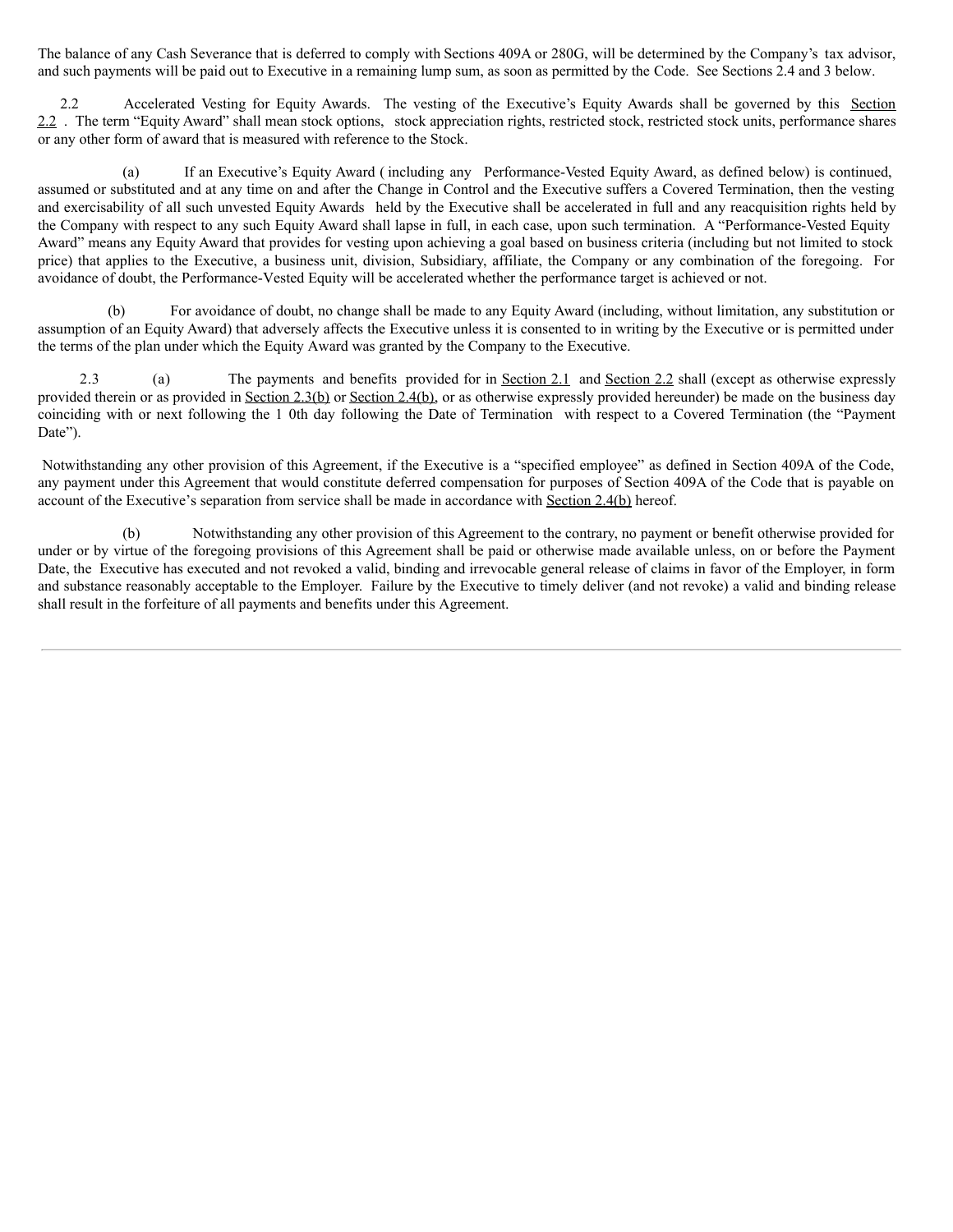The balance of any Cash Severance that is deferred to comply with Sections 409A or 280G, will be determined by the Company's tax advisor, and such payments will be paid out to Executive in a remaining lump sum, as soon as permitted by the Code. See Sections 2.4 and 3 below.

2.2 Accelerated Vesting for Equity Awards. The vesting of the Executive's Equity Awards shall be governed by this Section 2.2 . The term "Equity Award" shall mean stock options, stock appreciation rights, restricted stock, restricted stock units, performance shares or any other form of award that is measured with reference to the Stock.

(a) If an Executive's Equity Award ( including any Performance-Vested Equity Award, as defined below) is continued, assumed or substituted and at any time on and after the Change in Control and the Executive suffers a Covered Termination, then the vesting and exercisability of all such unvested Equity Awards held by the Executive shall be accelerated in full and any reacquisition rights held by the Company with respect to any such Equity Award shall lapse in full, in each case, upon such termination. A "Performance-Vested Equity Award" means any Equity Award that provides for vesting upon achieving a goal based on business criteria (including but not limited to stock price) that applies to the Executive, a business unit, division, Subsidiary, affiliate, the Company or any combination of the foregoing. For avoidance of doubt, the Performance-Vested Equity will be accelerated whether the performance target is achieved or not.

(b) For avoidance of doubt, no change shall be made to any Equity Award (including, without limitation, any substitution or assumption of an Equity Award) that adversely affects the Executive unless it is consented to in writing by the Executive or is permitted under the terms of the plan under which the Equity Award was granted by the Company to the Executive.

2.3 (a) The payments and benefits provided for in Section 2.1 and Section 2.2 shall (except as otherwise expressly provided therein or as provided in Section 2.3(b) or Section 2.4(b), or as otherwise expressly provided hereunder) be made on the business day coinciding with or next following the 1 0th day following the Date of Termination with respect to a Covered Termination (the "Payment Date").

Notwithstanding any other provision of this Agreement, if the Executive is a "specified employee" as defined in Section 409A of the Code, any payment under this Agreement that would constitute deferred compensation for purposes of Section 409A of the Code that is payable on account of the Executive's separation from service shall be made in accordance with Section 2.4(b) hereof.

(b) Notwithstanding any other provision of this Agreement to the contrary, no payment or benefit otherwise provided for under or by virtue of the foregoing provisions of this Agreement shall be paid or otherwise made available unless, on or before the Payment Date, the Executive has executed and not revoked a valid, binding and irrevocable general release of claims in favor of the Employer, in form and substance reasonably acceptable to the Employer. Failure by the Executive to timely deliver (and not revoke) a valid and binding release shall result in the forfeiture of all payments and benefits under this Agreement.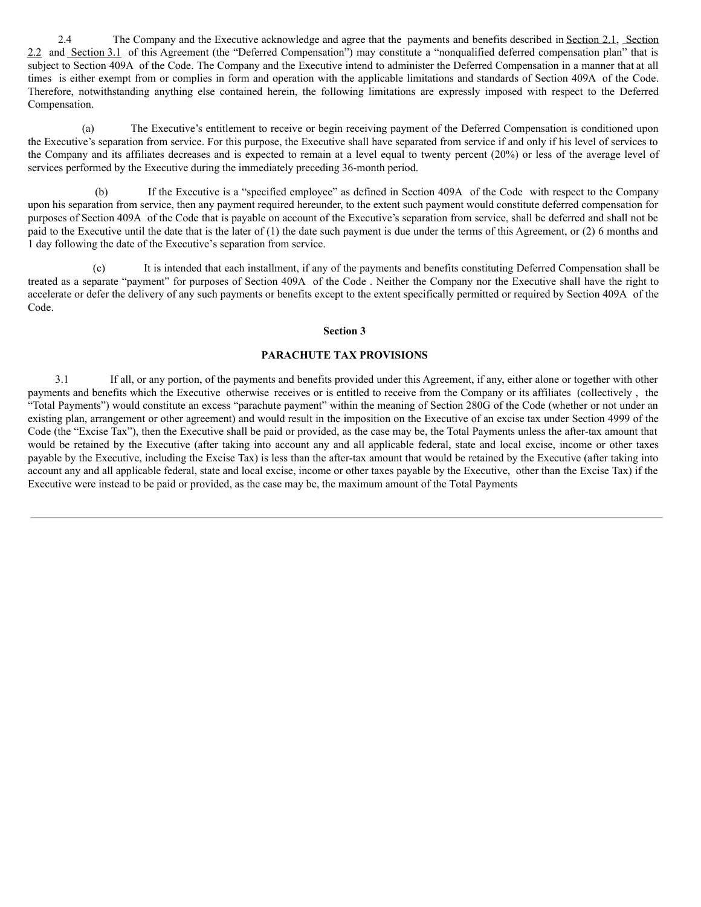2.4 The Company and the Executive acknowledge and agree that the payments and benefits described in Section 2.1, Section 2.2 and Section 3.1 of this Agreement (the "Deferred Compensation") may constitute a "nonqualified deferred compensation plan" that is subject to Section 409A of the Code. The Company and the Executive intend to administer the Deferred Compensation in a manner that at all times is either exempt from or complies in form and operation with the applicable limitations and standards of Section 409A of the Code. Therefore, notwithstanding anything else contained herein, the following limitations are expressly imposed with respect to the Deferred Compensation.

(a) The Executive's entitlement to receive or begin receiving payment of the Deferred Compensation is conditioned upon the Executive's separation from service. For this purpose, the Executive shall have separated from service if and only if his level of services to the Company and its affiliates decreases and is expected to remain at a level equal to twenty percent (20%) or less of the average level of services performed by the Executive during the immediately preceding 36-month period.

(b) If the Executive is a "specified employee" as defined in Section 409A of the Code with respect to the Company upon his separation from service, then any payment required hereunder, to the extent such payment would constitute deferred compensation for purposes of Section 409A of the Code that is payable on account of the Executive's separation from service, shall be deferred and shall not be paid to the Executive until the date that is the later of (1) the date such payment is due under the terms of this Agreement, or (2) 6 months and 1 day following the date of the Executive's separation from service.

(c) It is intended that each installment, if any of the payments and benefits constituting Deferred Compensation shall be treated as a separate "payment" for purposes of Section 409A of the Code . Neither the Company nor the Executive shall have the right to accelerate or defer the delivery of any such payments or benefits except to the extent specifically permitted or required by Section 409A of the Code.

## Section 3

## PARACHUTE TAX PROVISIONS

3.1 If all, or any portion, of the payments and benefits provided under this Agreement, if any, either alone or together with other payments and benefits which the Executive otherwise receives or is entitled to receive from the Company or its affiliates (collectively , the "Total Payments") would constitute an excess "parachute payment" within the meaning of Section 280G of the Code (whether or not under an existing plan, arrangement or other agreement) and would result in the imposition on the Executive of an excise tax under Section 4999 of the Code (the "Excise Tax"), then the Executive shall be paid or provided, as the case may be, the Total Payments unless the after-tax amount that would be retained by the Executive (after taking into account any and all applicable federal, state and local excise, income or other taxes payable by the Executive, including the Excise Tax) is less than the after-tax amount that would be retained by the Executive (after taking into account any and all applicable federal, state and local excise, income or other taxes payable by the Executive, other than the Excise Tax) if the Executive were instead to be paid or provided, as the case may be, the maximum amount of the Total Payments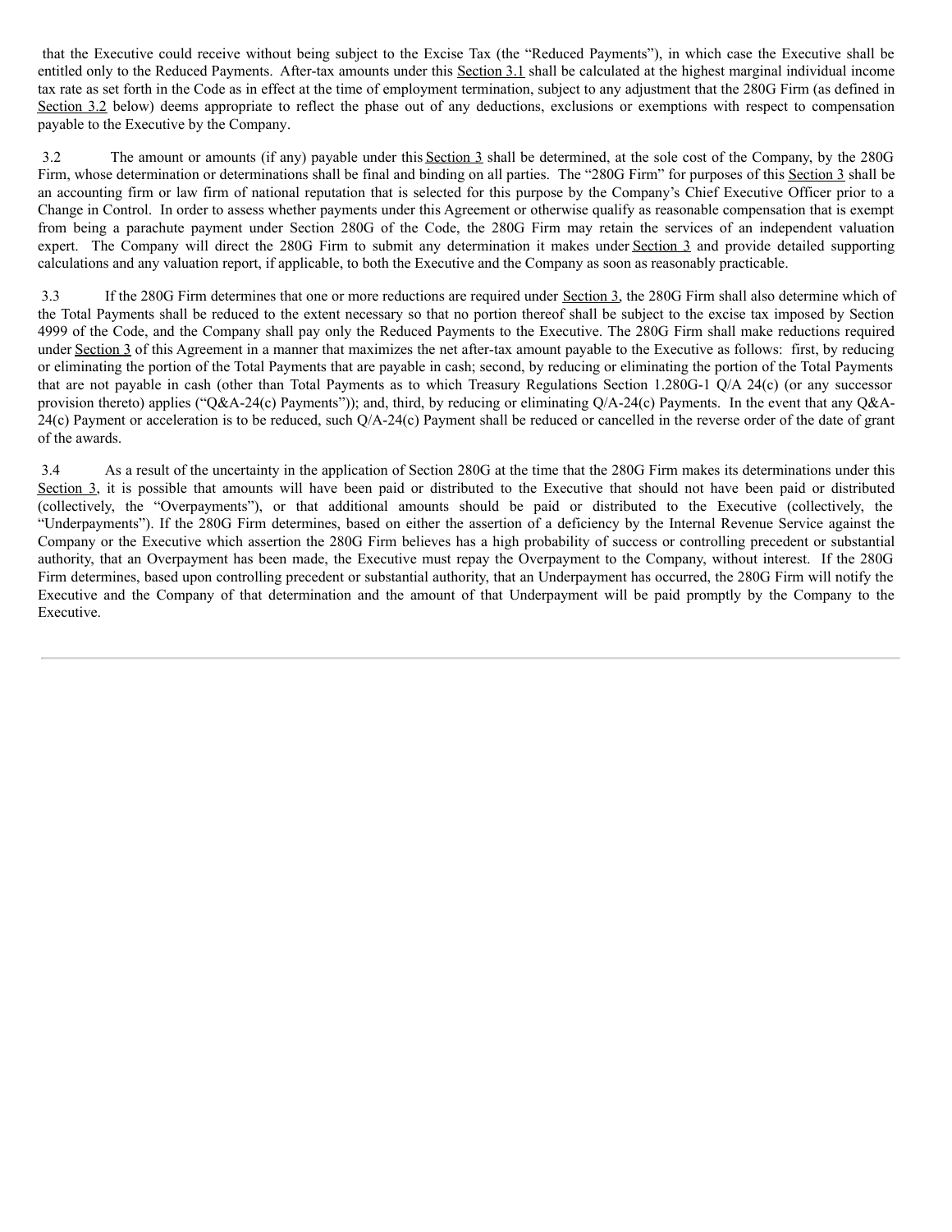that the Executive could receive without being subject to the Excise Tax (the "Reduced Payments"), in which case the Executive shall be entitled only to the Reduced Payments. After-tax amounts under this Section 3.1 shall be calculated at the highest marginal individual income tax rate as set forth in the Code as in effect at the time of employment termination, subject to any adjustment that the 280G Firm (as defined in Section 3.2 below) deems appropriate to reflect the phase out of any deductions, exclusions or exemptions with respect to compensation payable to the Executive by the Company.

3.2 The amount or amounts (if any) payable under this Section 3 shall be determined, at the sole cost of the Company, by the 280G Firm, whose determination or determinations shall be final and binding on all parties. The "280G Firm" for purposes of this Section 3 shall be an accounting firm or law firm of national reputation that is selected for this purpose by the Company's Chief Executive Officer prior to a Change in Control. In order to assess whether payments under this Agreement or otherwise qualify as reasonable compensation that is exempt from being a parachute payment under Section 280G of the Code, the 280G Firm may retain the services of an independent valuation expert. The Company will direct the 280G Firm to submit any determination it makes under Section 3 and provide detailed supporting calculations and any valuation report, if applicable, to both the Executive and the Company as soon as reasonably practicable.

3.3 If the 280G Firm determines that one or more reductions are required under Section 3, the 280G Firm shall also determine which of the Total Payments shall be reduced to the extent necessary so that no portion thereof shall be subject to the excise tax imposed by Section 4999 of the Code, and the Company shall pay only the Reduced Payments to the Executive. The 280G Firm shall make reductions required under Section 3 of this Agreement in a manner that maximizes the net after-tax amount payable to the Executive as follows: first, by reducing or eliminating the portion of the Total Payments that are payable in cash; second, by reducing or eliminating the portion of the Total Payments that are not payable in cash (other than Total Payments as to which Treasury Regulations Section 1.280G-1 Q/A 24(c) (or any successor provision thereto) applies ("Q&A-24(c) Payments")); and, third, by reducing or eliminating Q/A-24(c) Payments. In the event that any Q&A-24(c) Payment or acceleration is to be reduced, such Q/A-24(c) Payment shall be reduced or cancelled in the reverse order of the date of grant of the awards.

3.4 As a result of the uncertainty in the application of Section 280G at the time that the 280G Firm makes its determinations under this Section 3, it is possible that amounts will have been paid or distributed to the Executive that should not have been paid or distributed (collectively, the "Overpayments"), or that additional amounts should be paid or distributed to the Executive (collectively, the "Underpayments"). If the 280G Firm determines, based on either the assertion of a deficiency by the Internal Revenue Service against the Company or the Executive which assertion the 280G Firm believes has a high probability of success or controlling precedent or substantial authority, that an Overpayment has been made, the Executive must repay the Overpayment to the Company, without interest. If the 280G Firm determines, based upon controlling precedent or substantial authority, that an Underpayment has occurred, the 280G Firm will notify the Executive and the Company of that determination and the amount of that Underpayment will be paid promptly by the Company to the Executive.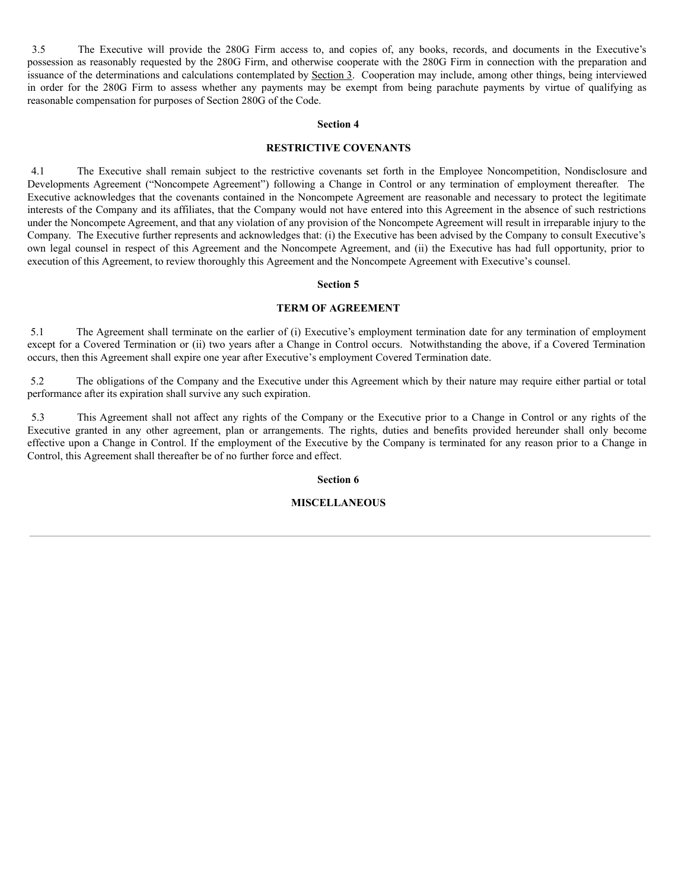3.5 The Executive will provide the 280G Firm access to, and copies of, any books, records, and documents in the Executive's possession as reasonably requested by the 280G Firm, and otherwise cooperate with the 280G Firm in connection with the preparation and issuance of the determinations and calculations contemplated by Section 3. Cooperation may include, among other things, being interviewed in order for the 280G Firm to assess whether any payments may be exempt from being parachute payments by virtue of qualifying as reasonable compensation for purposes of Section 280G of the Code.

**Section 4**

**RESTRICTIVE COVENANTS**

4.1 The Executive shall remain subject to the restrictive covenants set forth in the Employee Noncompetition, Nondisclosure and Developments Agreement ("Noncompete Agreement") following a Change in Control or any termination of employment thereafter. The Executive acknowledges that the covenants contained in the Noncompete Agreement are reasonable and necessary to protect the legitimate interests of the Company and its affiliates, that the Company would not have entered into this Agreement in the absence of such restrictions under the Noncompete Agreement, and that any violation of any provision of the Noncompete Agreement will result in irreparable injury to the Company. The Executive further represents and acknowledges that: (i) the Executive has been advised by the Company to consult Executive's own legal counsel in respect of this Agreement and the Noncompete Agreement, and (ii) the Executive has had full opportunity, prior to execution of this Agreement, to review thoroughly this Agreement and the Noncompete Agreement with Executive's counsel.

**Section 5**

**TERM OF AGREEMENT**

5.1 The Agreement shall terminate on the earlier of (i) Executive's employment termination date for any termination of employment except for a Covered Termination or (ii) two years after a Change in Control occurs. Notwithstanding the above, if a Covered Termination occurs, then this Agreement shall expire one year after Executive's employment Covered Termination date.

5.2 The obligations of the Company and the Executive under this Agreement which by their nature may require either partial or total performance after its expiration shall survive any such expiration.

5.3 This Agreement shall not affect any rights of the Company or the Executive prior to a Change in Control or any rights of the Executive granted in any other agreement, plan or arrangements. The rights, duties and benefits provided hereunder shall only become effective upon a Change in Control. If the employment of the Executive by the Company is terminated for any reason prior to a Change in Control, this Agreement shall thereafter be of no further force and effect.

**Section 6**

**MISCELLANEOUS**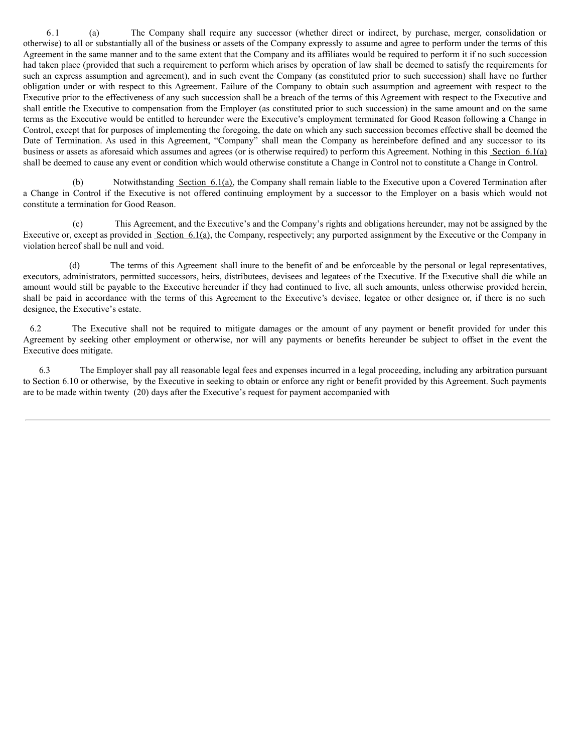6.1 (a) The Company shall require any successor (whether direct or indirect, by purchase, merger, consolidation or otherwise) to all or substantially all of the business or assets of the Company expressly to assume and agree to perform under the terms of this Agreement in the same manner and to the same extent that the Company and its affiliates would be required to perform it if no such succession had taken place (provided that such a requirement to perform which arises by operation of law shall be deemed to satisfy the requirements for such an express assumption and agreement), and in such event the Company (as constituted prior to such succession) shall have no further obligation under or with respect to this Agreement. Failure of the Company to obtain such assumption and agreement with respect to the Executive prior to the effectiveness of any such succession shall be a breach of the terms of this Agreement with respect to the Executive and shall entitle the Executive to compensation from the Employer (as constituted prior to such succession) in the same amount and on the same terms as the Executive would be entitled to hereunder were the Executive's employment terminated for Good Reason following a Change in Control, except that for purposes of implementing the foregoing, the date on which any such succession becomes effective shall be deemed the Date of Termination. As used in this Agreement, "Company" shall mean the Company as hereinbefore defined and any successor to its business or assets as aforesaid which assumes and agrees (or is otherwise required) to perform this Agreement. Nothing in this Section 6.1(a) shall be deemed to cause any event or condition which would otherwise constitute a Change in Control not to constitute a Change in Control.

(b) Notwithstanding Section 6.1(a), the Company shall remain liable to the Executive upon a Covered Termination after a Change in Control if the Executive is not offered continuing employment by a successor to the Employer on a basis which would not constitute a termination for Good Reason.

(c) This Agreement, and the Executive's and the Company's rights and obligations hereunder, may not be assigned by the Executive or, except as provided in Section 6.1(a), the Company, respectively; any purported assignment by the Executive or the Company in violation hereof shall be null and void.

(d) The terms of this Agreement shall inure to the benefit of and be enforceable by the personal or legal representatives, executors, administrators, permitted successors, heirs, distributees, devisees and legatees of the Executive. If the Executive shall die while an amount would still be payable to the Executive hereunder if they had continued to live, all such amounts, unless otherwise provided herein, shall be paid in accordance with the terms of this Agreement to the Executive's devisee, legatee or other designee or, if there is no such designee, the Executive's estate.

6.2 The Executive shall not be required to mitigate damages or the amount of any payment or benefit provided for under this Agreement by seeking other employment or otherwise, nor will any payments or benefits hereunder be subject to offset in the event the Executive does mitigate.

6.3 The Employer shall pay all reasonable legal fees and expenses incurred in a legal proceeding, including any arbitration pursuant to Section 6.10 or otherwise, by the Executive in seeking to obtain or enforce any right or benefit provided by this Agreement. Such payments are to be made within twenty (20) days after the Executive's request for payment accompanied with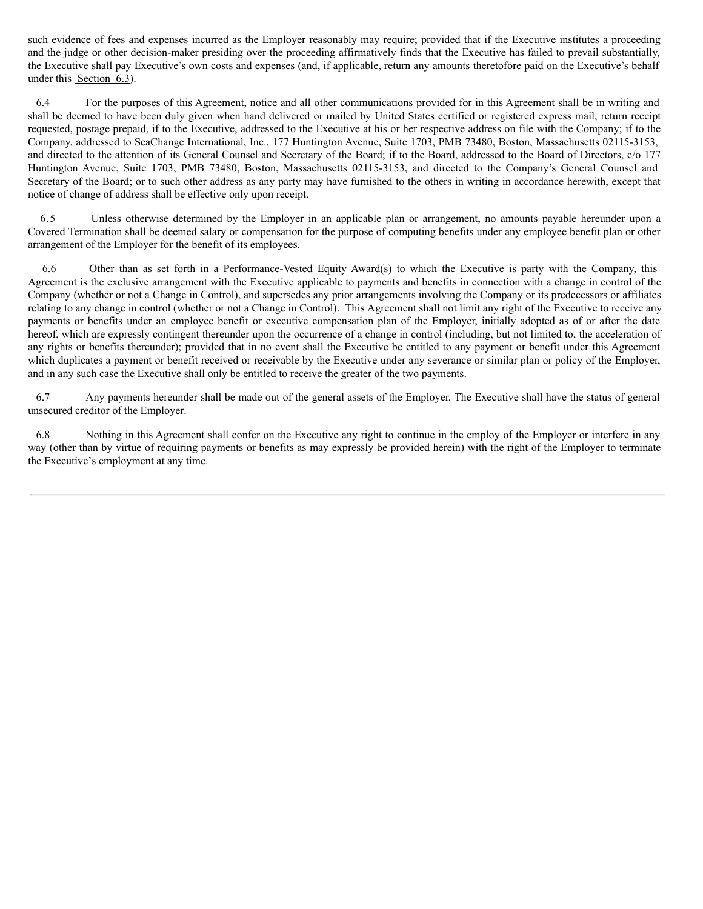such evidence of fees and expenses incurred as the Employer reasonably may require; provided that if the Executive institutes a proceeding and the judge or other decision-maker presiding over the proceeding affirmatively finds that the Executive has failed to prevail substantially, the Executive shall pay Executive's own costs and expenses (and, if applicable, return any amounts theretofore paid on the Executive's behalf under this Section 6.3).

6.4 For the purposes of this Agreement, notice and all other communications provided for in this Agreement shall be in writing and shall be deemed to have been duly given when hand delivered or mailed by United States certified or registered express mail, return receipt requested, postage prepaid, if to the Executive, addressed to the Executive at his or her respective address on file with the Company; if to the Company, addressed to SeaChange International, Inc., 177 Huntington Avenue, Suite 1703, PMB 73480, Boston, Massachusetts 02115-3153, and directed to the attention of its General Counsel and Secretary of the Board; if to the Board, addressed to the Board of Directors, c/o 177 Huntington Avenue, Suite 1703, PMB 73480, Boston, Massachusetts 02115-3153, and directed to the Company's General Counsel and Secretary of the Board; or to such other address as any party may have furnished to the others in writing in accordance herewith, except that notice of change of address shall be effective only upon receipt.

6.5 Unless otherwise determined by the Employer in an applicable plan or arrangement, no amounts payable hereunder upon a Covered Termination shall be deemed salary or compensation for the purpose of computing benefits under any employee benefit plan or other arrangement of the Employer for the benefit of its employees.

6.6 Other than as set forth in a Performance-Vested Equity Award(s) to which the Executive is party with the Company, this Agreement is the exclusive arrangement with the Executive applicable to payments and benefits in connection with a change in control of the Company (whether or not a Change in Control), and supersedes any prior arrangements involving the Company or its predecessors or affiliates relating to any change in control (whether or not a Change in Control). This Agreement shall not limit any right of the Executive to receive any payments or benefits under an employee benefit or executive compensation plan of the Employer, initially adopted as of or after the date hereof, which are expressly contingent thereunder upon the occurrence of a change in control (including, but not limited to, the acceleration of any rights or benefits thereunder); provided that in no event shall the Executive be entitled to any payment or benefit under this Agreement which duplicates a payment or benefit received or receivable by the Executive under any severance or similar plan or policy of the Employer, and in any such case the Executive shall only be entitled to receive the greater of the two payments.

6.7 Any payments hereunder shall be made out of the general assets of the Employer. The Executive shall have the status of general unsecured creditor of the Employer.

6.8 Nothing in this Agreement shall confer on the Executive any right to continue in the employ of the Employer or interfere in any way (other than by virtue of requiring payments or benefits as may expressly be provided herein) with the right of the Employer to terminate the Executive's employment at any time.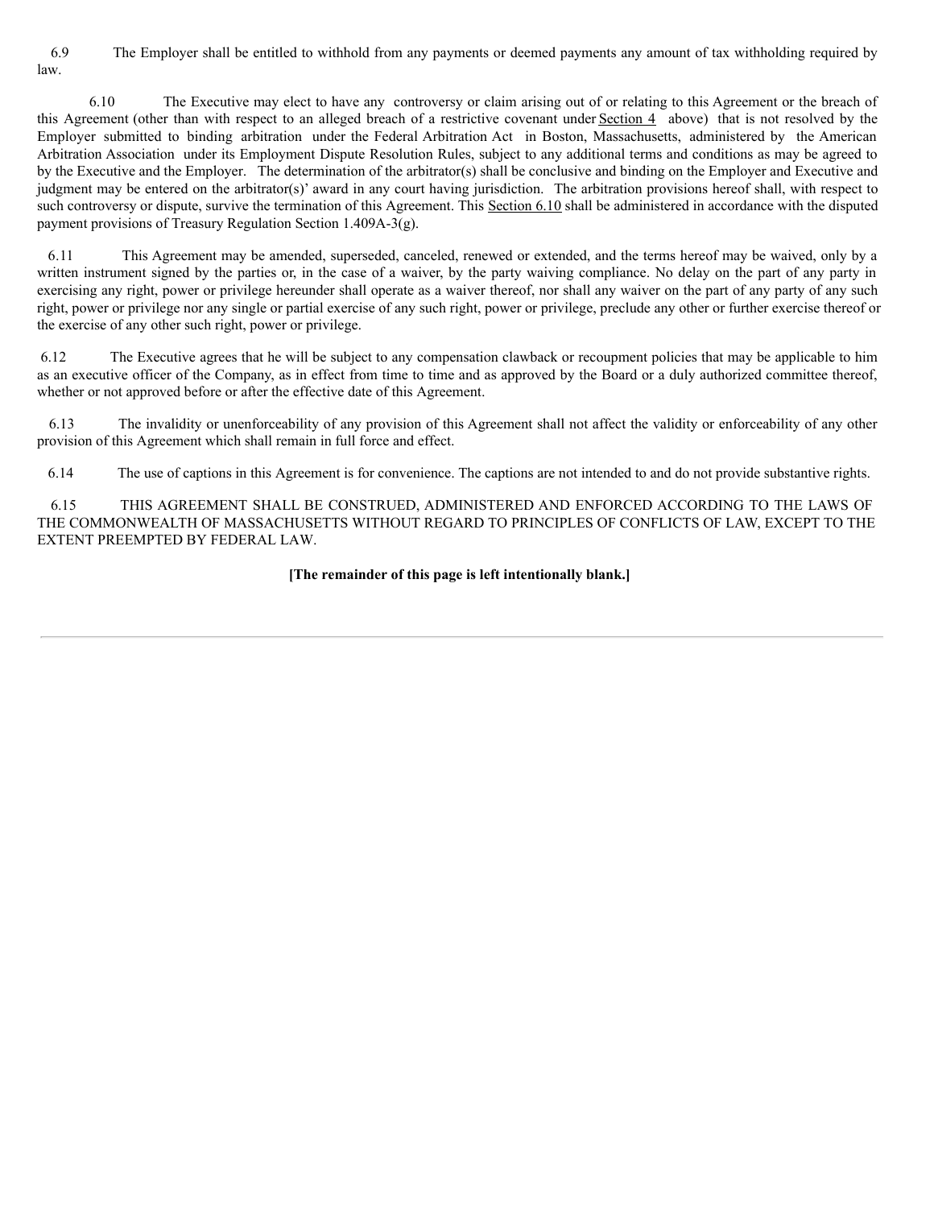6.9 The Employer shall be entitled to withhold from any payments or deemed payments any amount of tax withholding required by law.

6.10 The Executive may elect to have any controversy or claim arising out of or relating to this Agreement or the breach of this Agreement (other than with respect to an alleged breach of a restrictive covenant under Section 4 above) that is not resolved by the Employer submitted to binding arbitration under the Federal Arbitration Act in Boston, Massachusetts, administered by the American Arbitration Association under its Employment Dispute Resolution Rules, subject to any additional terms and conditions as may be agreed to by the Executive and the Employer. The determination of the arbitrator(s) shall be conclusive and binding on the Employer and Executive and judgment may be entered on the arbitrator(s)' award in any court having jurisdiction. The arbitration provisions hereof shall, with respect to such controversy or dispute, survive the termination of this Agreement. This Section 6.10 shall be administered in accordance with the disputed payment provisions of Treasury Regulation Section 1.409A-3(g).

6.11 This Agreement may be amended, superseded, canceled, renewed or extended, and the terms hereof may be waived, only by a written instrument signed by the parties or, in the case of a waiver, by the party waiving compliance. No delay on the part of any party in exercising any right, power or privilege hereunder shall operate as a waiver thereof, nor shall any waiver on the part of any party of any such right, power or privilege nor any single or partial exercise of any such right, power or privilege, preclude any other or further exercise thereof or the exercise of any other such right, power or privilege.

6.12 The Executive agrees that he will be subject to any compensation clawback or recoupment policies that may be applicable to him as an executive officer of the Company, as in effect from time to time and as approved by the Board or a duly authorized committee thereof, whether or not approved before or after the effective date of this Agreement.

6.13 The invalidity or unenforceability of any provision of this Agreement shall not affect the validity or enforceability of any other provision of this Agreement which shall remain in full force and effect.

6.14 The use of captions in this Agreement is for convenience. The captions are not intended to and do not provide substantive rights.

6.15 THIS AGREEMENT SHALL BE CONSTRUED, ADMINISTERED AND ENFORCED ACCORDING TO THE LAWS OF THE COMMONWEALTH OF MASSACHUSETTS WITHOUT REGARD TO PRINCIPLES OF CONFLICTS OF LAW, EXCEPT TO THE EXTENT PREEMPTED BY FEDERAL LAW.

**[The remainder of this page is left intentionally blank.]**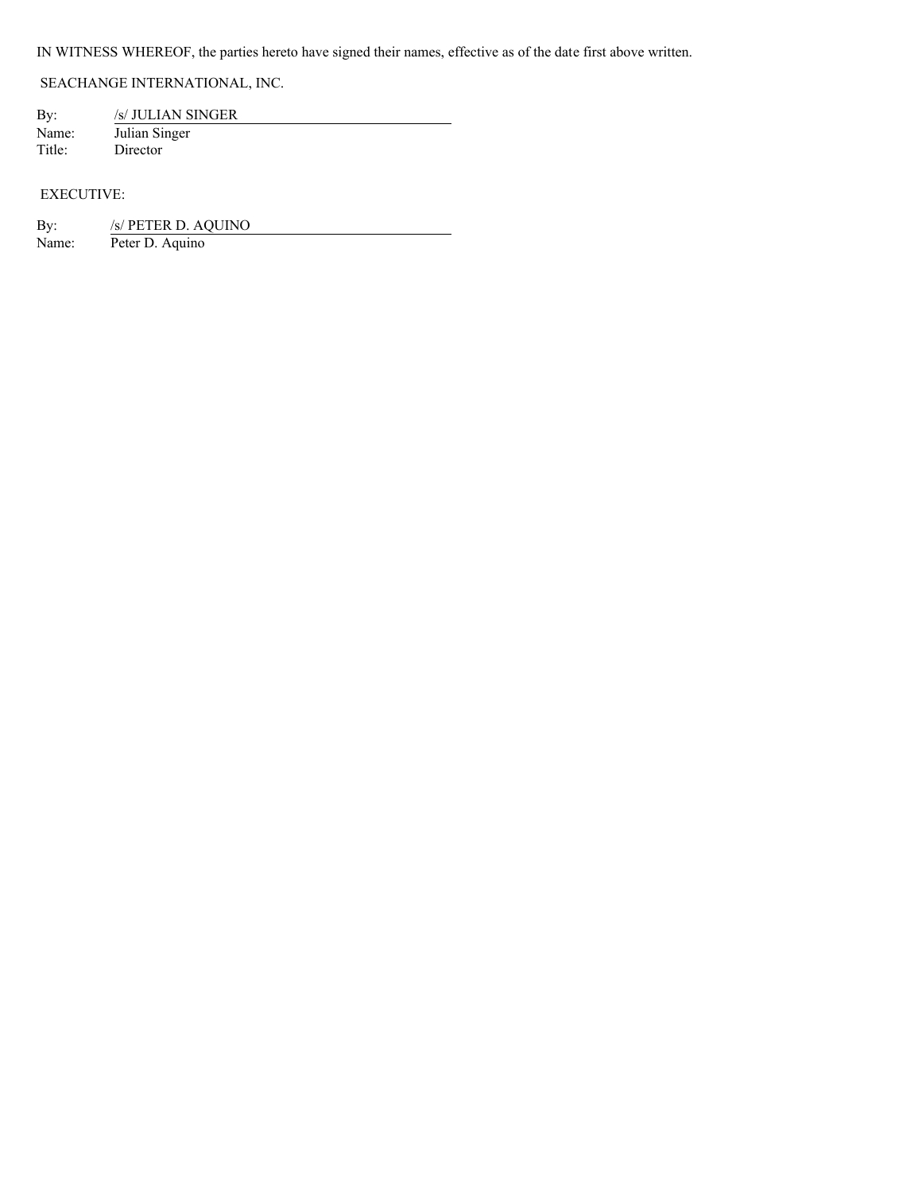IN WITNESS WHEREOF, the parties hereto have signed their names, effective as of the date first above written.

SEACHANGE INTERNATIONAL, INC.

By: /s/ JULIAN SINGER
Name: Julian Singer
Title: Director

EXECUTIVE:

By: /s/ PETER D. AQUINO
Name: Peter D. Aquino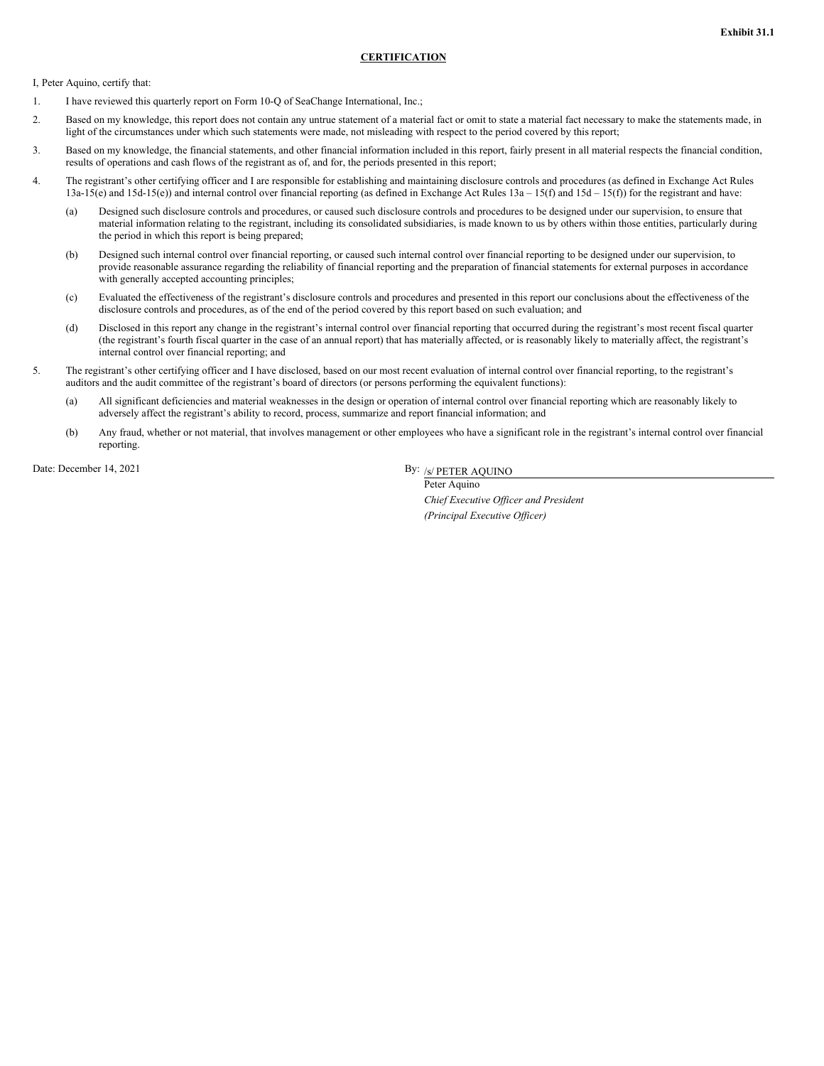**Exhibit 31.1**

**CERTIFICATION**

I, Peter Aquino, certify that:

1. I have reviewed this quarterly report on Form 10-Q of SeaChange International, Inc.;

2. Based on my knowledge, this report does not contain any untrue statement of a material fact or omit to state a material fact necessary to make the statements made, in light of the circumstances under which such statements were made, not misleading with respect to the period covered by this report;

3. Based on my knowledge, the financial statements, and other financial information included in this report, fairly present in all material respects the financial condition, results of operations and cash flows of the registrant as of, and for, the periods presented in this report;

4. The registrant's other certifying officer and I are responsible for establishing and maintaining disclosure controls and procedures (as defined in Exchange Act Rules 13a-15(e) and 15d-15(e)) and internal control over financial reporting (as defined in Exchange Act Rules 13a – 15(f) and 15d – 15(f)) for the registrant and have:

   (a) Designed such disclosure controls and procedures, or caused such disclosure controls and procedures to be designed under our supervision, to ensure that material information relating to the registrant, including its consolidated subsidiaries, is made known to us by others within those entities, particularly during the period in which this report is being prepared;

   (b) Designed such internal control over financial reporting, or caused such internal control over financial reporting to be designed under our supervision, to provide reasonable assurance regarding the reliability of financial reporting and the preparation of financial statements for external purposes in accordance with generally accepted accounting principles;

   (c) Evaluated the effectiveness of the registrant's disclosure controls and procedures and presented in this report our conclusions about the effectiveness of the disclosure controls and procedures, as of the end of the period covered by this report based on such evaluation; and

   (d) Disclosed in this report any change in the registrant's internal control over financial reporting that occurred during the registrant's most recent fiscal quarter (the registrant's fourth fiscal quarter in the case of an annual report) that has materially affected, or is reasonably likely to materially affect, the registrant's internal control over financial reporting; and

5. The registrant's other certifying officer and I have disclosed, based on our most recent evaluation of internal control over financial reporting, to the registrant's auditors and the audit committee of the registrant's board of directors (or persons performing the equivalent functions):

   (a) All significant deficiencies and material weaknesses in the design or operation of internal control over financial reporting which are reasonably likely to adversely affect the registrant's ability to record, process, summarize and report financial information; and

   (b) Any fraud, whether or not material, that involves management or other employees who have a significant role in the registrant's internal control over financial reporting.

Date: December 14, 2021

By: /s/ PETER AQUINO
Peter Aquino
*Chief Executive Officer and President*
*(Principal Executive Officer)*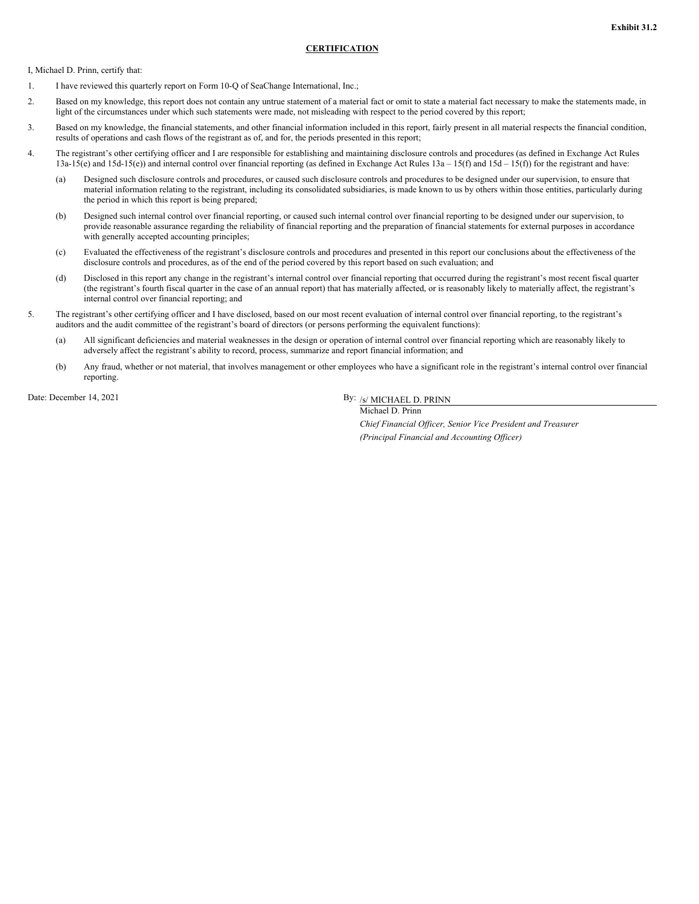**Exhibit 31.2**

**CERTIFICATION**

I, Michael D. Prinn, certify that:

1. I have reviewed this quarterly report on Form 10-Q of SeaChange International, Inc.;

2. Based on my knowledge, this report does not contain any untrue statement of a material fact or omit to state a material fact necessary to make the statements made, in light of the circumstances under which such statements were made, not misleading with respect to the period covered by this report;

3. Based on my knowledge, the financial statements, and other financial information included in this report, fairly present in all material respects the financial condition, results of operations and cash flows of the registrant as of, and for, the periods presented in this report;

4. The registrant's other certifying officer and I are responsible for establishing and maintaining disclosure controls and procedures (as defined in Exchange Act Rules 13a-15(e) and 15d-15(e)) and internal control over financial reporting (as defined in Exchange Act Rules 13a – 15(f) and 15d – 15(f)) for the registrant and have:

   (a) Designed such disclosure controls and procedures, or caused such disclosure controls and procedures to be designed under our supervision, to ensure that material information relating to the registrant, including its consolidated subsidiaries, is made known to us by others within those entities, particularly during the period in which this report is being prepared;

   (b) Designed such internal control over financial reporting, or caused such internal control over financial reporting to be designed under our supervision, to provide reasonable assurance regarding the reliability of financial reporting and the preparation of financial statements for external purposes in accordance with generally accepted accounting principles;

   (c) Evaluated the effectiveness of the registrant's disclosure controls and procedures and presented in this report our conclusions about the effectiveness of the disclosure controls and procedures, as of the end of the period covered by this report based on such evaluation; and

   (d) Disclosed in this report any change in the registrant's internal control over financial reporting that occurred during the registrant's most recent fiscal quarter (the registrant's fourth fiscal quarter in the case of an annual report) that has materially affected, or is reasonably likely to materially affect, the registrant's internal control over financial reporting; and

5. The registrant's other certifying officer and I have disclosed, based on our most recent evaluation of internal control over financial reporting, to the registrant's auditors and the audit committee of the registrant's board of directors (or persons performing the equivalent functions):

   (a) All significant deficiencies and material weaknesses in the design or operation of internal control over financial reporting which are reasonably likely to adversely affect the registrant's ability to record, process, summarize and report financial information; and

   (b) Any fraud, whether or not material, that involves management or other employees who have a significant role in the registrant's internal control over financial reporting.

Date: December 14, 2021

By: /s/ MICHAEL D. PRINN

Michael D. Prinn

*Chief Financial Officer, Senior Vice President and Treasurer*

*(Principal Financial and Accounting Officer)*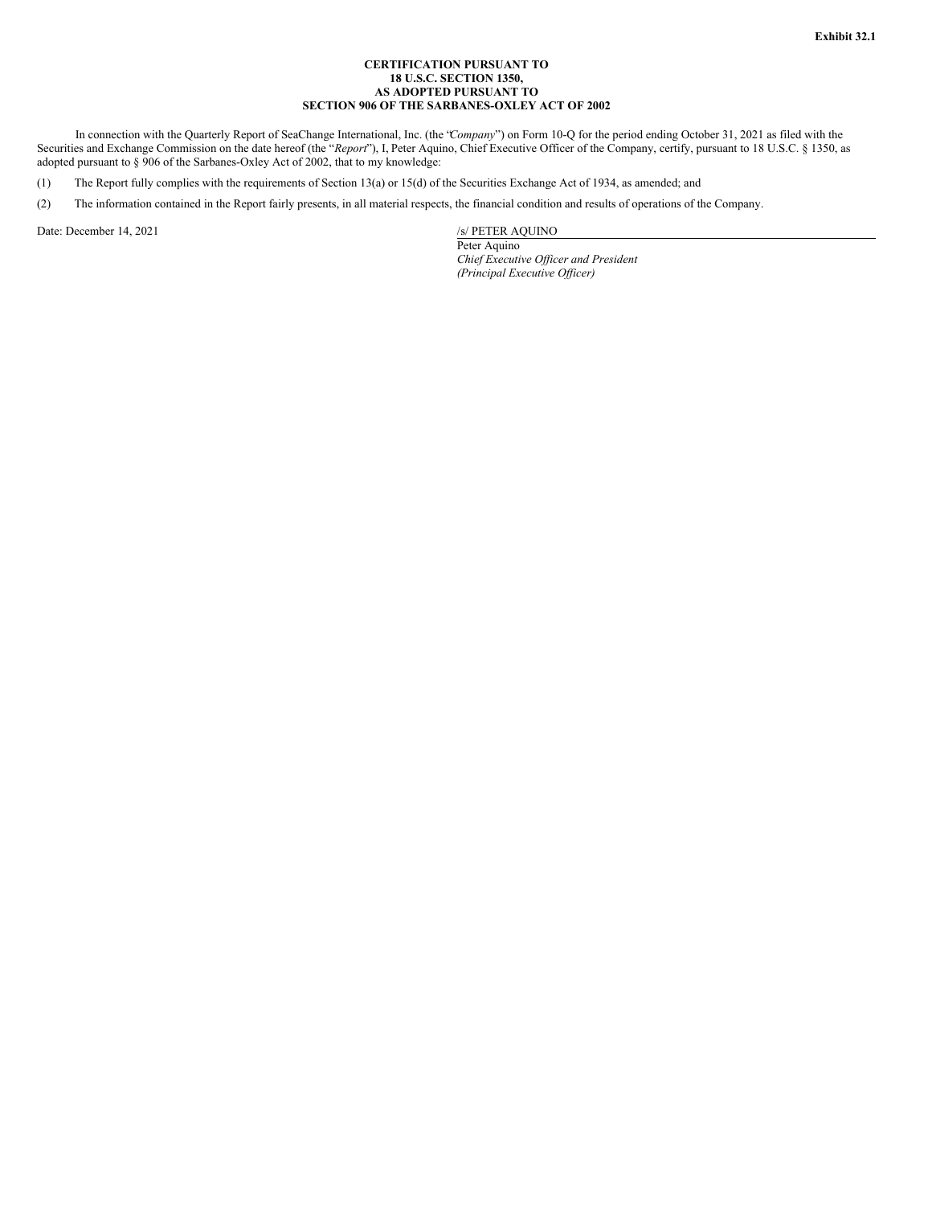**Exhibit 32.1**

**CERTIFICATION PURSUANT TO**
**18 U.S.C. SECTION 1350,**
**AS ADOPTED PURSUANT TO**
**SECTION 906 OF THE SARBANES-OXLEY ACT OF 2002**

In connection with the Quarterly Report of SeaChange International, Inc. (the "*Company*") on Form 10-Q for the period ending October 31, 2021 as filed with the Securities and Exchange Commission on the date hereof (the "*Report*"), I, Peter Aquino, Chief Executive Officer of the Company, certify, pursuant to 18 U.S.C. § 1350, as adopted pursuant to § 906 of the Sarbanes-Oxley Act of 2002, that to my knowledge:

(1) The Report fully complies with the requirements of Section 13(a) or 15(d) of the Securities Exchange Act of 1934, as amended; and

(2) The information contained in the Report fairly presents, in all material respects, the financial condition and results of operations of the Company.

Date: December 14, 2021

/s/ PETER AQUINO
Peter Aquino
*Chief Executive Officer and President*
*(Principal Executive Officer)*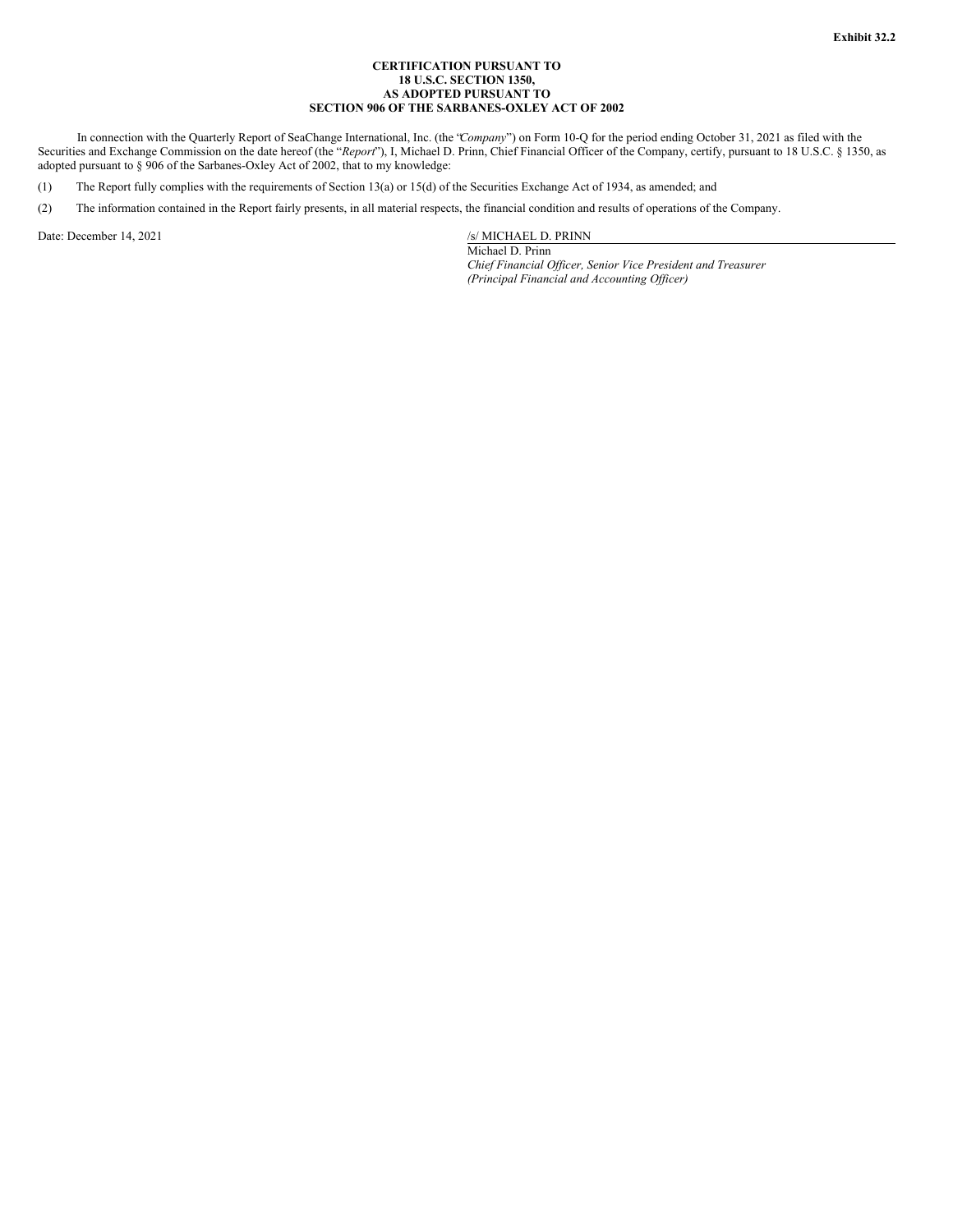**Exhibit 32.2**

**CERTIFICATION PURSUANT TO**
**18 U.S.C. SECTION 1350,**
**AS ADOPTED PURSUANT TO**
**SECTION 906 OF THE SARBANES-OXLEY ACT OF 2002**

In connection with the Quarterly Report of SeaChange International, Inc. (the "*Company*") on Form 10-Q for the period ending October 31, 2021 as filed with the Securities and Exchange Commission on the date hereof (the "*Report*"), I, Michael D. Prinn, Chief Financial Officer of the Company, certify, pursuant to 18 U.S.C. § 1350, as adopted pursuant to § 906 of the Sarbanes-Oxley Act of 2002, that to my knowledge:

(1) The Report fully complies with the requirements of Section 13(a) or 15(d) of the Securities Exchange Act of 1934, as amended; and

(2) The information contained in the Report fairly presents, in all material respects, the financial condition and results of operations of the Company.

Date: December 14, 2021

/s/ MICHAEL D. PRINN
Michael D. Prinn
*Chief Financial Officer, Senior Vice President and Treasurer*
*(Principal Financial and Accounting Officer)*